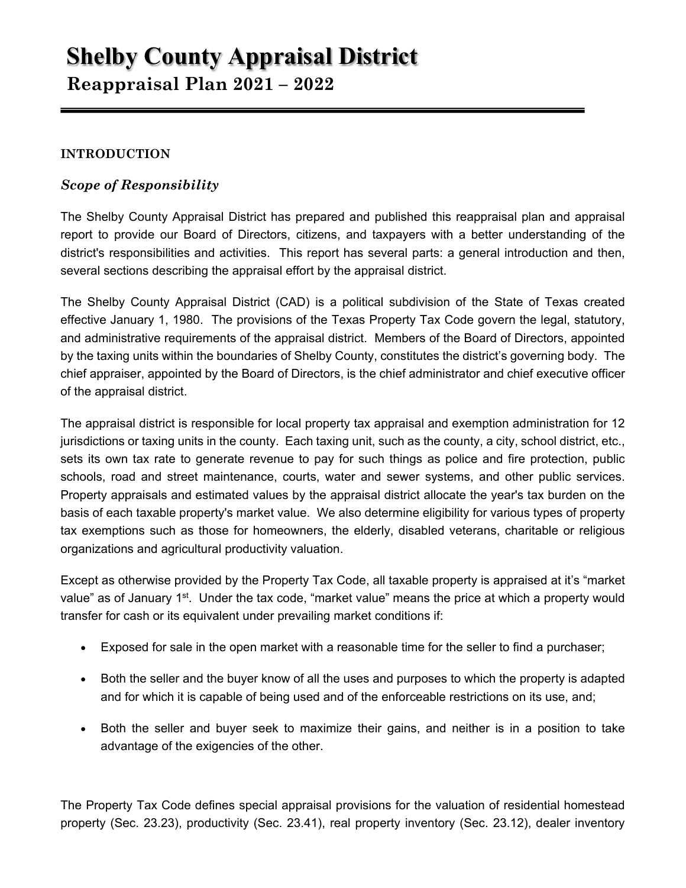# Shelby County Appraisal District

## Reappraisal Plan 2021 – 2022

---

**INTRODUCTION**

### *Scope of Responsibility*

The Shelby County Appraisal District has prepared and published this reappraisal plan and appraisal report to provide our Board of Directors, citizens, and taxpayers with a better understanding of the district's responsibilities and activities. This report has several parts: a general introduction and then, several sections describing the appraisal effort by the appraisal district.

The Shelby County Appraisal District (CAD) is a political subdivision of the State of Texas created effective January 1, 1980. The provisions of the Texas Property Tax Code govern the legal, statutory, and administrative requirements of the appraisal district. Members of the Board of Directors, appointed by the taxing units within the boundaries of Shelby County, constitutes the district's governing body. The chief appraiser, appointed by the Board of Directors, is the chief administrator and chief executive officer of the appraisal district.

The appraisal district is responsible for local property tax appraisal and exemption administration for 12 jurisdictions or taxing units in the county. Each taxing unit, such as the county, a city, school district, etc., sets its own tax rate to generate revenue to pay for such things as police and fire protection, public schools, road and street maintenance, courts, water and sewer systems, and other public services. Property appraisals and estimated values by the appraisal district allocate the year's tax burden on the basis of each taxable property's market value. We also determine eligibility for various types of property tax exemptions such as those for homeowners, the elderly, disabled veterans, charitable or religious organizations and agricultural productivity valuation.

Except as otherwise provided by the Property Tax Code, all taxable property is appraised at it's "market value" as of January 1st. Under the tax code, "market value" means the price at which a property would transfer for cash or its equivalent under prevailing market conditions if:

- Exposed for sale in the open market with a reasonable time for the seller to find a purchaser;
- Both the seller and the buyer know of all the uses and purposes to which the property is adapted and for which it is capable of being used and of the enforceable restrictions on its use, and;
- Both the seller and buyer seek to maximize their gains, and neither is in a position to take advantage of the exigencies of the other.

The Property Tax Code defines special appraisal provisions for the valuation of residential homestead property (Sec. 23.23), productivity (Sec. 23.41), real property inventory (Sec. 23.12), dealer inventory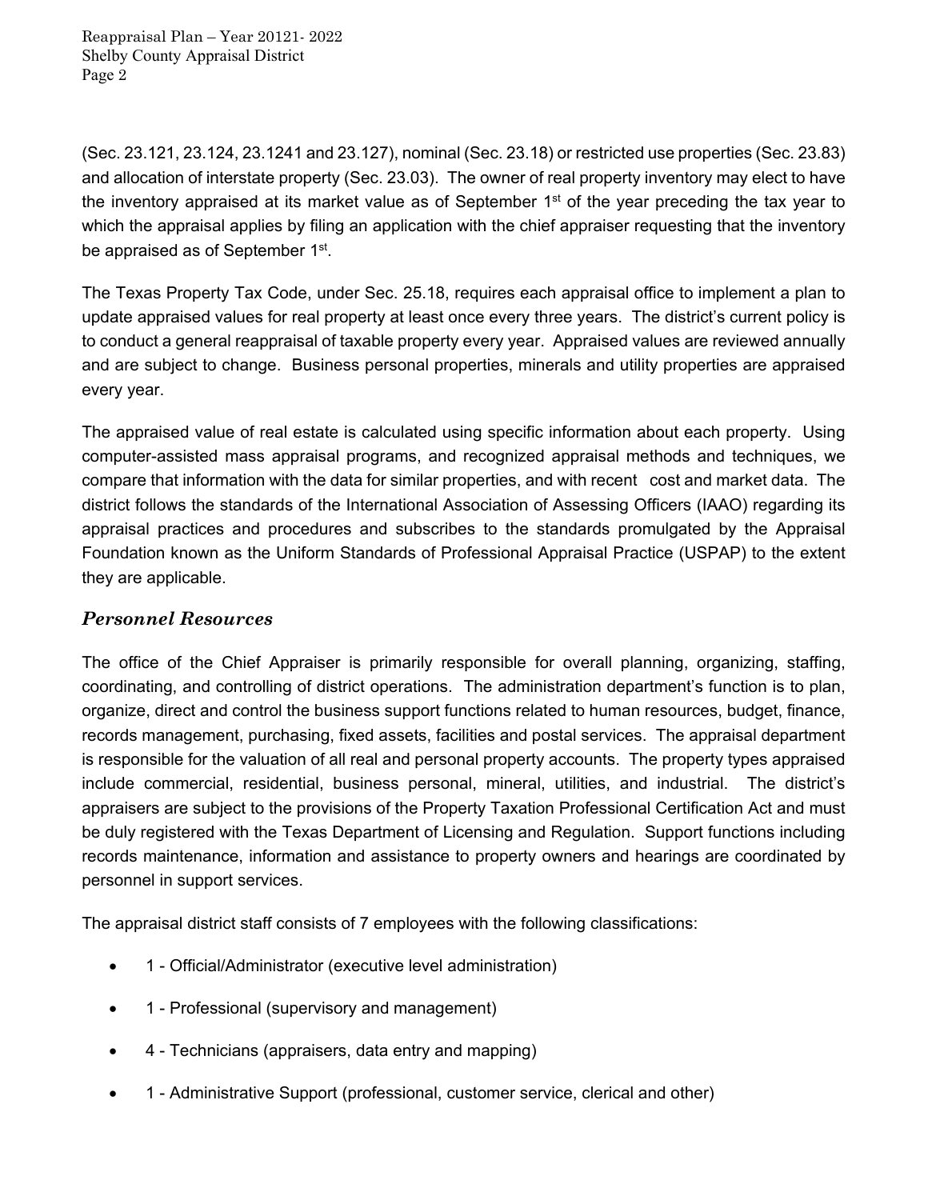(Sec. 23.121, 23.124, 23.1241 and 23.127), nominal (Sec. 23.18) or restricted use properties (Sec. 23.83) and allocation of interstate property (Sec. 23.03). The owner of real property inventory may elect to have the inventory appraised at its market value as of September 1st of the year preceding the tax year to which the appraisal applies by filing an application with the chief appraiser requesting that the inventory be appraised as of September 1st.

The Texas Property Tax Code, under Sec. 25.18, requires each appraisal office to implement a plan to update appraised values for real property at least once every three years. The district's current policy is to conduct a general reappraisal of taxable property every year. Appraised values are reviewed annually and are subject to change. Business personal properties, minerals and utility properties are appraised every year.

The appraised value of real estate is calculated using specific information about each property. Using computer-assisted mass appraisal programs, and recognized appraisal methods and techniques, we compare that information with the data for similar properties, and with recent cost and market data. The district follows the standards of the International Association of Assessing Officers (IAAO) regarding its appraisal practices and procedures and subscribes to the standards promulgated by the Appraisal Foundation known as the Uniform Standards of Professional Appraisal Practice (USPAP) to the extent they are applicable.

### *Personnel Resources*

The office of the Chief Appraiser is primarily responsible for overall planning, organizing, staffing, coordinating, and controlling of district operations. The administration department's function is to plan, organize, direct and control the business support functions related to human resources, budget, finance, records management, purchasing, fixed assets, facilities and postal services. The appraisal department is responsible for the valuation of all real and personal property accounts. The property types appraised include commercial, residential, business personal, mineral, utilities, and industrial. The district's appraisers are subject to the provisions of the Property Taxation Professional Certification Act and must be duly registered with the Texas Department of Licensing and Regulation. Support functions including records maintenance, information and assistance to property owners and hearings are coordinated by personnel in support services.

The appraisal district staff consists of 7 employees with the following classifications:

- 1 - Official/Administrator (executive level administration)
- 1 - Professional (supervisory and management)
- 4 - Technicians (appraisers, data entry and mapping)
- 1 - Administrative Support (professional, customer service, clerical and other)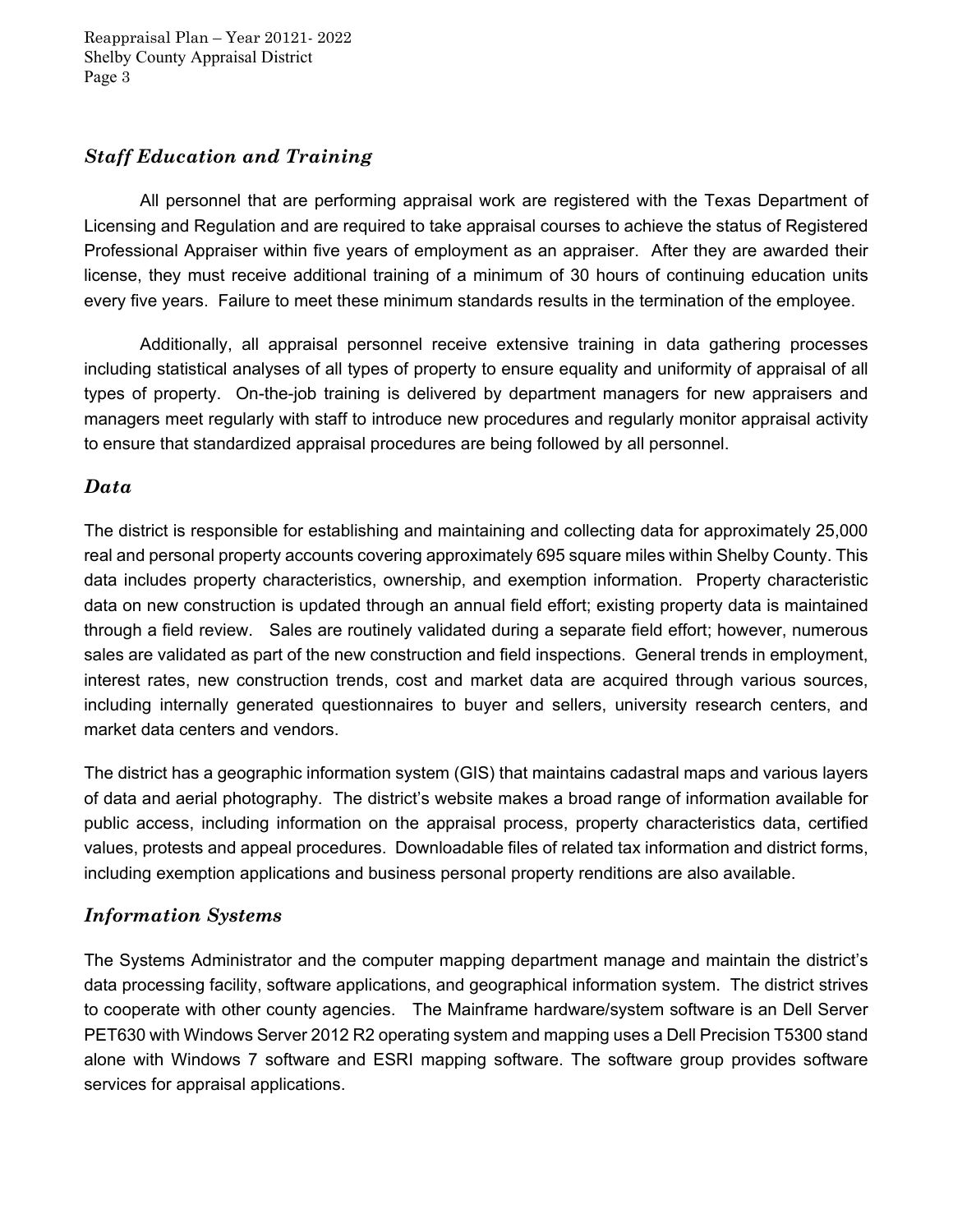## *Staff Education and Training*

All personnel that are performing appraisal work are registered with the Texas Department of Licensing and Regulation and are required to take appraisal courses to achieve the status of Registered Professional Appraiser within five years of employment as an appraiser. After they are awarded their license, they must receive additional training of a minimum of 30 hours of continuing education units every five years. Failure to meet these minimum standards results in the termination of the employee.

Additionally, all appraisal personnel receive extensive training in data gathering processes including statistical analyses of all types of property to ensure equality and uniformity of appraisal of all types of property. On-the-job training is delivered by department managers for new appraisers and managers meet regularly with staff to introduce new procedures and regularly monitor appraisal activity to ensure that standardized appraisal procedures are being followed by all personnel.

## *Data*

The district is responsible for establishing and maintaining and collecting data for approximately 25,000 real and personal property accounts covering approximately 695 square miles within Shelby County. This data includes property characteristics, ownership, and exemption information. Property characteristic data on new construction is updated through an annual field effort; existing property data is maintained through a field review. Sales are routinely validated during a separate field effort; however, numerous sales are validated as part of the new construction and field inspections. General trends in employment, interest rates, new construction trends, cost and market data are acquired through various sources, including internally generated questionnaires to buyer and sellers, university research centers, and market data centers and vendors.

The district has a geographic information system (GIS) that maintains cadastral maps and various layers of data and aerial photography. The district's website makes a broad range of information available for public access, including information on the appraisal process, property characteristics data, certified values, protests and appeal procedures. Downloadable files of related tax information and district forms, including exemption applications and business personal property renditions are also available.

## *Information Systems*

The Systems Administrator and the computer mapping department manage and maintain the district's data processing facility, software applications, and geographical information system. The district strives to cooperate with other county agencies. The Mainframe hardware/system software is an Dell Server PET630 with Windows Server 2012 R2 operating system and mapping uses a Dell Precision T5300 stand alone with Windows 7 software and ESRI mapping software. The software group provides software services for appraisal applications.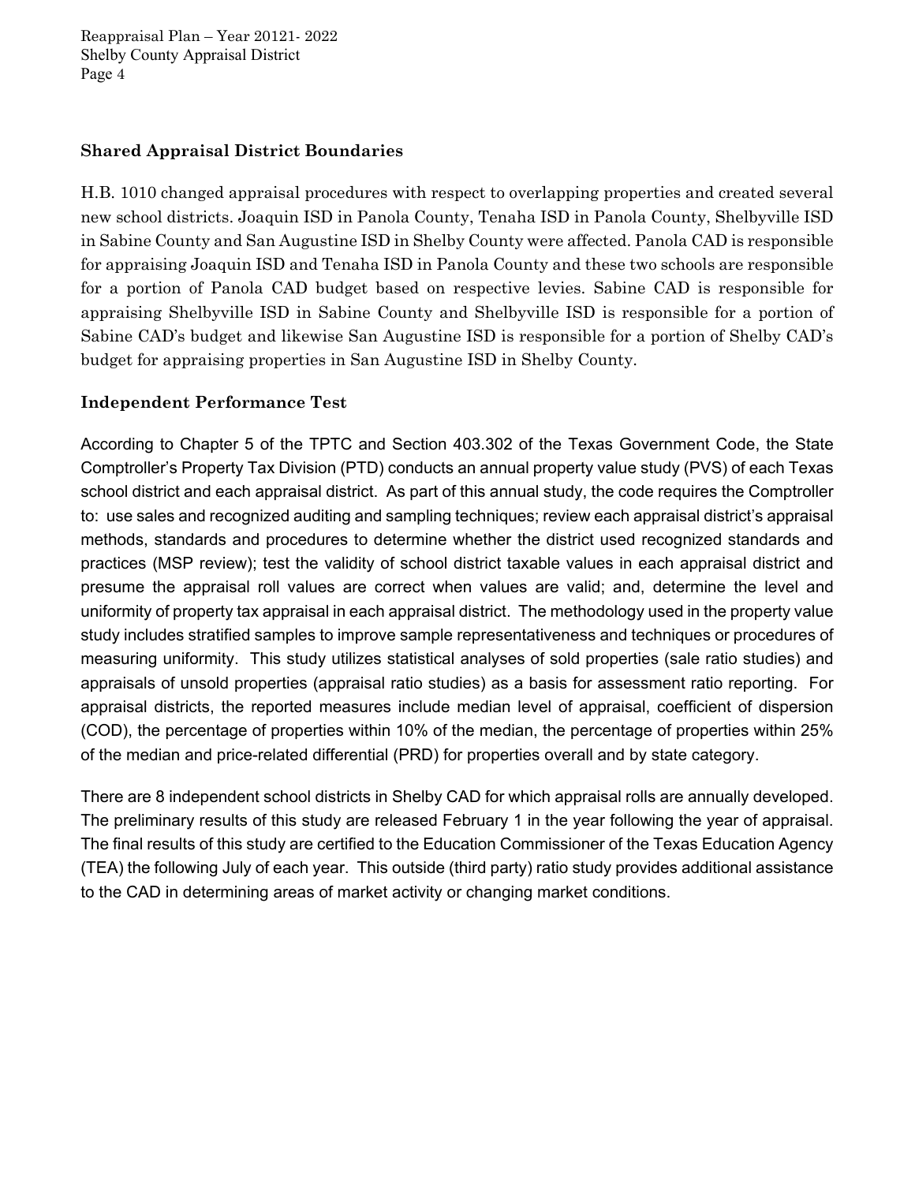### Shared Appraisal District Boundaries

H.B. 1010 changed appraisal procedures with respect to overlapping properties and created several new school districts. Joaquin ISD in Panola County, Tenaha ISD in Panola County, Shelbyville ISD in Sabine County and San Augustine ISD in Shelby County were affected. Panola CAD is responsible for appraising Joaquin ISD and Tenaha ISD in Panola County and these two schools are responsible for a portion of Panola CAD budget based on respective levies. Sabine CAD is responsible for appraising Shelbyville ISD in Sabine County and Shelbyville ISD is responsible for a portion of Sabine CAD's budget and likewise San Augustine ISD is responsible for a portion of Shelby CAD's budget for appraising properties in San Augustine ISD in Shelby County.

### Independent Performance Test

According to Chapter 5 of the TPTC and Section 403.302 of the Texas Government Code, the State Comptroller's Property Tax Division (PTD) conducts an annual property value study (PVS) of each Texas school district and each appraisal district. As part of this annual study, the code requires the Comptroller to: use sales and recognized auditing and sampling techniques; review each appraisal district's appraisal methods, standards and procedures to determine whether the district used recognized standards and practices (MSP review); test the validity of school district taxable values in each appraisal district and presume the appraisal roll values are correct when values are valid; and, determine the level and uniformity of property tax appraisal in each appraisal district. The methodology used in the property value study includes stratified samples to improve sample representativeness and techniques or procedures of measuring uniformity. This study utilizes statistical analyses of sold properties (sale ratio studies) and appraisals of unsold properties (appraisal ratio studies) as a basis for assessment ratio reporting. For appraisal districts, the reported measures include median level of appraisal, coefficient of dispersion (COD), the percentage of properties within 10% of the median, the percentage of properties within 25% of the median and price-related differential (PRD) for properties overall and by state category.

There are 8 independent school districts in Shelby CAD for which appraisal rolls are annually developed. The preliminary results of this study are released February 1 in the year following the year of appraisal. The final results of this study are certified to the Education Commissioner of the Texas Education Agency (TEA) the following July of each year. This outside (third party) ratio study provides additional assistance to the CAD in determining areas of market activity or changing market conditions.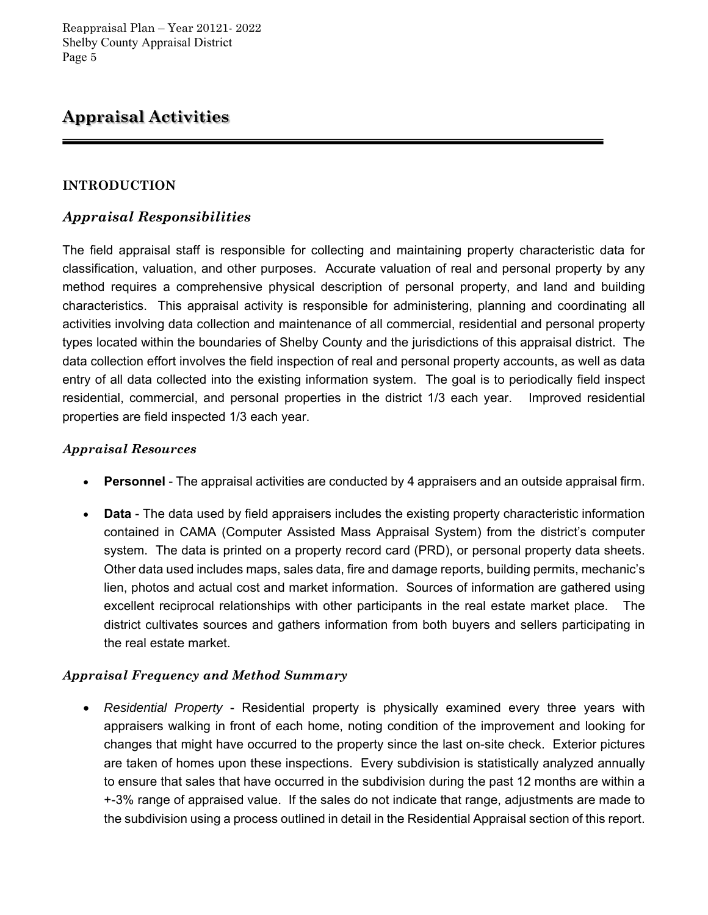# Appraisal Activities

## INTRODUCTION

### *Appraisal Responsibilities*

The field appraisal staff is responsible for collecting and maintaining property characteristic data for classification, valuation, and other purposes. Accurate valuation of real and personal property by any method requires a comprehensive physical description of personal property, and land and building characteristics. This appraisal activity is responsible for administering, planning and coordinating all activities involving data collection and maintenance of all commercial, residential and personal property types located within the boundaries of Shelby County and the jurisdictions of this appraisal district. The data collection effort involves the field inspection of real and personal property accounts, as well as data entry of all data collected into the existing information system. The goal is to periodically field inspect residential, commercial, and personal properties in the district 1/3 each year. Improved residential properties are field inspected 1/3 each year.

### *Appraisal Resources*

- **Personnel** - The appraisal activities are conducted by 4 appraisers and an outside appraisal firm.
- **Data** - The data used by field appraisers includes the existing property characteristic information contained in CAMA (Computer Assisted Mass Appraisal System) from the district's computer system. The data is printed on a property record card (PRD), or personal property data sheets. Other data used includes maps, sales data, fire and damage reports, building permits, mechanic's lien, photos and actual cost and market information. Sources of information are gathered using excellent reciprocal relationships with other participants in the real estate market place. The district cultivates sources and gathers information from both buyers and sellers participating in the real estate market.

### *Appraisal Frequency and Method Summary*

- *Residential Property* - Residential property is physically examined every three years with appraisers walking in front of each home, noting condition of the improvement and looking for changes that might have occurred to the property since the last on-site check. Exterior pictures are taken of homes upon these inspections. Every subdivision is statistically analyzed annually to ensure that sales that have occurred in the subdivision during the past 12 months are within a +-3% range of appraised value. If the sales do not indicate that range, adjustments are made to the subdivision using a process outlined in detail in the Residential Appraisal section of this report.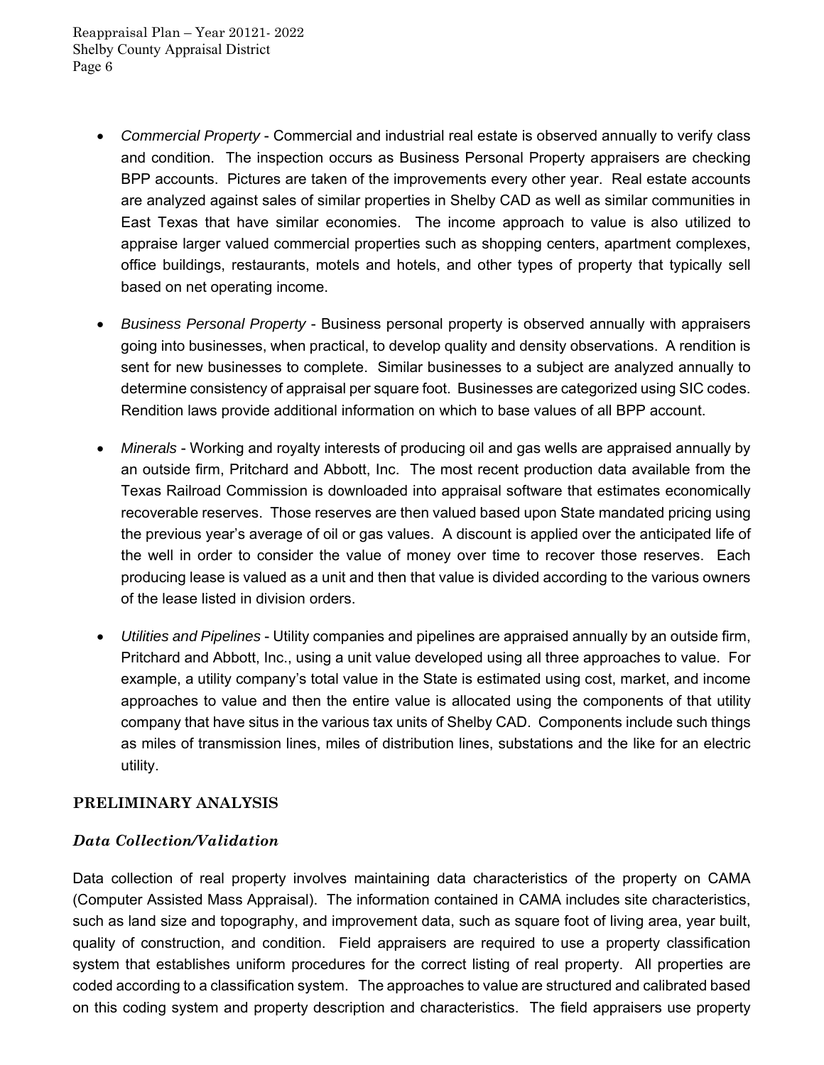- *Commercial Property* - Commercial and industrial real estate is observed annually to verify class and condition. The inspection occurs as Business Personal Property appraisers are checking BPP accounts. Pictures are taken of the improvements every other year. Real estate accounts are analyzed against sales of similar properties in Shelby CAD as well as similar communities in East Texas that have similar economies. The income approach to value is also utilized to appraise larger valued commercial properties such as shopping centers, apartment complexes, office buildings, restaurants, motels and hotels, and other types of property that typically sell based on net operating income.

- *Business Personal Property* - Business personal property is observed annually with appraisers going into businesses, when practical, to develop quality and density observations. A rendition is sent for new businesses to complete. Similar businesses to a subject are analyzed annually to determine consistency of appraisal per square foot. Businesses are categorized using SIC codes. Rendition laws provide additional information on which to base values of all BPP account.

- *Minerals* - Working and royalty interests of producing oil and gas wells are appraised annually by an outside firm, Pritchard and Abbott, Inc. The most recent production data available from the Texas Railroad Commission is downloaded into appraisal software that estimates economically recoverable reserves. Those reserves are then valued based upon State mandated pricing using the previous year's average of oil or gas values. A discount is applied over the anticipated life of the well in order to consider the value of money over time to recover those reserves. Each producing lease is valued as a unit and then that value is divided according to the various owners of the lease listed in division orders.

- *Utilities and Pipelines* - Utility companies and pipelines are appraised annually by an outside firm, Pritchard and Abbott, Inc., using a unit value developed using all three approaches to value. For example, a utility company's total value in the State is estimated using cost, market, and income approaches to value and then the entire value is allocated using the components of that utility company that have situs in the various tax units of Shelby CAD. Components include such things as miles of transmission lines, miles of distribution lines, substations and the like for an electric utility.

## PRELIMINARY ANALYSIS

### *Data Collection/Validation*

Data collection of real property involves maintaining data characteristics of the property on CAMA (Computer Assisted Mass Appraisal). The information contained in CAMA includes site characteristics, such as land size and topography, and improvement data, such as square foot of living area, year built, quality of construction, and condition. Field appraisers are required to use a property classification system that establishes uniform procedures for the correct listing of real property. All properties are coded according to a classification system. The approaches to value are structured and calibrated based on this coding system and property description and characteristics. The field appraisers use property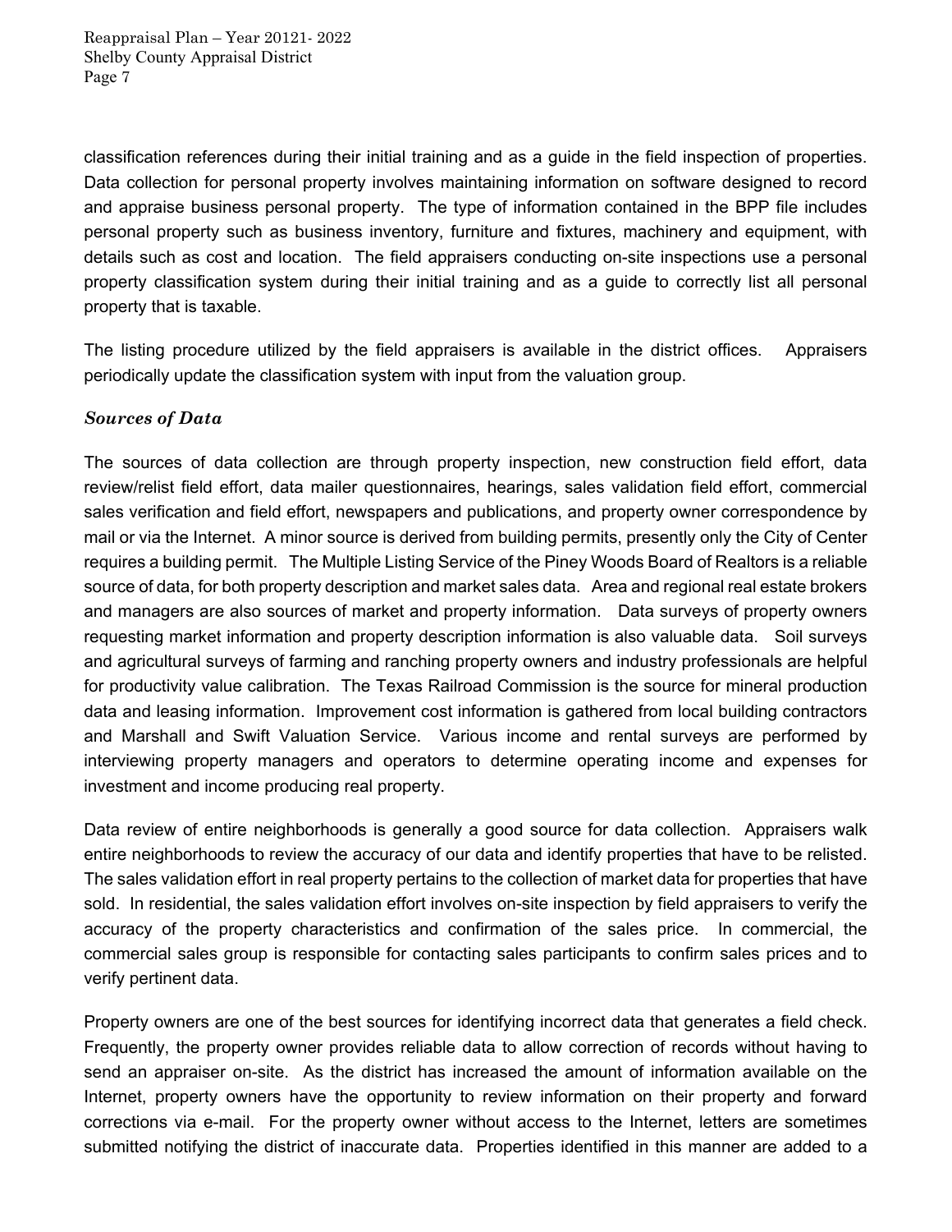classification references during their initial training and as a guide in the field inspection of properties. Data collection for personal property involves maintaining information on software designed to record and appraise business personal property. The type of information contained in the BPP file includes personal property such as business inventory, furniture and fixtures, machinery and equipment, with details such as cost and location. The field appraisers conducting on-site inspections use a personal property classification system during their initial training and as a guide to correctly list all personal property that is taxable.

The listing procedure utilized by the field appraisers is available in the district offices. Appraisers periodically update the classification system with input from the valuation group.

### *Sources of Data*

The sources of data collection are through property inspection, new construction field effort, data review/relist field effort, data mailer questionnaires, hearings, sales validation field effort, commercial sales verification and field effort, newspapers and publications, and property owner correspondence by mail or via the Internet. A minor source is derived from building permits, presently only the City of Center requires a building permit. The Multiple Listing Service of the Piney Woods Board of Realtors is a reliable source of data, for both property description and market sales data. Area and regional real estate brokers and managers are also sources of market and property information. Data surveys of property owners requesting market information and property description information is also valuable data. Soil surveys and agricultural surveys of farming and ranching property owners and industry professionals are helpful for productivity value calibration. The Texas Railroad Commission is the source for mineral production data and leasing information. Improvement cost information is gathered from local building contractors and Marshall and Swift Valuation Service. Various income and rental surveys are performed by interviewing property managers and operators to determine operating income and expenses for investment and income producing real property.

Data review of entire neighborhoods is generally a good source for data collection. Appraisers walk entire neighborhoods to review the accuracy of our data and identify properties that have to be relisted. The sales validation effort in real property pertains to the collection of market data for properties that have sold. In residential, the sales validation effort involves on-site inspection by field appraisers to verify the accuracy of the property characteristics and confirmation of the sales price. In commercial, the commercial sales group is responsible for contacting sales participants to confirm sales prices and to verify pertinent data.

Property owners are one of the best sources for identifying incorrect data that generates a field check. Frequently, the property owner provides reliable data to allow correction of records without having to send an appraiser on-site. As the district has increased the amount of information available on the Internet, property owners have the opportunity to review information on their property and forward corrections via e-mail. For the property owner without access to the Internet, letters are sometimes submitted notifying the district of inaccurate data. Properties identified in this manner are added to a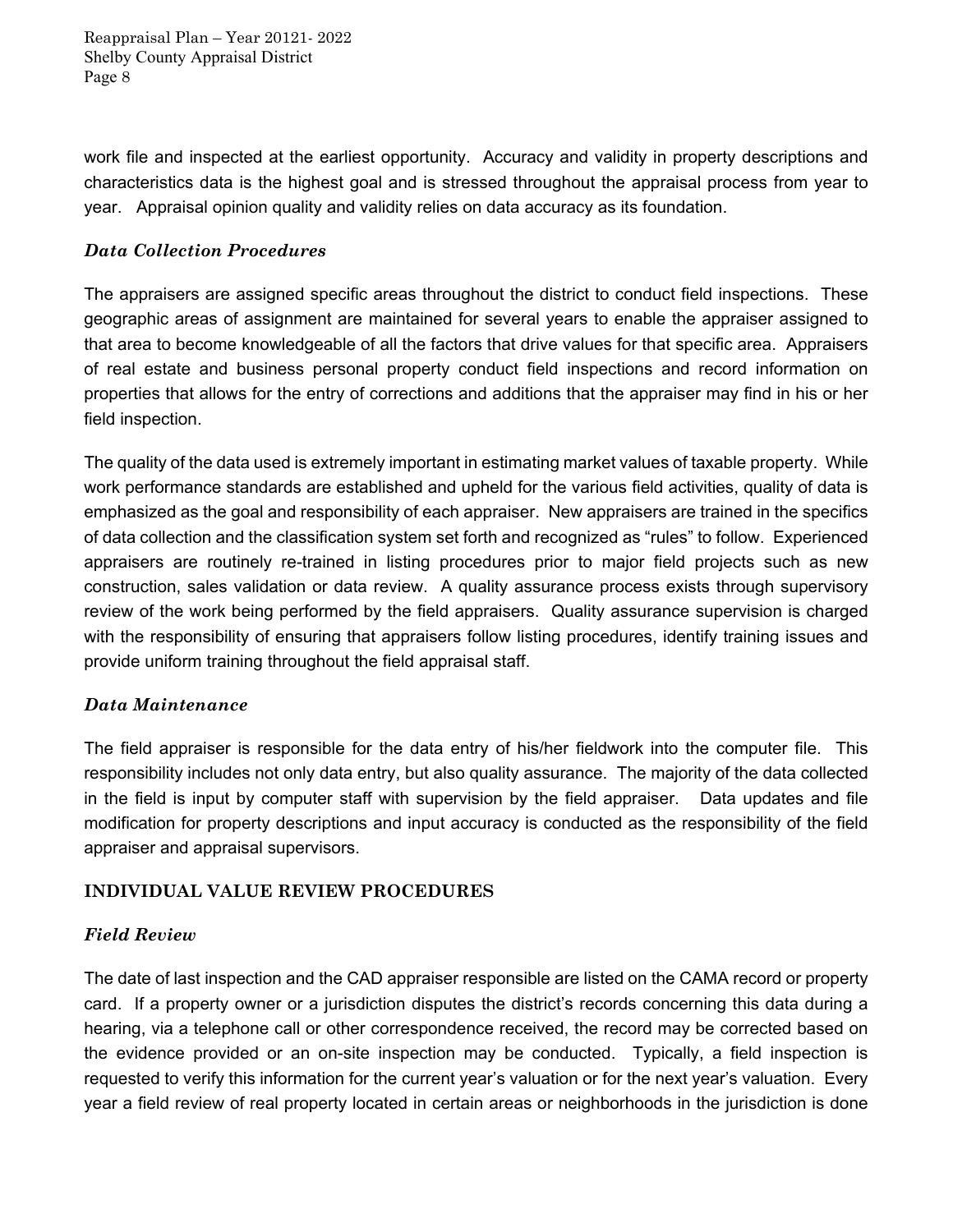work file and inspected at the earliest opportunity. Accuracy and validity in property descriptions and characteristics data is the highest goal and is stressed throughout the appraisal process from year to year. Appraisal opinion quality and validity relies on data accuracy as its foundation.

### *Data Collection Procedures*

The appraisers are assigned specific areas throughout the district to conduct field inspections. These geographic areas of assignment are maintained for several years to enable the appraiser assigned to that area to become knowledgeable of all the factors that drive values for that specific area. Appraisers of real estate and business personal property conduct field inspections and record information on properties that allows for the entry of corrections and additions that the appraiser may find in his or her field inspection.

The quality of the data used is extremely important in estimating market values of taxable property. While work performance standards are established and upheld for the various field activities, quality of data is emphasized as the goal and responsibility of each appraiser. New appraisers are trained in the specifics of data collection and the classification system set forth and recognized as "rules" to follow. Experienced appraisers are routinely re-trained in listing procedures prior to major field projects such as new construction, sales validation or data review. A quality assurance process exists through supervisory review of the work being performed by the field appraisers. Quality assurance supervision is charged with the responsibility of ensuring that appraisers follow listing procedures, identify training issues and provide uniform training throughout the field appraisal staff.

### *Data Maintenance*

The field appraiser is responsible for the data entry of his/her fieldwork into the computer file. This responsibility includes not only data entry, but also quality assurance. The majority of the data collected in the field is input by computer staff with supervision by the field appraiser. Data updates and file modification for property descriptions and input accuracy is conducted as the responsibility of the field appraiser and appraisal supervisors.

## INDIVIDUAL VALUE REVIEW PROCEDURES

### *Field Review*

The date of last inspection and the CAD appraiser responsible are listed on the CAMA record or property card. If a property owner or a jurisdiction disputes the district's records concerning this data during a hearing, via a telephone call or other correspondence received, the record may be corrected based on the evidence provided or an on-site inspection may be conducted. Typically, a field inspection is requested to verify this information for the current year's valuation or for the next year's valuation. Every year a field review of real property located in certain areas or neighborhoods in the jurisdiction is done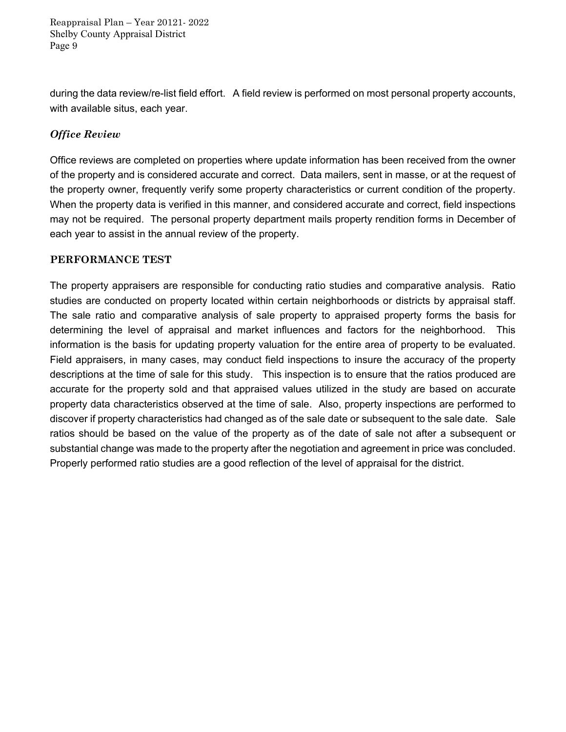during the data review/re-list field effort. A field review is performed on most personal property accounts, with available situs, each year.

### *Office Review*

Office reviews are completed on properties where update information has been received from the owner of the property and is considered accurate and correct. Data mailers, sent in masse, or at the request of the property owner, frequently verify some property characteristics or current condition of the property. When the property data is verified in this manner, and considered accurate and correct, field inspections may not be required. The personal property department mails property rendition forms in December of each year to assist in the annual review of the property.

## PERFORMANCE TEST

The property appraisers are responsible for conducting ratio studies and comparative analysis. Ratio studies are conducted on property located within certain neighborhoods or districts by appraisal staff. The sale ratio and comparative analysis of sale property to appraised property forms the basis for determining the level of appraisal and market influences and factors for the neighborhood. This information is the basis for updating property valuation for the entire area of property to be evaluated. Field appraisers, in many cases, may conduct field inspections to insure the accuracy of the property descriptions at the time of sale for this study. This inspection is to ensure that the ratios produced are accurate for the property sold and that appraised values utilized in the study are based on accurate property data characteristics observed at the time of sale. Also, property inspections are performed to discover if property characteristics had changed as of the sale date or subsequent to the sale date. Sale ratios should be based on the value of the property as of the date of sale not after a subsequent or substantial change was made to the property after the negotiation and agreement in price was concluded. Properly performed ratio studies are a good reflection of the level of appraisal for the district.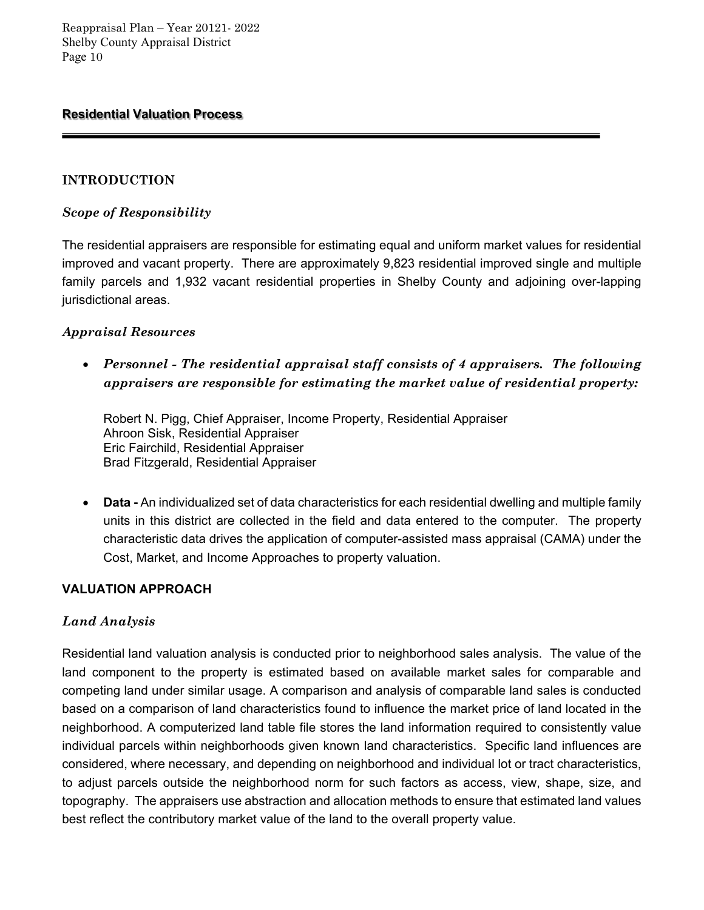## Residential Valuation Process

### INTRODUCTION

#### *Scope of Responsibility*

The residential appraisers are responsible for estimating equal and uniform market values for residential improved and vacant property. There are approximately 9,823 residential improved single and multiple family parcels and 1,932 vacant residential properties in Shelby County and adjoining over-lapping jurisdictional areas.

#### *Appraisal Resources*

- ***Personnel - The residential appraisal staff consists of 4 appraisers. The following appraisers are responsible for estimating the market value of residential property:***

  Robert N. Pigg, Chief Appraiser, Income Property, Residential Appraiser
  Ahroon Sisk, Residential Appraiser
  Eric Fairchild, Residential Appraiser
  Brad Fitzgerald, Residential Appraiser

- **Data -** An individualized set of data characteristics for each residential dwelling and multiple family units in this district are collected in the field and data entered to the computer. The property characteristic data drives the application of computer-assisted mass appraisal (CAMA) under the Cost, Market, and Income Approaches to property valuation.

### VALUATION APPROACH

#### *Land Analysis*

Residential land valuation analysis is conducted prior to neighborhood sales analysis. The value of the land component to the property is estimated based on available market sales for comparable and competing land under similar usage. A comparison and analysis of comparable land sales is conducted based on a comparison of land characteristics found to influence the market price of land located in the neighborhood. A computerized land table file stores the land information required to consistently value individual parcels within neighborhoods given known land characteristics. Specific land influences are considered, where necessary, and depending on neighborhood and individual lot or tract characteristics, to adjust parcels outside the neighborhood norm for such factors as access, view, shape, size, and topography. The appraisers use abstraction and allocation methods to ensure that estimated land values best reflect the contributory market value of the land to the overall property value.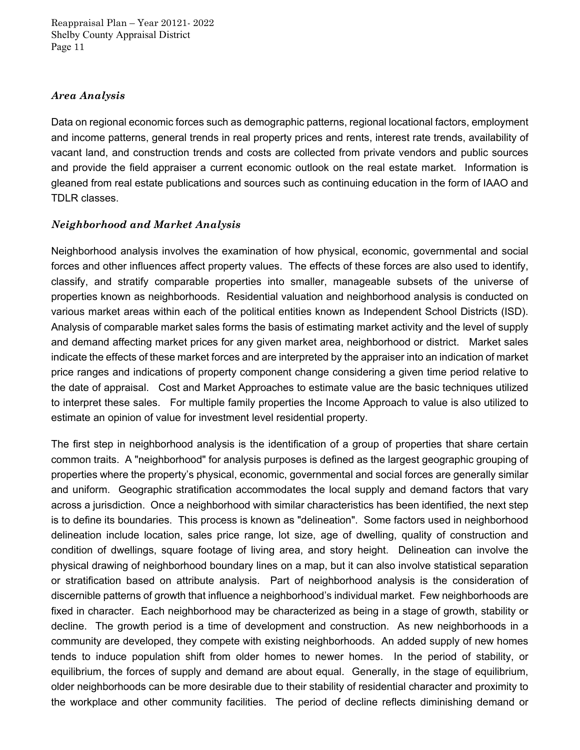### *Area Analysis*

Data on regional economic forces such as demographic patterns, regional locational factors, employment and income patterns, general trends in real property prices and rents, interest rate trends, availability of vacant land, and construction trends and costs are collected from private vendors and public sources and provide the field appraiser a current economic outlook on the real estate market. Information is gleaned from real estate publications and sources such as continuing education in the form of IAAO and TDLR classes.

### *Neighborhood and Market Analysis*

Neighborhood analysis involves the examination of how physical, economic, governmental and social forces and other influences affect property values. The effects of these forces are also used to identify, classify, and stratify comparable properties into smaller, manageable subsets of the universe of properties known as neighborhoods. Residential valuation and neighborhood analysis is conducted on various market areas within each of the political entities known as Independent School Districts (ISD). Analysis of comparable market sales forms the basis of estimating market activity and the level of supply and demand affecting market prices for any given market area, neighborhood or district. Market sales indicate the effects of these market forces and are interpreted by the appraiser into an indication of market price ranges and indications of property component change considering a given time period relative to the date of appraisal. Cost and Market Approaches to estimate value are the basic techniques utilized to interpret these sales. For multiple family properties the Income Approach to value is also utilized to estimate an opinion of value for investment level residential property.

The first step in neighborhood analysis is the identification of a group of properties that share certain common traits. A "neighborhood" for analysis purposes is defined as the largest geographic grouping of properties where the property's physical, economic, governmental and social forces are generally similar and uniform. Geographic stratification accommodates the local supply and demand factors that vary across a jurisdiction. Once a neighborhood with similar characteristics has been identified, the next step is to define its boundaries. This process is known as "delineation". Some factors used in neighborhood delineation include location, sales price range, lot size, age of dwelling, quality of construction and condition of dwellings, square footage of living area, and story height. Delineation can involve the physical drawing of neighborhood boundary lines on a map, but it can also involve statistical separation or stratification based on attribute analysis. Part of neighborhood analysis is the consideration of discernible patterns of growth that influence a neighborhood's individual market. Few neighborhoods are fixed in character. Each neighborhood may be characterized as being in a stage of growth, stability or decline. The growth period is a time of development and construction. As new neighborhoods in a community are developed, they compete with existing neighborhoods. An added supply of new homes tends to induce population shift from older homes to newer homes. In the period of stability, or equilibrium, the forces of supply and demand are about equal. Generally, in the stage of equilibrium, older neighborhoods can be more desirable due to their stability of residential character and proximity to the workplace and other community facilities. The period of decline reflects diminishing demand or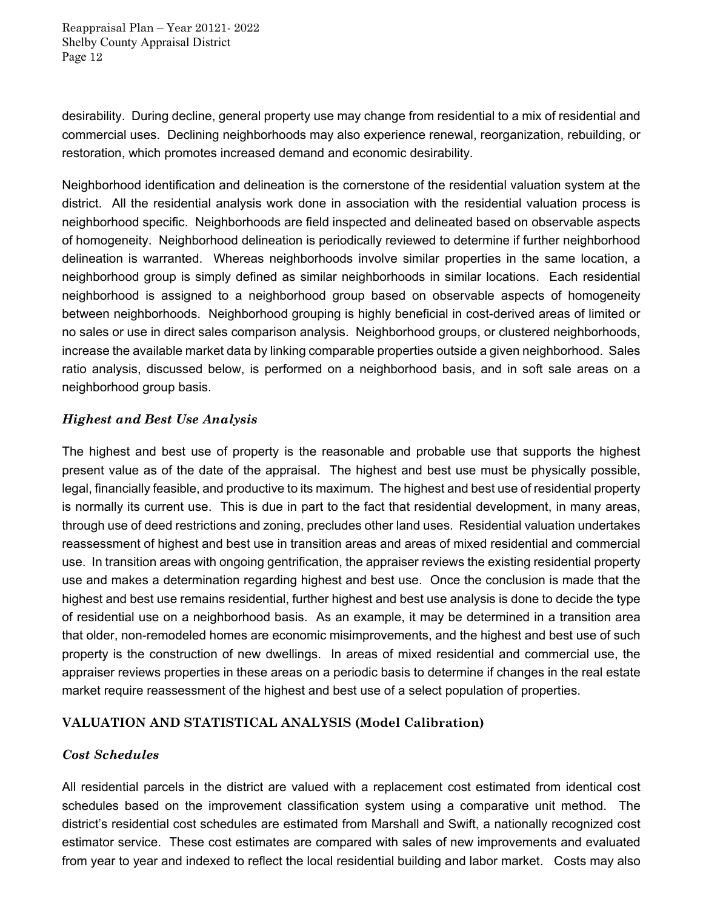desirability. During decline, general property use may change from residential to a mix of residential and commercial uses. Declining neighborhoods may also experience renewal, reorganization, rebuilding, or restoration, which promotes increased demand and economic desirability.

Neighborhood identification and delineation is the cornerstone of the residential valuation system at the district. All the residential analysis work done in association with the residential valuation process is neighborhood specific. Neighborhoods are field inspected and delineated based on observable aspects of homogeneity. Neighborhood delineation is periodically reviewed to determine if further neighborhood delineation is warranted. Whereas neighborhoods involve similar properties in the same location, a neighborhood group is simply defined as similar neighborhoods in similar locations. Each residential neighborhood is assigned to a neighborhood group based on observable aspects of homogeneity between neighborhoods. Neighborhood grouping is highly beneficial in cost-derived areas of limited or no sales or use in direct sales comparison analysis. Neighborhood groups, or clustered neighborhoods, increase the available market data by linking comparable properties outside a given neighborhood. Sales ratio analysis, discussed below, is performed on a neighborhood basis, and in soft sale areas on a neighborhood group basis.

### *Highest and Best Use Analysis*

The highest and best use of property is the reasonable and probable use that supports the highest present value as of the date of the appraisal. The highest and best use must be physically possible, legal, financially feasible, and productive to its maximum. The highest and best use of residential property is normally its current use. This is due in part to the fact that residential development, in many areas, through use of deed restrictions and zoning, precludes other land uses. Residential valuation undertakes reassessment of highest and best use in transition areas and areas of mixed residential and commercial use. In transition areas with ongoing gentrification, the appraiser reviews the existing residential property use and makes a determination regarding highest and best use. Once the conclusion is made that the highest and best use remains residential, further highest and best use analysis is done to decide the type of residential use on a neighborhood basis. As an example, it may be determined in a transition area that older, non-remodeled homes are economic misimprovements, and the highest and best use of such property is the construction of new dwellings. In areas of mixed residential and commercial use, the appraiser reviews properties in these areas on a periodic basis to determine if changes in the real estate market require reassessment of the highest and best use of a select population of properties.

## VALUATION AND STATISTICAL ANALYSIS (Model Calibration)

### *Cost Schedules*

All residential parcels in the district are valued with a replacement cost estimated from identical cost schedules based on the improvement classification system using a comparative unit method. The district's residential cost schedules are estimated from Marshall and Swift, a nationally recognized cost estimator service. These cost estimates are compared with sales of new improvements and evaluated from year to year and indexed to reflect the local residential building and labor market. Costs may also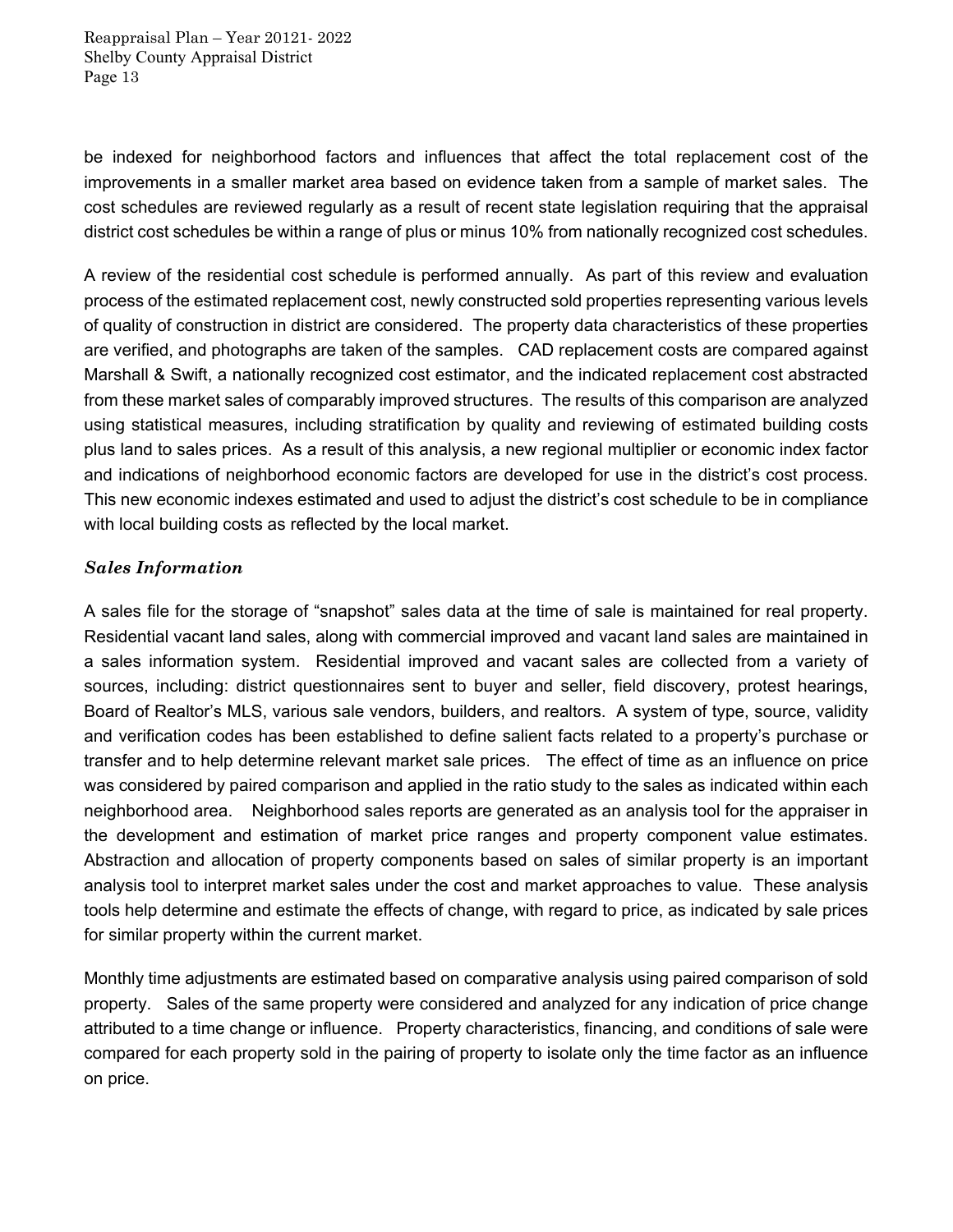be indexed for neighborhood factors and influences that affect the total replacement cost of the improvements in a smaller market area based on evidence taken from a sample of market sales. The cost schedules are reviewed regularly as a result of recent state legislation requiring that the appraisal district cost schedules be within a range of plus or minus 10% from nationally recognized cost schedules.

A review of the residential cost schedule is performed annually. As part of this review and evaluation process of the estimated replacement cost, newly constructed sold properties representing various levels of quality of construction in district are considered. The property data characteristics of these properties are verified, and photographs are taken of the samples. CAD replacement costs are compared against Marshall & Swift, a nationally recognized cost estimator, and the indicated replacement cost abstracted from these market sales of comparably improved structures. The results of this comparison are analyzed using statistical measures, including stratification by quality and reviewing of estimated building costs plus land to sales prices. As a result of this analysis, a new regional multiplier or economic index factor and indications of neighborhood economic factors are developed for use in the district's cost process. This new economic indexes estimated and used to adjust the district's cost schedule to be in compliance with local building costs as reflected by the local market.

### *Sales Information*

A sales file for the storage of "snapshot" sales data at the time of sale is maintained for real property. Residential vacant land sales, along with commercial improved and vacant land sales are maintained in a sales information system. Residential improved and vacant sales are collected from a variety of sources, including: district questionnaires sent to buyer and seller, field discovery, protest hearings, Board of Realtor's MLS, various sale vendors, builders, and realtors. A system of type, source, validity and verification codes has been established to define salient facts related to a property's purchase or transfer and to help determine relevant market sale prices. The effect of time as an influence on price was considered by paired comparison and applied in the ratio study to the sales as indicated within each neighborhood area. Neighborhood sales reports are generated as an analysis tool for the appraiser in the development and estimation of market price ranges and property component value estimates. Abstraction and allocation of property components based on sales of similar property is an important analysis tool to interpret market sales under the cost and market approaches to value. These analysis tools help determine and estimate the effects of change, with regard to price, as indicated by sale prices for similar property within the current market.

Monthly time adjustments are estimated based on comparative analysis using paired comparison of sold property. Sales of the same property were considered and analyzed for any indication of price change attributed to a time change or influence. Property characteristics, financing, and conditions of sale were compared for each property sold in the pairing of property to isolate only the time factor as an influence on price.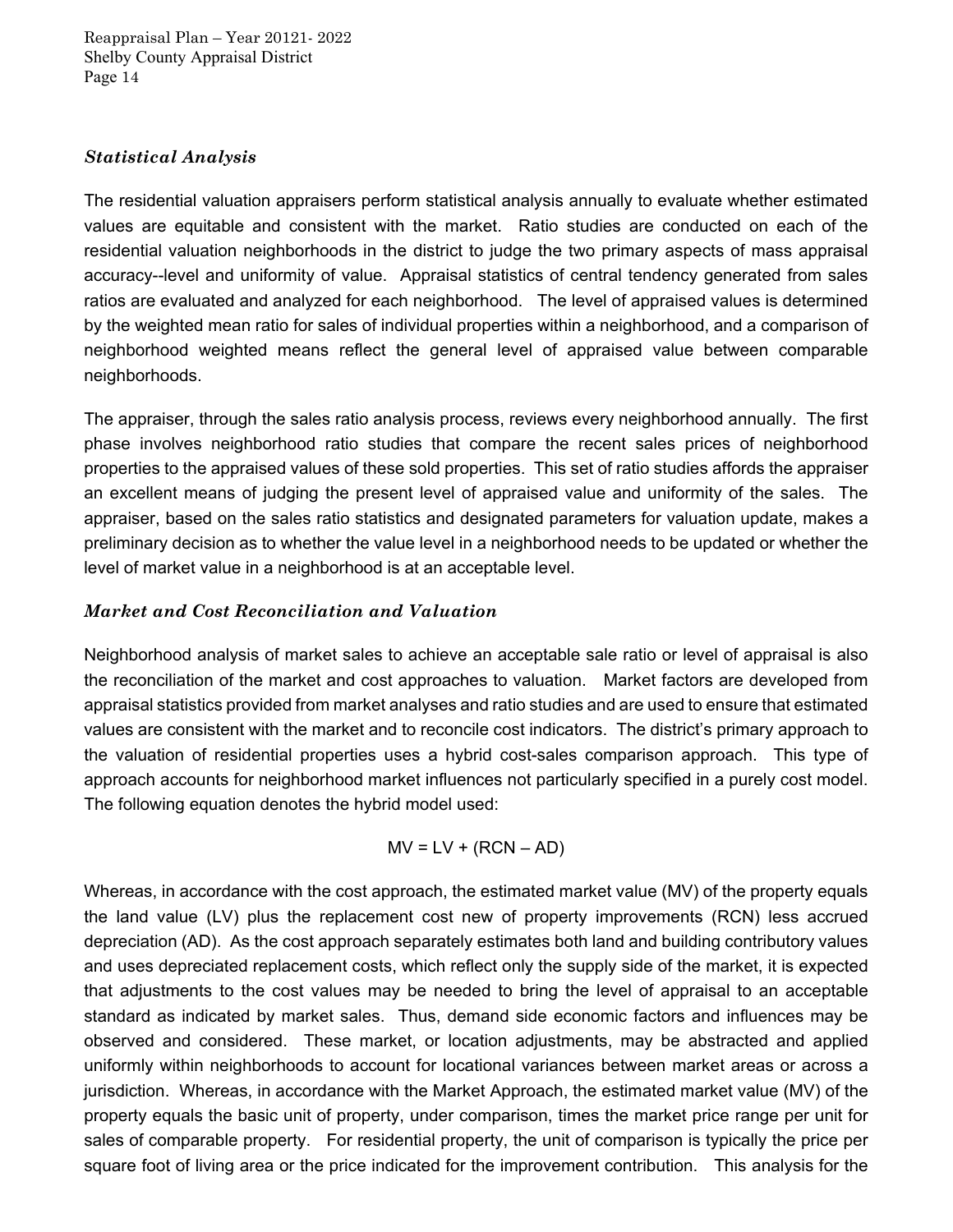### *Statistical Analysis*

The residential valuation appraisers perform statistical analysis annually to evaluate whether estimated values are equitable and consistent with the market. Ratio studies are conducted on each of the residential valuation neighborhoods in the district to judge the two primary aspects of mass appraisal accuracy--level and uniformity of value. Appraisal statistics of central tendency generated from sales ratios are evaluated and analyzed for each neighborhood. The level of appraised values is determined by the weighted mean ratio for sales of individual properties within a neighborhood, and a comparison of neighborhood weighted means reflect the general level of appraised value between comparable neighborhoods.

The appraiser, through the sales ratio analysis process, reviews every neighborhood annually. The first phase involves neighborhood ratio studies that compare the recent sales prices of neighborhood properties to the appraised values of these sold properties. This set of ratio studies affords the appraiser an excellent means of judging the present level of appraised value and uniformity of the sales. The appraiser, based on the sales ratio statistics and designated parameters for valuation update, makes a preliminary decision as to whether the value level in a neighborhood needs to be updated or whether the level of market value in a neighborhood is at an acceptable level.

### *Market and Cost Reconciliation and Valuation*

Neighborhood analysis of market sales to achieve an acceptable sale ratio or level of appraisal is also the reconciliation of the market and cost approaches to valuation. Market factors are developed from appraisal statistics provided from market analyses and ratio studies and are used to ensure that estimated values are consistent with the market and to reconcile cost indicators. The district's primary approach to the valuation of residential properties uses a hybrid cost-sales comparison approach. This type of approach accounts for neighborhood market influences not particularly specified in a purely cost model. The following equation denotes the hybrid model used:

$$MV = LV + (RCN - AD)$$

Whereas, in accordance with the cost approach, the estimated market value (MV) of the property equals the land value (LV) plus the replacement cost new of property improvements (RCN) less accrued depreciation (AD). As the cost approach separately estimates both land and building contributory values and uses depreciated replacement costs, which reflect only the supply side of the market, it is expected that adjustments to the cost values may be needed to bring the level of appraisal to an acceptable standard as indicated by market sales. Thus, demand side economic factors and influences may be observed and considered. These market, or location adjustments, may be abstracted and applied uniformly within neighborhoods to account for locational variances between market areas or across a jurisdiction. Whereas, in accordance with the Market Approach, the estimated market value (MV) of the property equals the basic unit of property, under comparison, times the market price range per unit for sales of comparable property. For residential property, the unit of comparison is typically the price per square foot of living area or the price indicated for the improvement contribution. This analysis for the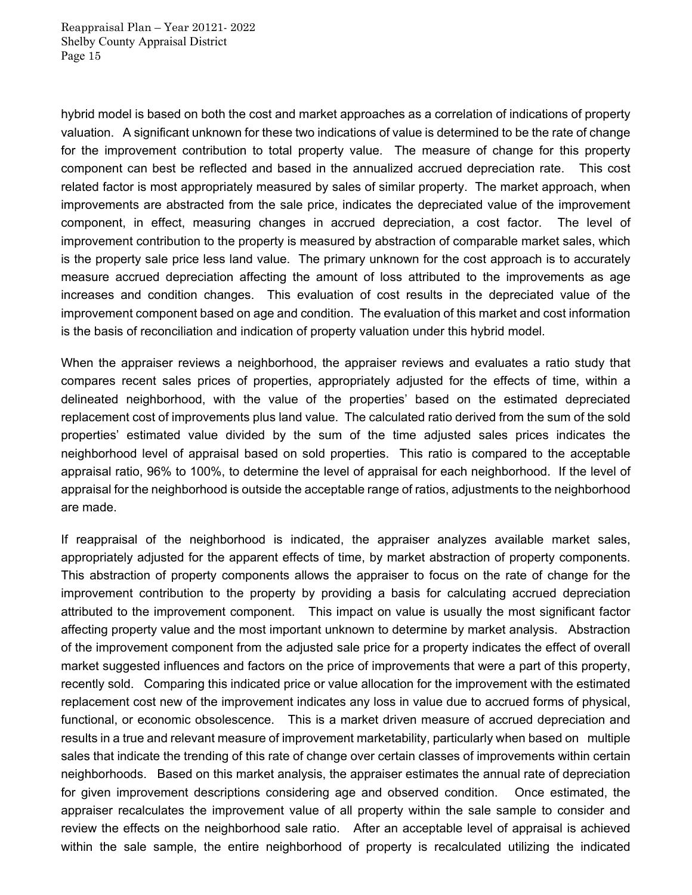hybrid model is based on both the cost and market approaches as a correlation of indications of property valuation. A significant unknown for these two indications of value is determined to be the rate of change for the improvement contribution to total property value. The measure of change for this property component can best be reflected and based in the annualized accrued depreciation rate. This cost related factor is most appropriately measured by sales of similar property. The market approach, when improvements are abstracted from the sale price, indicates the depreciated value of the improvement component, in effect, measuring changes in accrued depreciation, a cost factor. The level of improvement contribution to the property is measured by abstraction of comparable market sales, which is the property sale price less land value. The primary unknown for the cost approach is to accurately measure accrued depreciation affecting the amount of loss attributed to the improvements as age increases and condition changes. This evaluation of cost results in the depreciated value of the improvement component based on age and condition. The evaluation of this market and cost information is the basis of reconciliation and indication of property valuation under this hybrid model.

When the appraiser reviews a neighborhood, the appraiser reviews and evaluates a ratio study that compares recent sales prices of properties, appropriately adjusted for the effects of time, within a delineated neighborhood, with the value of the properties' based on the estimated depreciated replacement cost of improvements plus land value. The calculated ratio derived from the sum of the sold properties' estimated value divided by the sum of the time adjusted sales prices indicates the neighborhood level of appraisal based on sold properties. This ratio is compared to the acceptable appraisal ratio, 96% to 100%, to determine the level of appraisal for each neighborhood. If the level of appraisal for the neighborhood is outside the acceptable range of ratios, adjustments to the neighborhood are made.

If reappraisal of the neighborhood is indicated, the appraiser analyzes available market sales, appropriately adjusted for the apparent effects of time, by market abstraction of property components. This abstraction of property components allows the appraiser to focus on the rate of change for the improvement contribution to the property by providing a basis for calculating accrued depreciation attributed to the improvement component. This impact on value is usually the most significant factor affecting property value and the most important unknown to determine by market analysis. Abstraction of the improvement component from the adjusted sale price for a property indicates the effect of overall market suggested influences and factors on the price of improvements that were a part of this property, recently sold. Comparing this indicated price or value allocation for the improvement with the estimated replacement cost new of the improvement indicates any loss in value due to accrued forms of physical, functional, or economic obsolescence. This is a market driven measure of accrued depreciation and results in a true and relevant measure of improvement marketability, particularly when based on multiple sales that indicate the trending of this rate of change over certain classes of improvements within certain neighborhoods. Based on this market analysis, the appraiser estimates the annual rate of depreciation for given improvement descriptions considering age and observed condition. Once estimated, the appraiser recalculates the improvement value of all property within the sale sample to consider and review the effects on the neighborhood sale ratio. After an acceptable level of appraisal is achieved within the sale sample, the entire neighborhood of property is recalculated utilizing the indicated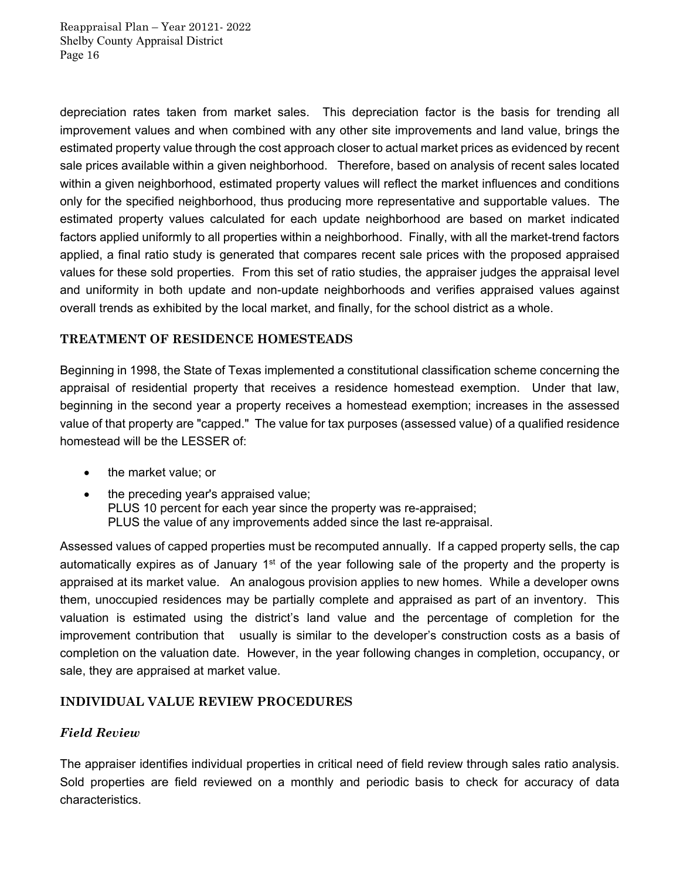depreciation rates taken from market sales. This depreciation factor is the basis for trending all improvement values and when combined with any other site improvements and land value, brings the estimated property value through the cost approach closer to actual market prices as evidenced by recent sale prices available within a given neighborhood. Therefore, based on analysis of recent sales located within a given neighborhood, estimated property values will reflect the market influences and conditions only for the specified neighborhood, thus producing more representative and supportable values. The estimated property values calculated for each update neighborhood are based on market indicated factors applied uniformly to all properties within a neighborhood. Finally, with all the market-trend factors applied, a final ratio study is generated that compares recent sale prices with the proposed appraised values for these sold properties. From this set of ratio studies, the appraiser judges the appraisal level and uniformity in both update and non-update neighborhoods and verifies appraised values against overall trends as exhibited by the local market, and finally, for the school district as a whole.

## TREATMENT OF RESIDENCE HOMESTEADS

Beginning in 1998, the State of Texas implemented a constitutional classification scheme concerning the appraisal of residential property that receives a residence homestead exemption. Under that law, beginning in the second year a property receives a homestead exemption; increases in the assessed value of that property are "capped." The value for tax purposes (assessed value) of a qualified residence homestead will be the LESSER of:

- the market value; or
- the preceding year's appraised value;
  PLUS 10 percent for each year since the property was re-appraised;
  PLUS the value of any improvements added since the last re-appraisal.

Assessed values of capped properties must be recomputed annually. If a capped property sells, the cap automatically expires as of January 1st of the year following sale of the property and the property is appraised at its market value. An analogous provision applies to new homes. While a developer owns them, unoccupied residences may be partially complete and appraised as part of an inventory. This valuation is estimated using the district's land value and the percentage of completion for the improvement contribution that usually is similar to the developer's construction costs as a basis of completion on the valuation date. However, in the year following changes in completion, occupancy, or sale, they are appraised at market value.

## INDIVIDUAL VALUE REVIEW PROCEDURES

### *Field Review*

The appraiser identifies individual properties in critical need of field review through sales ratio analysis. Sold properties are field reviewed on a monthly and periodic basis to check for accuracy of data characteristics.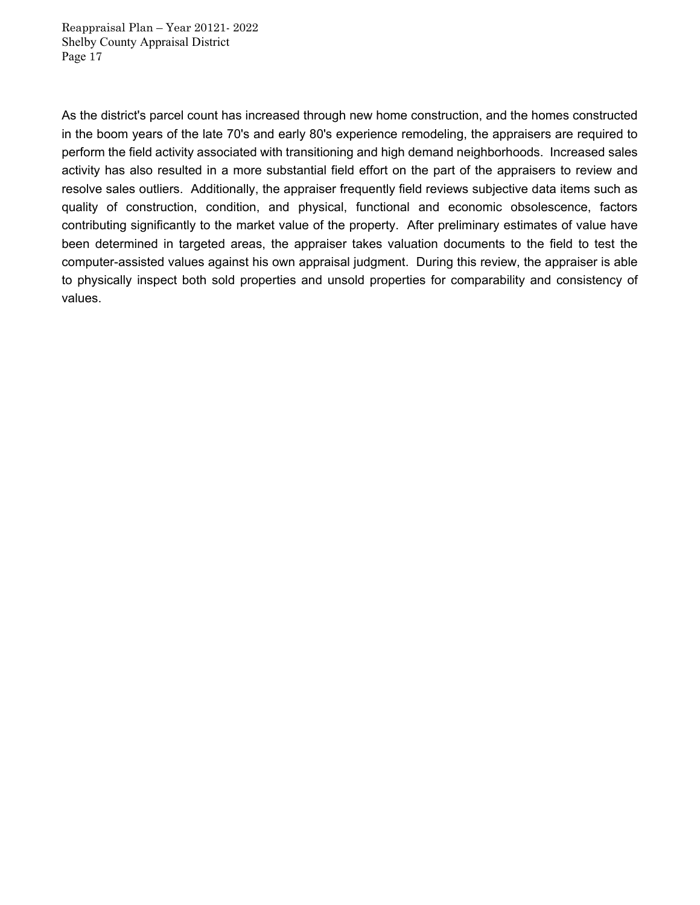As the district's parcel count has increased through new home construction, and the homes constructed in the boom years of the late 70's and early 80's experience remodeling, the appraisers are required to perform the field activity associated with transitioning and high demand neighborhoods. Increased sales activity has also resulted in a more substantial field effort on the part of the appraisers to review and resolve sales outliers. Additionally, the appraiser frequently field reviews subjective data items such as quality of construction, condition, and physical, functional and economic obsolescence, factors contributing significantly to the market value of the property. After preliminary estimates of value have been determined in targeted areas, the appraiser takes valuation documents to the field to test the computer-assisted values against his own appraisal judgment. During this review, the appraiser is able to physically inspect both sold properties and unsold properties for comparability and consistency of values.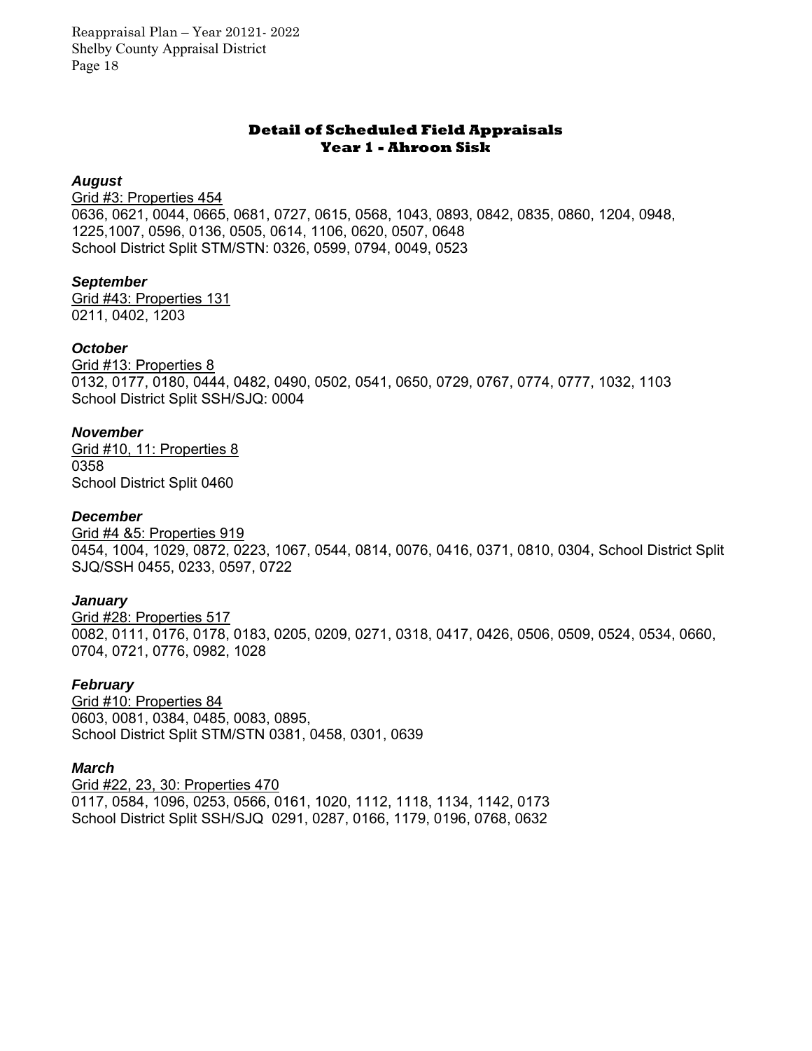## Detail of Scheduled Field Appraisals
## Year 1 - Ahroon Sisk

### *August*

Grid #3: Properties 454
0636, 0621, 0044, 0665, 0681, 0727, 0615, 0568, 1043, 0893, 0842, 0835, 0860, 1204, 0948, 1225,1007, 0596, 0136, 0505, 0614, 1106, 0620, 0507, 0648
School District Split STM/STN: 0326, 0599, 0794, 0049, 0523

### *September*

Grid #43: Properties 131
0211, 0402, 1203

### *October*

Grid #13: Properties 8
0132, 0177, 0180, 0444, 0482, 0490, 0502, 0541, 0650, 0729, 0767, 0774, 0777, 1032, 1103
School District Split SSH/SJQ: 0004

### *November*

Grid #10, 11: Properties 8
0358
School District Split 0460

### *December*

Grid #4 &5: Properties 919
0454, 1004, 1029, 0872, 0223, 1067, 0544, 0814, 0076, 0416, 0371, 0810, 0304, School District Split SJQ/SSH 0455, 0233, 0597, 0722

### *January*

Grid #28: Properties 517
0082, 0111, 0176, 0178, 0183, 0205, 0209, 0271, 0318, 0417, 0426, 0506, 0509, 0524, 0534, 0660, 0704, 0721, 0776, 0982, 1028

### *February*

Grid #10: Properties 84
0603, 0081, 0384, 0485, 0083, 0895,
School District Split STM/STN 0381, 0458, 0301, 0639

### *March*

Grid #22, 23, 30: Properties 470
0117, 0584, 1096, 0253, 0566, 0161, 1020, 1112, 1118, 1134, 1142, 0173
School District Split SSH/SJQ 0291, 0287, 0166, 1179, 0196, 0768, 0632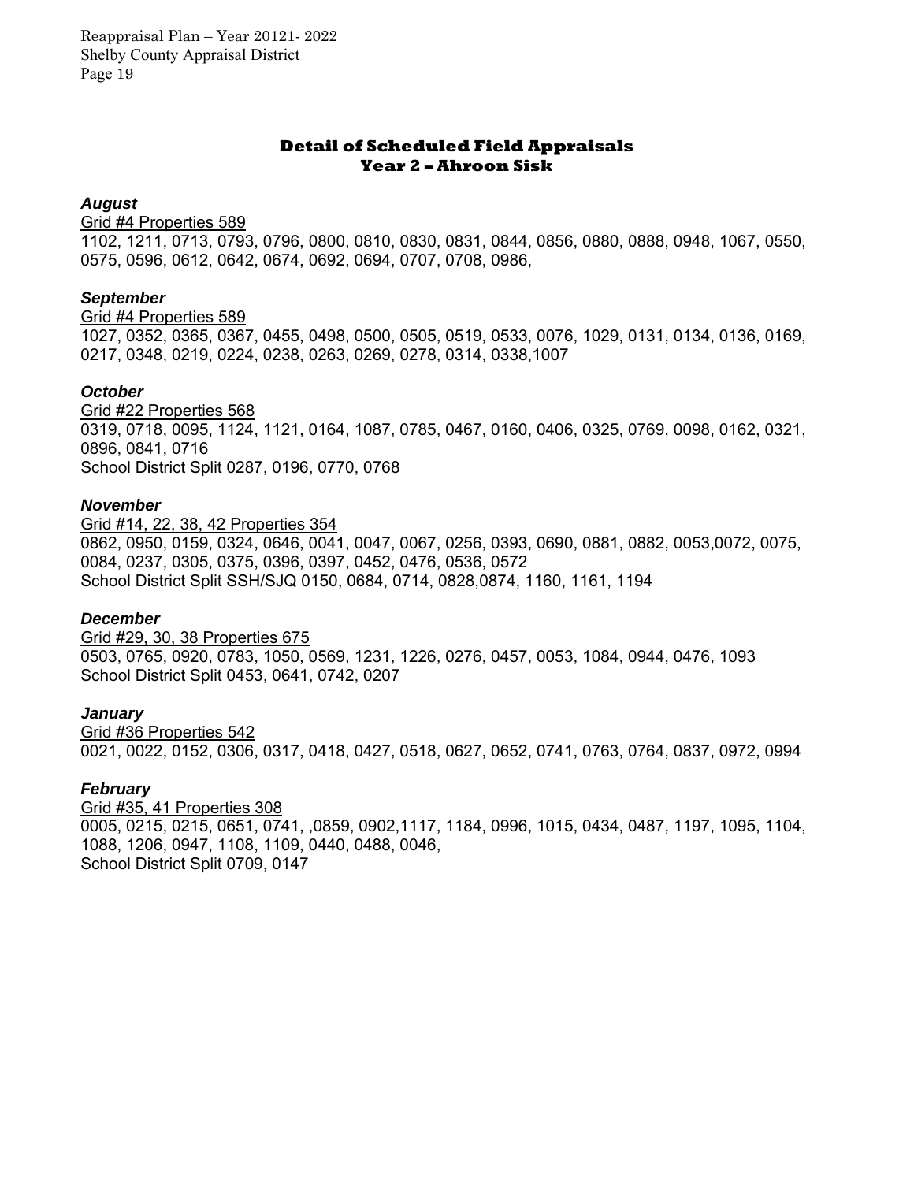## Detail of Scheduled Field Appraisals
## Year 2 – Ahroon Sisk

***August***

Grid #4 Properties 589

1102, 1211, 0713, 0793, 0796, 0800, 0810, 0830, 0831, 0844, 0856, 0880, 0888, 0948, 1067, 0550, 0575, 0596, 0612, 0642, 0674, 0692, 0694, 0707, 0708, 0986,

***September***

Grid #4 Properties 589

1027, 0352, 0365, 0367, 0455, 0498, 0500, 0505, 0519, 0533, 0076, 1029, 0131, 0134, 0136, 0169, 0217, 0348, 0219, 0224, 0238, 0263, 0269, 0278, 0314, 0338,1007

***October***

Grid #22 Properties 568

0319, 0718, 0095, 1124, 1121, 0164, 1087, 0785, 0467, 0160, 0406, 0325, 0769, 0098, 0162, 0321, 0896, 0841, 0716

School District Split 0287, 0196, 0770, 0768

***November***

Grid #14, 22, 38, 42 Properties 354

0862, 0950, 0159, 0324, 0646, 0041, 0047, 0067, 0256, 0393, 0690, 0881, 0882, 0053,0072, 0075, 0084, 0237, 0305, 0375, 0396, 0397, 0452, 0476, 0536, 0572

School District Split SSH/SJQ 0150, 0684, 0714, 0828,0874, 1160, 1161, 1194

***December***

Grid #29, 30, 38 Properties 675

0503, 0765, 0920, 0783, 1050, 0569, 1231, 1226, 0276, 0457, 0053, 1084, 0944, 0476, 1093

School District Split 0453, 0641, 0742, 0207

***January***

Grid #36 Properties 542

0021, 0022, 0152, 0306, 0317, 0418, 0427, 0518, 0627, 0652, 0741, 0763, 0764, 0837, 0972, 0994

***February***

Grid #35, 41 Properties 308

0005, 0215, 0215, 0651, 0741, ,0859, 0902,1117, 1184, 0996, 1015, 0434, 0487, 1197, 1095, 1104, 1088, 1206, 0947, 1108, 1109, 0440, 0488, 0046,

School District Split 0709, 0147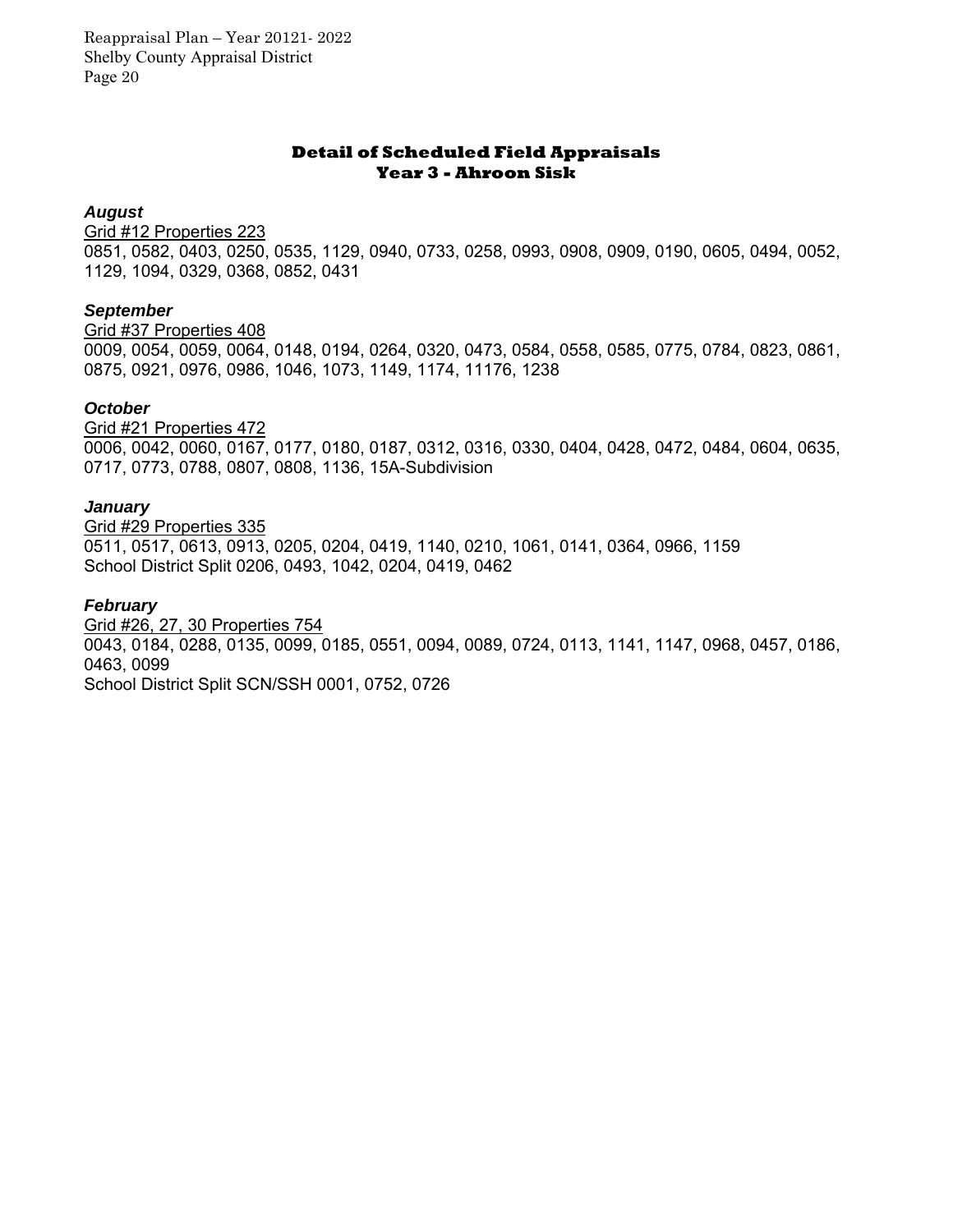## Detail of Scheduled Field Appraisals
## Year 3 - Ahroon Sisk

***August***

Grid #12 Properties 223

0851, 0582, 0403, 0250, 0535, 1129, 0940, 0733, 0258, 0993, 0908, 0909, 0190, 0605, 0494, 0052, 1129, 1094, 0329, 0368, 0852, 0431

***September***

Grid #37 Properties 408

0009, 0054, 0059, 0064, 0148, 0194, 0264, 0320, 0473, 0584, 0558, 0585, 0775, 0784, 0823, 0861, 0875, 0921, 0976, 0986, 1046, 1073, 1149, 1174, 11176, 1238

***October***

Grid #21 Properties 472

0006, 0042, 0060, 0167, 0177, 0180, 0187, 0312, 0316, 0330, 0404, 0428, 0472, 0484, 0604, 0635, 0717, 0773, 0788, 0807, 0808, 1136, 15A-Subdivision

***January***

Grid #29 Properties 335

0511, 0517, 0613, 0913, 0205, 0204, 0419, 1140, 0210, 1061, 0141, 0364, 0966, 1159
School District Split 0206, 0493, 1042, 0204, 0419, 0462

***February***

Grid #26, 27, 30 Properties 754

0043, 0184, 0288, 0135, 0099, 0185, 0551, 0094, 0089, 0724, 0113, 1141, 1147, 0968, 0457, 0186, 0463, 0099
School District Split SCN/SSH 0001, 0752, 0726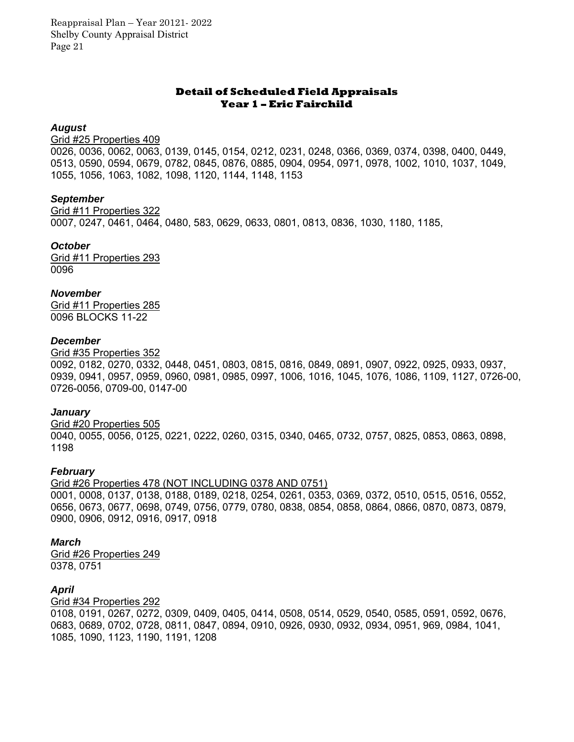## Detail of Scheduled Field Appraisals
## Year 1 – Eric Fairchild

***August***

Grid #25 Properties 409

0026, 0036, 0062, 0063, 0139, 0145, 0154, 0212, 0231, 0248, 0366, 0369, 0374, 0398, 0400, 0449, 0513, 0590, 0594, 0679, 0782, 0845, 0876, 0885, 0904, 0954, 0971, 0978, 1002, 1010, 1037, 1049, 1055, 1056, 1063, 1082, 1098, 1120, 1144, 1148, 1153

***September***

Grid #11 Properties 322

0007, 0247, 0461, 0464, 0480, 583, 0629, 0633, 0801, 0813, 0836, 1030, 1180, 1185,

***October***

Grid #11 Properties 293

0096

***November***

Grid #11 Properties 285

0096 BLOCKS 11-22

***December***

Grid #35 Properties 352

0092, 0182, 0270, 0332, 0448, 0451, 0803, 0815, 0816, 0849, 0891, 0907, 0922, 0925, 0933, 0937, 0939, 0941, 0957, 0959, 0960, 0981, 0985, 0997, 1006, 1016, 1045, 1076, 1086, 1109, 1127, 0726-00, 0726-0056, 0709-00, 0147-00

***January***

Grid #20 Properties 505

0040, 0055, 0056, 0125, 0221, 0222, 0260, 0315, 0340, 0465, 0732, 0757, 0825, 0853, 0863, 0898, 1198

***February***

Grid #26 Properties 478 (NOT INCLUDING 0378 AND 0751)

0001, 0008, 0137, 0138, 0188, 0189, 0218, 0254, 0261, 0353, 0369, 0372, 0510, 0515, 0516, 0552, 0656, 0673, 0677, 0698, 0749, 0756, 0779, 0780, 0838, 0854, 0858, 0864, 0866, 0870, 0873, 0879, 0900, 0906, 0912, 0916, 0917, 0918

***March***

Grid #26 Properties 249

0378, 0751

***April***

Grid #34 Properties 292

0108, 0191, 0267, 0272, 0309, 0409, 0405, 0414, 0508, 0514, 0529, 0540, 0585, 0591, 0592, 0676, 0683, 0689, 0702, 0728, 0811, 0847, 0894, 0910, 0926, 0930, 0932, 0934, 0951, 969, 0984, 1041, 1085, 1090, 1123, 1190, 1191, 1208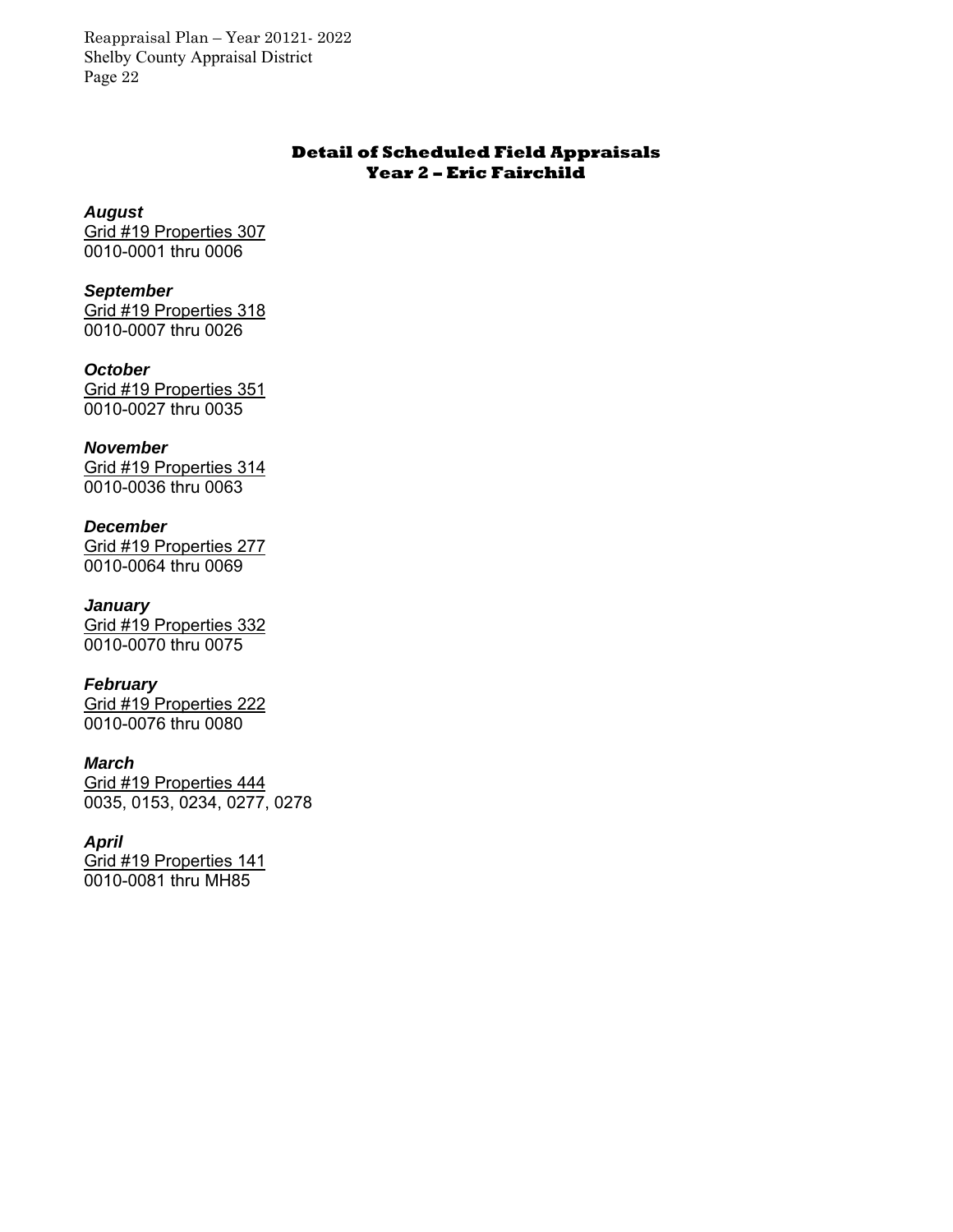## Detail of Scheduled Field Appraisals
## Year 2 – Eric Fairchild

***August***
Grid #19 Properties 307
0010-0001 thru 0006

***September***
Grid #19 Properties 318
0010-0007 thru 0026

***October***
Grid #19 Properties 351
0010-0027 thru 0035

***November***
Grid #19 Properties 314
0010-0036 thru 0063

***December***
Grid #19 Properties 277
0010-0064 thru 0069

***January***
Grid #19 Properties 332
0010-0070 thru 0075

***February***
Grid #19 Properties 222
0010-0076 thru 0080

***March***
Grid #19 Properties 444
0035, 0153, 0234, 0277, 0278

***April***
Grid #19 Properties 141
0010-0081 thru MH85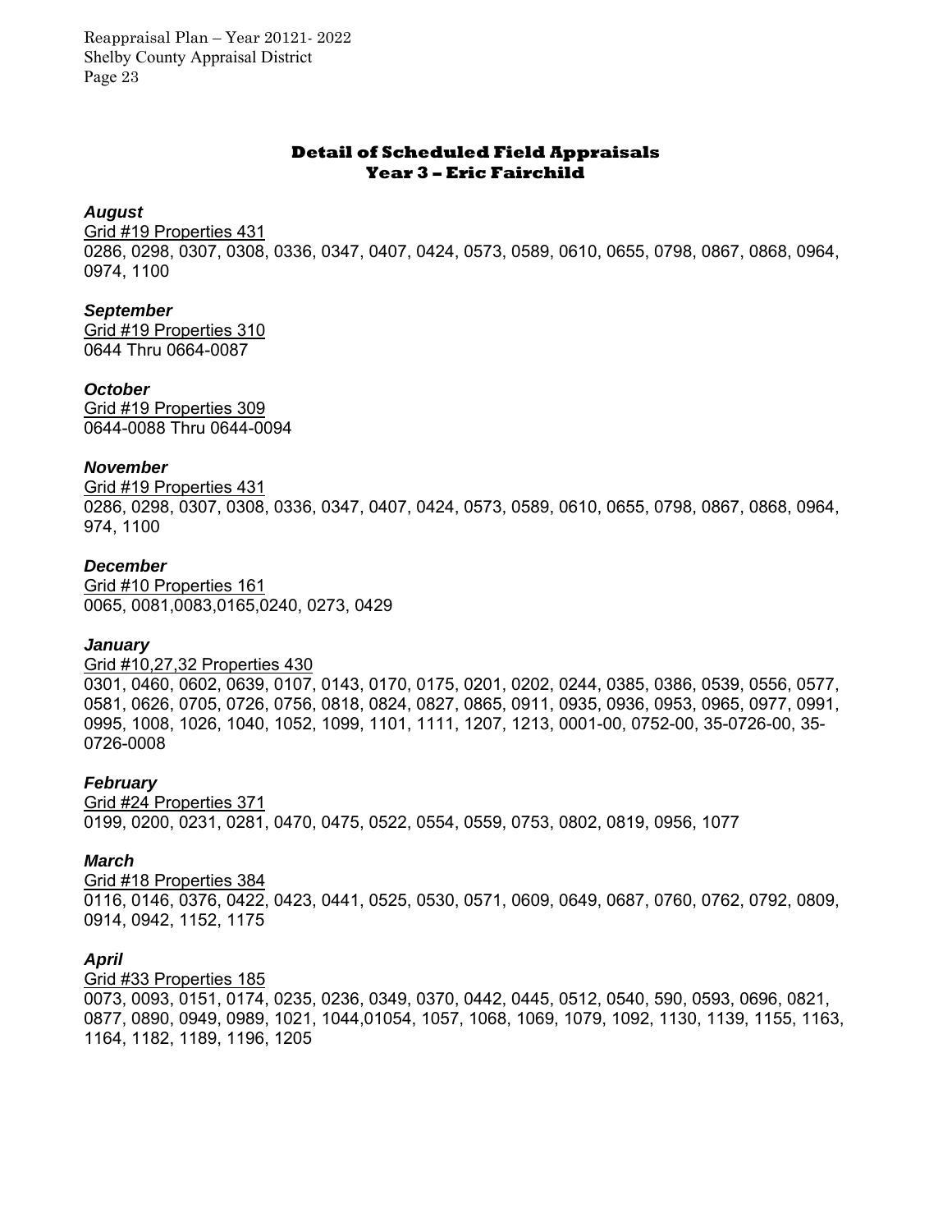## Detail of Scheduled Field Appraisals
## Year 3 – Eric Fairchild

***August***

Grid #19 Properties 431
0286, 0298, 0307, 0308, 0336, 0347, 0407, 0424, 0573, 0589, 0610, 0655, 0798, 0867, 0868, 0964, 0974, 1100

***September***

Grid #19 Properties 310
0644 Thru 0664-0087

***October***

Grid #19 Properties 309
0644-0088 Thru 0644-0094

***November***

Grid #19 Properties 431
0286, 0298, 0307, 0308, 0336, 0347, 0407, 0424, 0573, 0589, 0610, 0655, 0798, 0867, 0868, 0964, 974, 1100

***December***

Grid #10 Properties 161
0065, 0081,0083,0165,0240, 0273, 0429

***January***

Grid #10,27,32 Properties 430
0301, 0460, 0602, 0639, 0107, 0143, 0170, 0175, 0201, 0202, 0244, 0385, 0386, 0539, 0556, 0577, 0581, 0626, 0705, 0726, 0756, 0818, 0824, 0827, 0865, 0911, 0935, 0936, 0953, 0965, 0977, 0991, 0995, 1008, 1026, 1040, 1052, 1099, 1101, 1111, 1207, 1213, 0001-00, 0752-00, 35-0726-00, 35-0726-0008

***February***

Grid #24 Properties 371
0199, 0200, 0231, 0281, 0470, 0475, 0522, 0554, 0559, 0753, 0802, 0819, 0956, 1077

***March***

Grid #18 Properties 384
0116, 0146, 0376, 0422, 0423, 0441, 0525, 0530, 0571, 0609, 0649, 0687, 0760, 0762, 0792, 0809, 0914, 0942, 1152, 1175

***April***

Grid #33 Properties 185
0073, 0093, 0151, 0174, 0235, 0236, 0349, 0370, 0442, 0445, 0512, 0540, 590, 0593, 0696, 0821, 0877, 0890, 0949, 0989, 1021, 1044,01054, 1057, 1068, 1069, 1079, 1092, 1130, 1139, 1155, 1163, 1164, 1182, 1189, 1196, 1205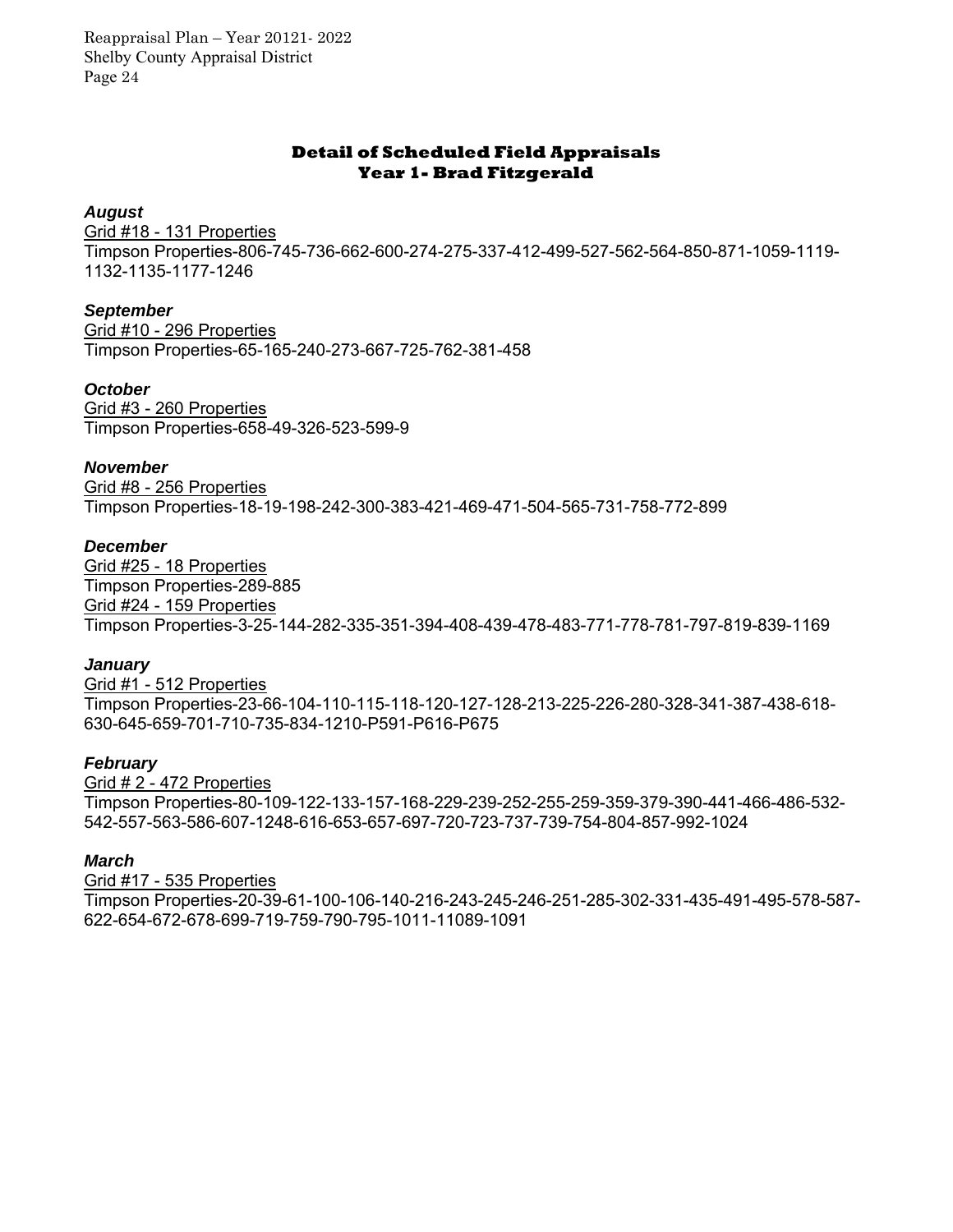## Detail of Scheduled Field Appraisals
## Year 1- Brad Fitzgerald

***August***

Grid #18 - 131 Properties
Timpson Properties-806-745-736-662-600-274-275-337-412-499-527-562-564-850-871-1059-1119-1132-1135-1177-1246

***September***

Grid #10 - 296 Properties
Timpson Properties-65-165-240-273-667-725-762-381-458

***October***

Grid #3 - 260 Properties
Timpson Properties-658-49-326-523-599-9

***November***

Grid #8 - 256 Properties
Timpson Properties-18-19-198-242-300-383-421-469-471-504-565-731-758-772-899

***December***

Grid #25 - 18 Properties
Timpson Properties-289-885
Grid #24 - 159 Properties
Timpson Properties-3-25-144-282-335-351-394-408-439-478-483-771-778-781-797-819-839-1169

***January***

Grid #1 - 512 Properties
Timpson Properties-23-66-104-110-115-118-120-127-128-213-225-226-280-328-341-387-438-618-630-645-659-701-710-735-834-1210-P591-P616-P675

***February***

Grid # 2 - 472 Properties
Timpson Properties-80-109-122-133-157-168-229-239-252-255-259-359-379-390-441-466-486-532-542-557-563-586-607-1248-616-653-657-697-720-723-737-739-754-804-857-992-1024

***March***

Grid #17 - 535 Properties
Timpson Properties-20-39-61-100-106-140-216-243-245-246-251-285-302-331-435-491-495-578-587-622-654-672-678-699-719-759-790-795-1011-11089-1091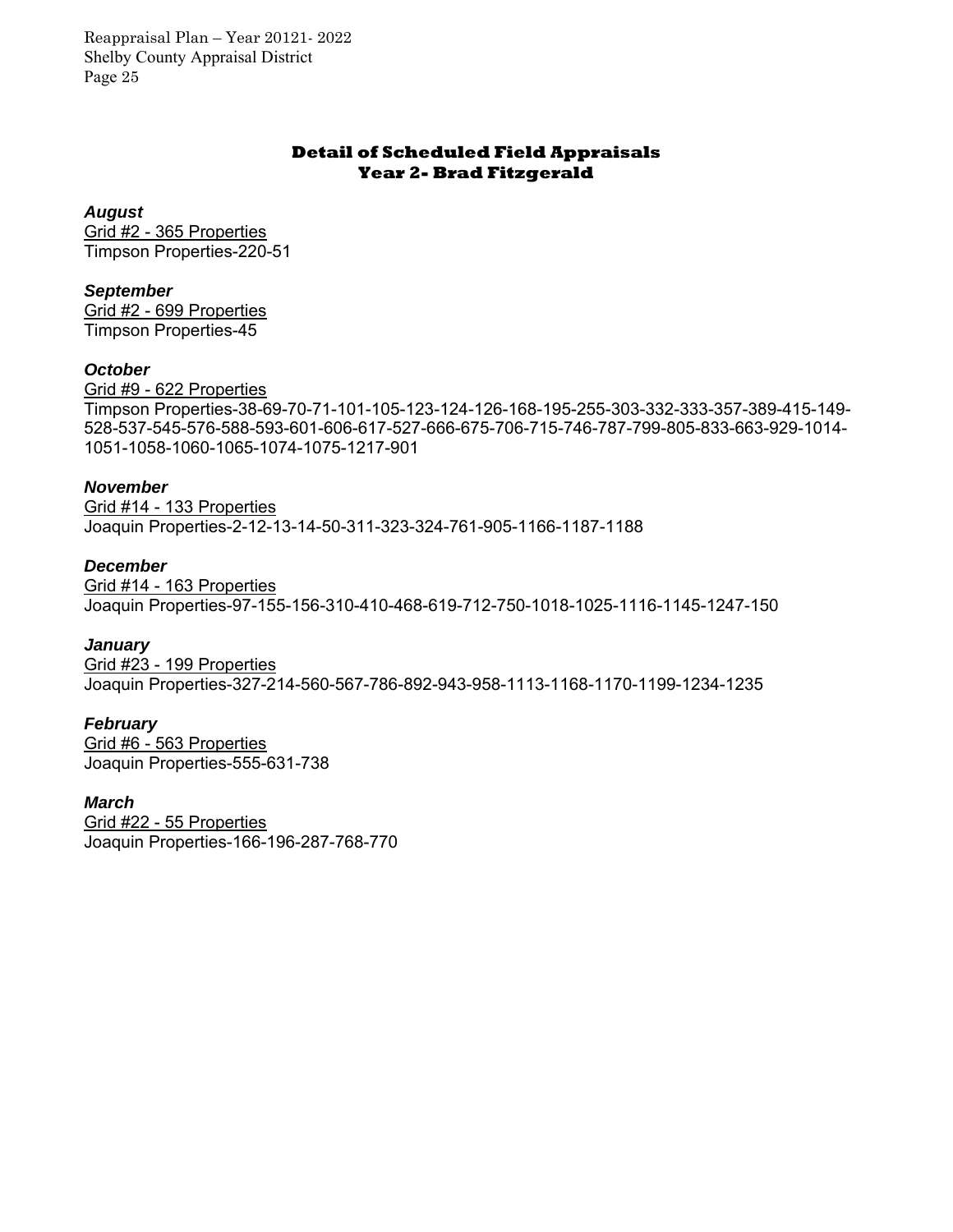## Detail of Scheduled Field Appraisals
## Year 2- Brad Fitzgerald

***August***
Grid #2 - 365 Properties
Timpson Properties-220-51

***September***
Grid #2 - 699 Properties
Timpson Properties-45

***October***
Grid #9 - 622 Properties
Timpson Properties-38-69-70-71-101-105-123-124-126-168-195-255-303-332-333-357-389-415-149-528-537-545-576-588-593-601-606-617-527-666-675-706-715-746-787-799-805-833-663-929-1014-1051-1058-1060-1065-1074-1075-1217-901

***November***
Grid #14 - 133 Properties
Joaquin Properties-2-12-13-14-50-311-323-324-761-905-1166-1187-1188

***December***
Grid #14 - 163 Properties
Joaquin Properties-97-155-156-310-410-468-619-712-750-1018-1025-1116-1145-1247-150

***January***
Grid #23 - 199 Properties
Joaquin Properties-327-214-560-567-786-892-943-958-1113-1168-1170-1199-1234-1235

***February***
Grid #6 - 563 Properties
Joaquin Properties-555-631-738

***March***
Grid #22 - 55 Properties
Joaquin Properties-166-196-287-768-770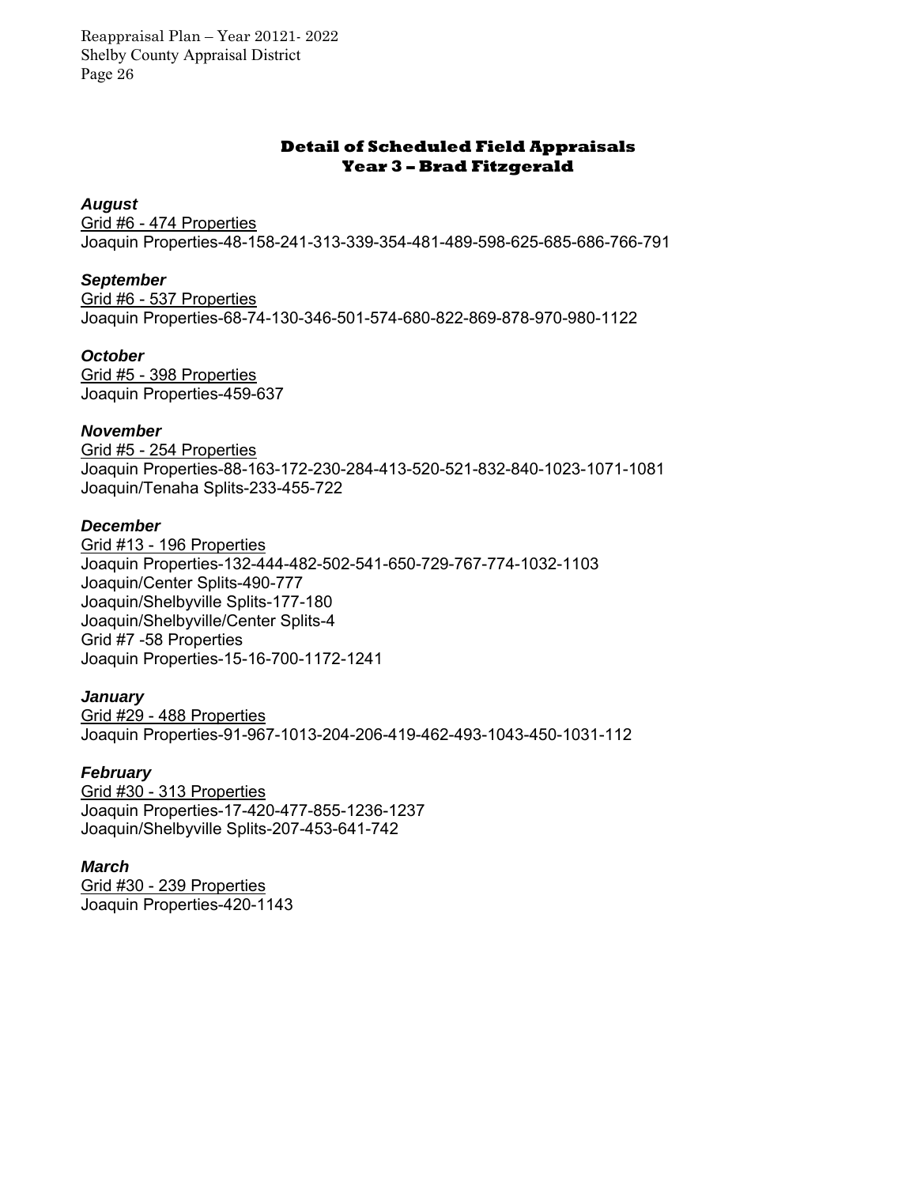## Detail of Scheduled Field Appraisals
## Year 3 – Brad Fitzgerald

***August***

Grid #6 - 474 Properties
Joaquin Properties-48-158-241-313-339-354-481-489-598-625-685-686-766-791

***September***

Grid #6 - 537 Properties
Joaquin Properties-68-74-130-346-501-574-680-822-869-878-970-980-1122

***October***

Grid #5 - 398 Properties
Joaquin Properties-459-637

***November***

Grid #5 - 254 Properties
Joaquin Properties-88-163-172-230-284-413-520-521-832-840-1023-1071-1081
Joaquin/Tenaha Splits-233-455-722

***December***

Grid #13 - 196 Properties
Joaquin Properties-132-444-482-502-541-650-729-767-774-1032-1103
Joaquin/Center Splits-490-777
Joaquin/Shelbyville Splits-177-180
Joaquin/Shelbyville/Center Splits-4
Grid #7 -58 Properties
Joaquin Properties-15-16-700-1172-1241

***January***

Grid #29 - 488 Properties
Joaquin Properties-91-967-1013-204-206-419-462-493-1043-450-1031-112

***February***

Grid #30 - 313 Properties
Joaquin Properties-17-420-477-855-1236-1237
Joaquin/Shelbyville Splits-207-453-641-742

***March***

Grid #30 - 239 Properties
Joaquin Properties-420-1143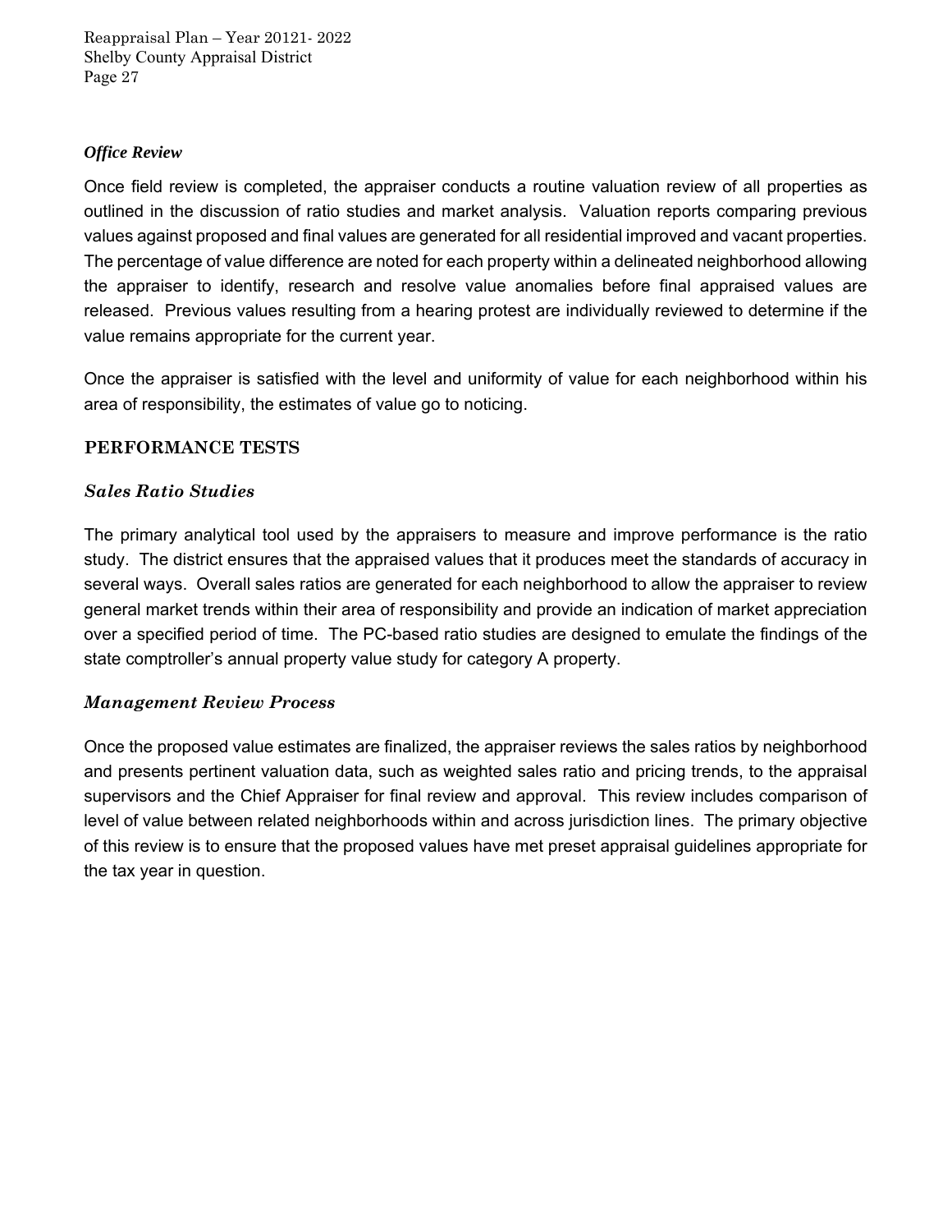### *Office Review*

Once field review is completed, the appraiser conducts a routine valuation review of all properties as outlined in the discussion of ratio studies and market analysis. Valuation reports comparing previous values against proposed and final values are generated for all residential improved and vacant properties. The percentage of value difference are noted for each property within a delineated neighborhood allowing the appraiser to identify, research and resolve value anomalies before final appraised values are released. Previous values resulting from a hearing protest are individually reviewed to determine if the value remains appropriate for the current year.

Once the appraiser is satisfied with the level and uniformity of value for each neighborhood within his area of responsibility, the estimates of value go to noticing.

## PERFORMANCE TESTS

### *Sales Ratio Studies*

The primary analytical tool used by the appraisers to measure and improve performance is the ratio study. The district ensures that the appraised values that it produces meet the standards of accuracy in several ways. Overall sales ratios are generated for each neighborhood to allow the appraiser to review general market trends within their area of responsibility and provide an indication of market appreciation over a specified period of time. The PC-based ratio studies are designed to emulate the findings of the state comptroller's annual property value study for category A property.

### *Management Review Process*

Once the proposed value estimates are finalized, the appraiser reviews the sales ratios by neighborhood and presents pertinent valuation data, such as weighted sales ratio and pricing trends, to the appraisal supervisors and the Chief Appraiser for final review and approval. This review includes comparison of level of value between related neighborhoods within and across jurisdiction lines. The primary objective of this review is to ensure that the proposed values have met preset appraisal guidelines appropriate for the tax year in question.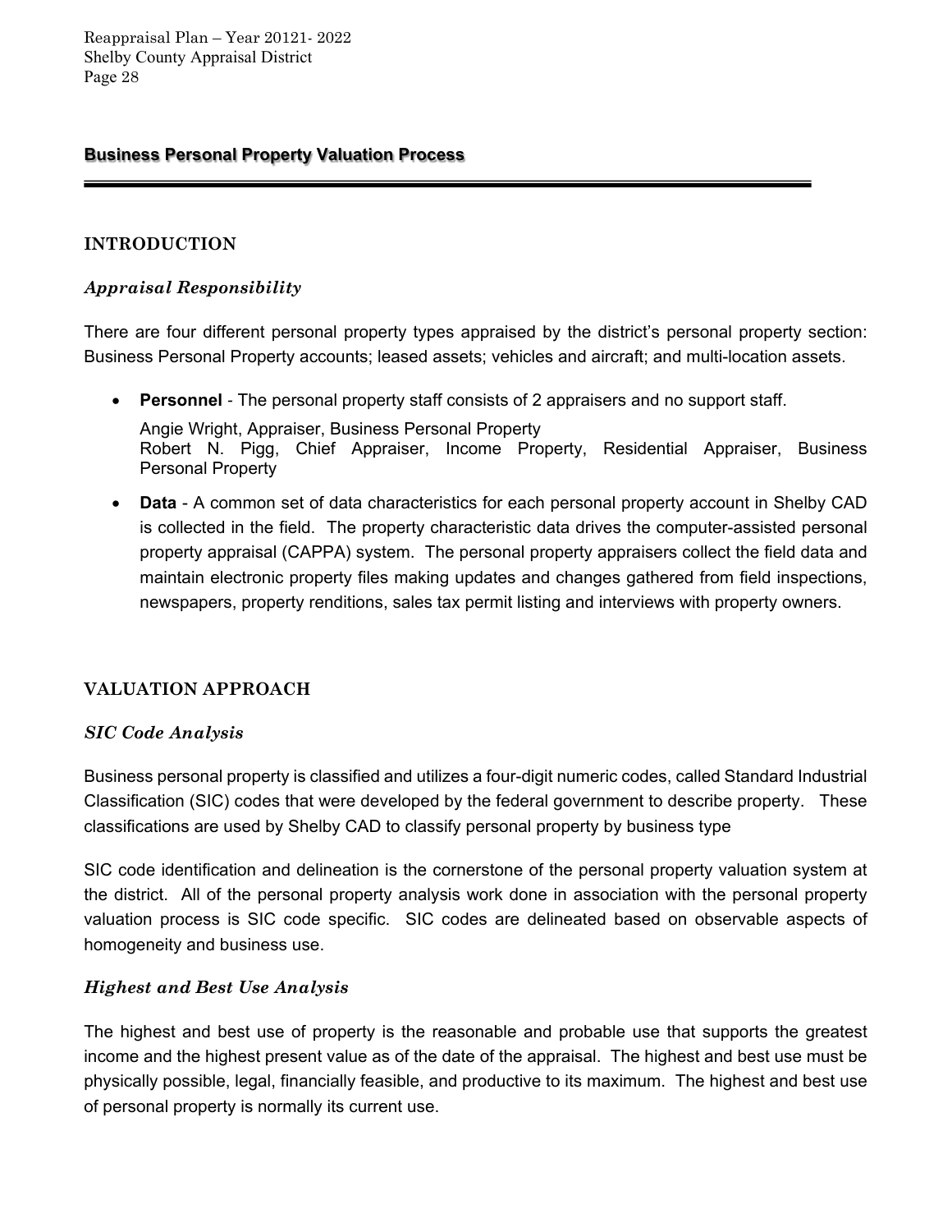## Business Personal Property Valuation Process

### INTRODUCTION

#### *Appraisal Responsibility*

There are four different personal property types appraised by the district's personal property section: Business Personal Property accounts; leased assets; vehicles and aircraft; and multi-location assets.

- **Personnel** - The personal property staff consists of 2 appraisers and no support staff.

  Angie Wright, Appraiser, Business Personal Property
  Robert N. Pigg, Chief Appraiser, Income Property, Residential Appraiser, Business Personal Property

- **Data** - A common set of data characteristics for each personal property account in Shelby CAD is collected in the field. The property characteristic data drives the computer-assisted personal property appraisal (CAPPA) system. The personal property appraisers collect the field data and maintain electronic property files making updates and changes gathered from field inspections, newspapers, property renditions, sales tax permit listing and interviews with property owners.

### VALUATION APPROACH

#### *SIC Code Analysis*

Business personal property is classified and utilizes a four-digit numeric codes, called Standard Industrial Classification (SIC) codes that were developed by the federal government to describe property. These classifications are used by Shelby CAD to classify personal property by business type

SIC code identification and delineation is the cornerstone of the personal property valuation system at the district. All of the personal property analysis work done in association with the personal property valuation process is SIC code specific. SIC codes are delineated based on observable aspects of homogeneity and business use.

#### *Highest and Best Use Analysis*

The highest and best use of property is the reasonable and probable use that supports the greatest income and the highest present value as of the date of the appraisal. The highest and best use must be physically possible, legal, financially feasible, and productive to its maximum. The highest and best use of personal property is normally its current use.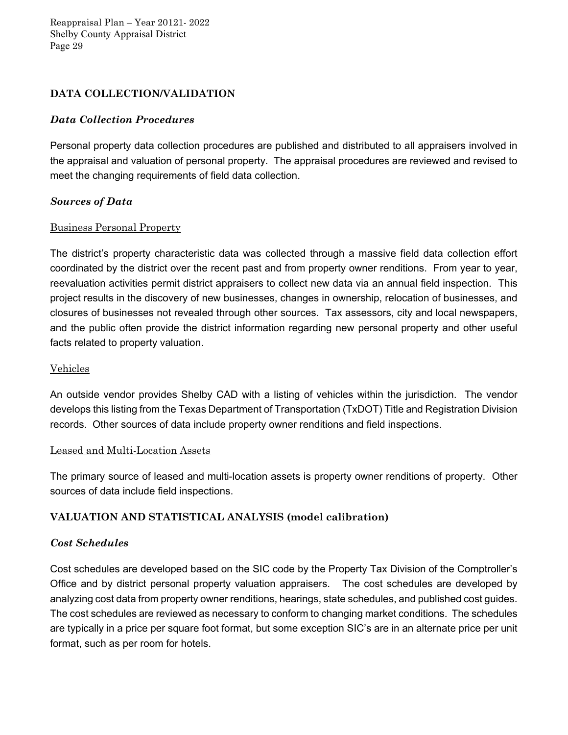## DATA COLLECTION/VALIDATION

### *Data Collection Procedures*

Personal property data collection procedures are published and distributed to all appraisers involved in the appraisal and valuation of personal property. The appraisal procedures are reviewed and revised to meet the changing requirements of field data collection.

### *Sources of Data*

<u>Business Personal Property</u>

The district's property characteristic data was collected through a massive field data collection effort coordinated by the district over the recent past and from property owner renditions. From year to year, reevaluation activities permit district appraisers to collect new data via an annual field inspection. This project results in the discovery of new businesses, changes in ownership, relocation of businesses, and closures of businesses not revealed through other sources. Tax assessors, city and local newspapers, and the public often provide the district information regarding new personal property and other useful facts related to property valuation.

<u>Vehicles</u>

An outside vendor provides Shelby CAD with a listing of vehicles within the jurisdiction. The vendor develops this listing from the Texas Department of Transportation (TxDOT) Title and Registration Division records. Other sources of data include property owner renditions and field inspections.

<u>Leased and Multi-Location Assets</u>

The primary source of leased and multi-location assets is property owner renditions of property. Other sources of data include field inspections.

## VALUATION AND STATISTICAL ANALYSIS (model calibration)

### *Cost Schedules*

Cost schedules are developed based on the SIC code by the Property Tax Division of the Comptroller's Office and by district personal property valuation appraisers. The cost schedules are developed by analyzing cost data from property owner renditions, hearings, state schedules, and published cost guides. The cost schedules are reviewed as necessary to conform to changing market conditions. The schedules are typically in a price per square foot format, but some exception SIC's are in an alternate price per unit format, such as per room for hotels.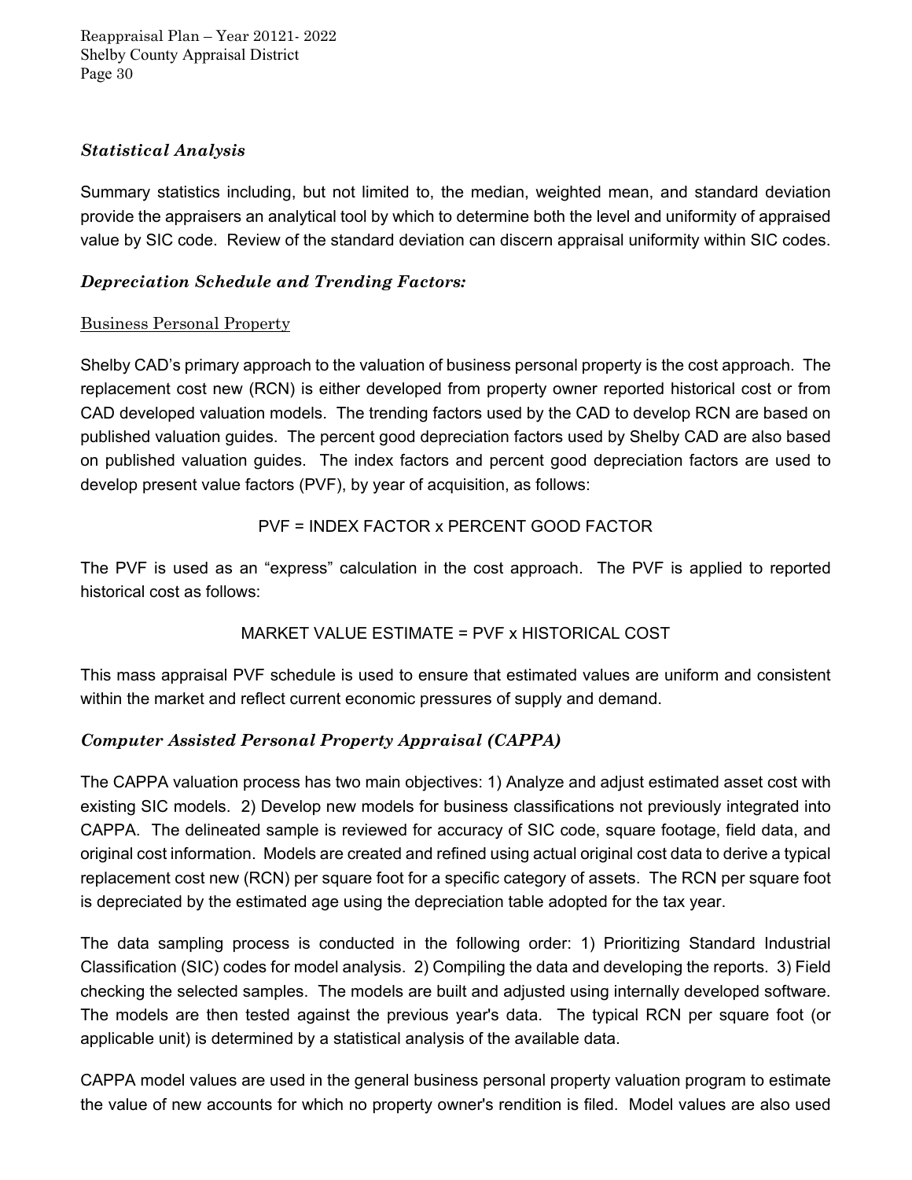### *Statistical Analysis*

Summary statistics including, but not limited to, the median, weighted mean, and standard deviation provide the appraisers an analytical tool by which to determine both the level and uniformity of appraised value by SIC code. Review of the standard deviation can discern appraisal uniformity within SIC codes.

### *Depreciation Schedule and Trending Factors:*

<u>Business Personal Property</u>

Shelby CAD's primary approach to the valuation of business personal property is the cost approach. The replacement cost new (RCN) is either developed from property owner reported historical cost or from CAD developed valuation models. The trending factors used by the CAD to develop RCN are based on published valuation guides. The percent good depreciation factors used by Shelby CAD are also based on published valuation guides. The index factors and percent good depreciation factors are used to develop present value factors (PVF), by year of acquisition, as follows:

PVF = INDEX FACTOR x PERCENT GOOD FACTOR

The PVF is used as an "express" calculation in the cost approach. The PVF is applied to reported historical cost as follows:

MARKET VALUE ESTIMATE = PVF x HISTORICAL COST

This mass appraisal PVF schedule is used to ensure that estimated values are uniform and consistent within the market and reflect current economic pressures of supply and demand.

### *Computer Assisted Personal Property Appraisal (CAPPA)*

The CAPPA valuation process has two main objectives: 1) Analyze and adjust estimated asset cost with existing SIC models. 2) Develop new models for business classifications not previously integrated into CAPPA. The delineated sample is reviewed for accuracy of SIC code, square footage, field data, and original cost information. Models are created and refined using actual original cost data to derive a typical replacement cost new (RCN) per square foot for a specific category of assets. The RCN per square foot is depreciated by the estimated age using the depreciation table adopted for the tax year.

The data sampling process is conducted in the following order: 1) Prioritizing Standard Industrial Classification (SIC) codes for model analysis. 2) Compiling the data and developing the reports. 3) Field checking the selected samples. The models are built and adjusted using internally developed software. The models are then tested against the previous year's data. The typical RCN per square foot (or applicable unit) is determined by a statistical analysis of the available data.

CAPPA model values are used in the general business personal property valuation program to estimate the value of new accounts for which no property owner's rendition is filed. Model values are also used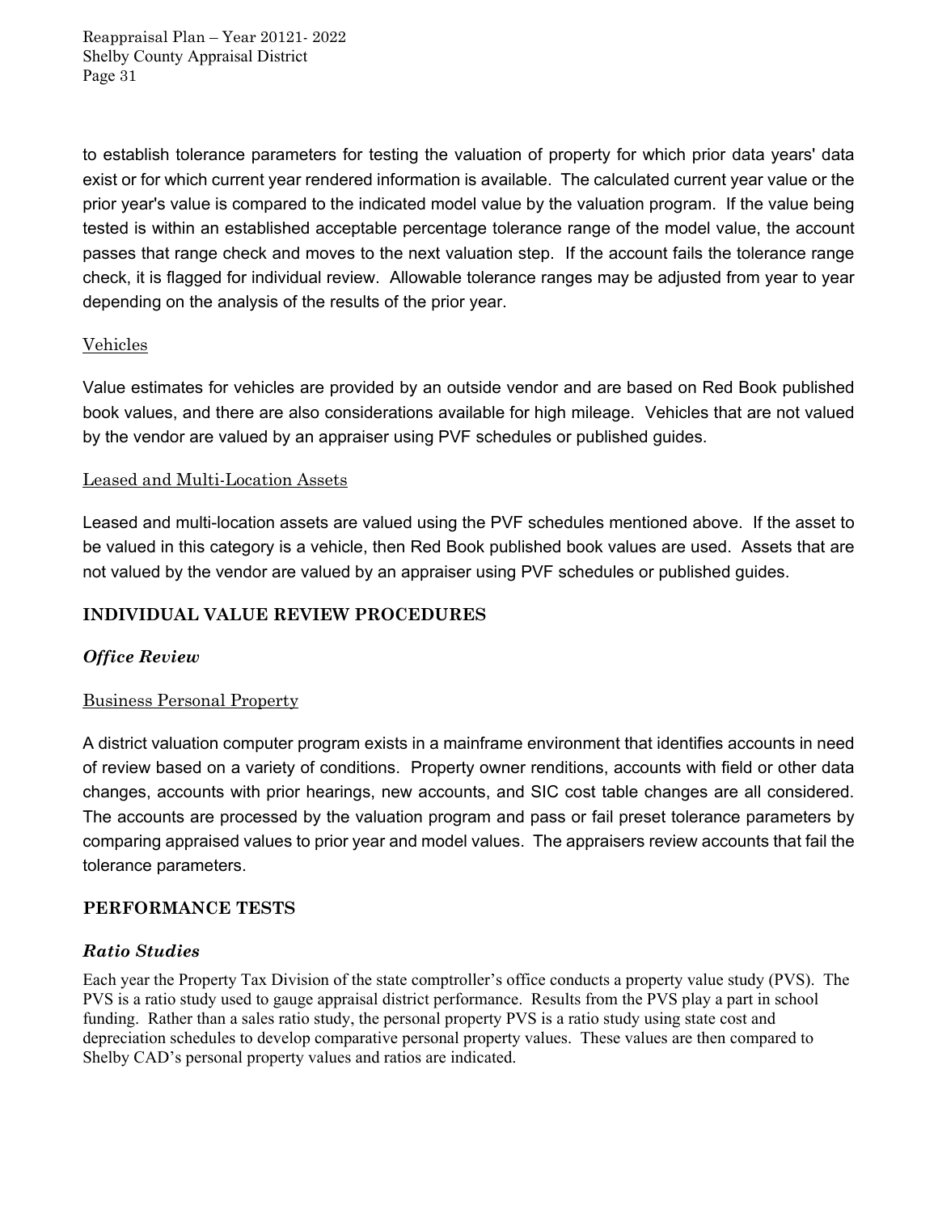to establish tolerance parameters for testing the valuation of property for which prior data years' data exist or for which current year rendered information is available. The calculated current year value or the prior year's value is compared to the indicated model value by the valuation program. If the value being tested is within an established acceptable percentage tolerance range of the model value, the account passes that range check and moves to the next valuation step. If the account fails the tolerance range check, it is flagged for individual review. Allowable tolerance ranges may be adjusted from year to year depending on the analysis of the results of the prior year.

Vehicles

Value estimates for vehicles are provided by an outside vendor and are based on Red Book published book values, and there are also considerations available for high mileage. Vehicles that are not valued by the vendor are valued by an appraiser using PVF schedules or published guides.

Leased and Multi-Location Assets

Leased and multi-location assets are valued using the PVF schedules mentioned above. If the asset to be valued in this category is a vehicle, then Red Book published book values are used. Assets that are not valued by the vendor are valued by an appraiser using PVF schedules or published guides.

## INDIVIDUAL VALUE REVIEW PROCEDURES

### *Office Review*

Business Personal Property

A district valuation computer program exists in a mainframe environment that identifies accounts in need of review based on a variety of conditions. Property owner renditions, accounts with field or other data changes, accounts with prior hearings, new accounts, and SIC cost table changes are all considered. The accounts are processed by the valuation program and pass or fail preset tolerance parameters by comparing appraised values to prior year and model values. The appraisers review accounts that fail the tolerance parameters.

## PERFORMANCE TESTS

### *Ratio Studies*

Each year the Property Tax Division of the state comptroller's office conducts a property value study (PVS). The PVS is a ratio study used to gauge appraisal district performance. Results from the PVS play a part in school funding. Rather than a sales ratio study, the personal property PVS is a ratio study using state cost and depreciation schedules to develop comparative personal property values. These values are then compared to Shelby CAD's personal property values and ratios are indicated.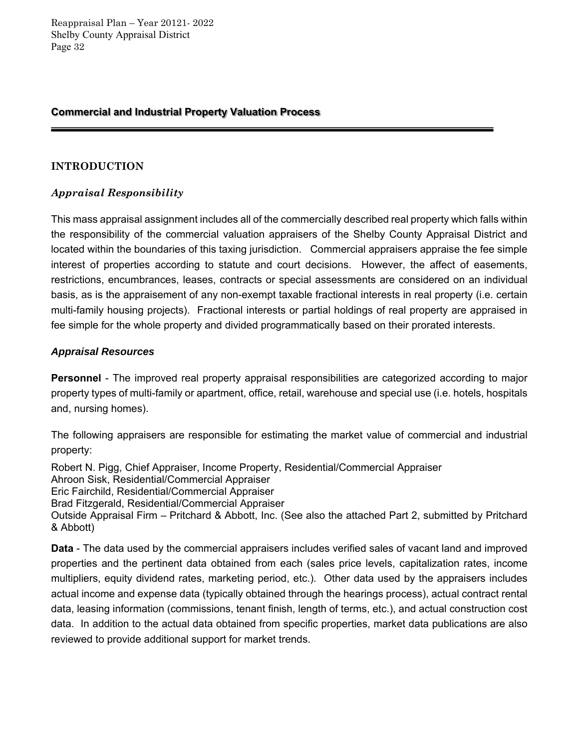## Commercial and Industrial Property Valuation Process

### INTRODUCTION

#### *Appraisal Responsibility*

This mass appraisal assignment includes all of the commercially described real property which falls within the responsibility of the commercial valuation appraisers of the Shelby County Appraisal District and located within the boundaries of this taxing jurisdiction. Commercial appraisers appraise the fee simple interest of properties according to statute and court decisions. However, the affect of easements, restrictions, encumbrances, leases, contracts or special assessments are considered on an individual basis, as is the appraisement of any non-exempt taxable fractional interests in real property (i.e. certain multi-family housing projects). Fractional interests or partial holdings of real property are appraised in fee simple for the whole property and divided programmatically based on their prorated interests.

#### *Appraisal Resources*

**Personnel** - The improved real property appraisal responsibilities are categorized according to major property types of multi-family or apartment, office, retail, warehouse and special use (i.e. hotels, hospitals and, nursing homes).

The following appraisers are responsible for estimating the market value of commercial and industrial property:

Robert N. Pigg, Chief Appraiser, Income Property, Residential/Commercial Appraiser
Ahroon Sisk, Residential/Commercial Appraiser
Eric Fairchild, Residential/Commercial Appraiser
Brad Fitzgerald, Residential/Commercial Appraiser
Outside Appraisal Firm – Pritchard & Abbott, Inc. (See also the attached Part 2, submitted by Pritchard & Abbott)

**Data** - The data used by the commercial appraisers includes verified sales of vacant land and improved properties and the pertinent data obtained from each (sales price levels, capitalization rates, income multipliers, equity dividend rates, marketing period, etc.). Other data used by the appraisers includes actual income and expense data (typically obtained through the hearings process), actual contract rental data, leasing information (commissions, tenant finish, length of terms, etc.), and actual construction cost data. In addition to the actual data obtained from specific properties, market data publications are also reviewed to provide additional support for market trends.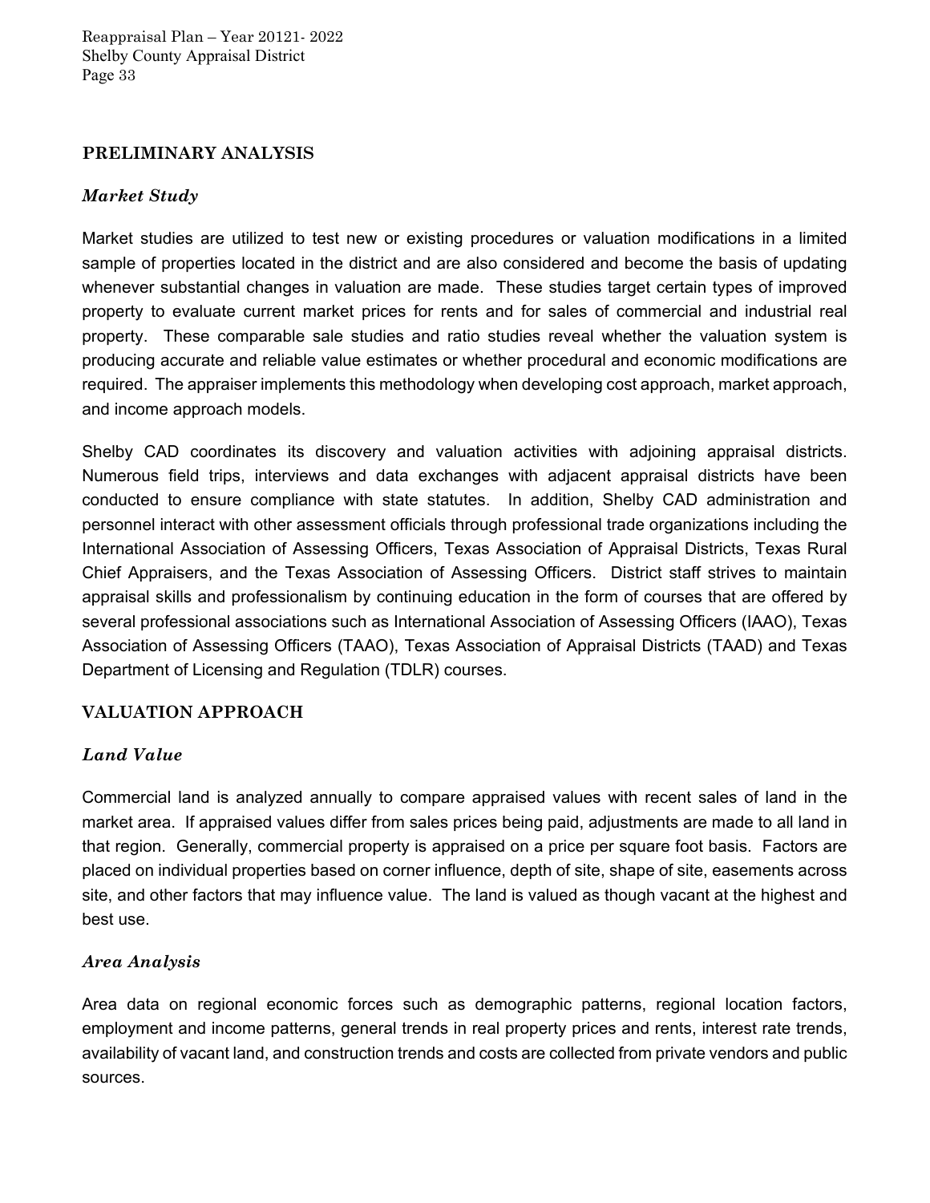## PRELIMINARY ANALYSIS

### *Market Study*

Market studies are utilized to test new or existing procedures or valuation modifications in a limited sample of properties located in the district and are also considered and become the basis of updating whenever substantial changes in valuation are made. These studies target certain types of improved property to evaluate current market prices for rents and for sales of commercial and industrial real property. These comparable sale studies and ratio studies reveal whether the valuation system is producing accurate and reliable value estimates or whether procedural and economic modifications are required. The appraiser implements this methodology when developing cost approach, market approach, and income approach models.

Shelby CAD coordinates its discovery and valuation activities with adjoining appraisal districts. Numerous field trips, interviews and data exchanges with adjacent appraisal districts have been conducted to ensure compliance with state statutes. In addition, Shelby CAD administration and personnel interact with other assessment officials through professional trade organizations including the International Association of Assessing Officers, Texas Association of Appraisal Districts, Texas Rural Chief Appraisers, and the Texas Association of Assessing Officers. District staff strives to maintain appraisal skills and professionalism by continuing education in the form of courses that are offered by several professional associations such as International Association of Assessing Officers (IAAO), Texas Association of Assessing Officers (TAAO), Texas Association of Appraisal Districts (TAAD) and Texas Department of Licensing and Regulation (TDLR) courses.

## VALUATION APPROACH

### *Land Value*

Commercial land is analyzed annually to compare appraised values with recent sales of land in the market area. If appraised values differ from sales prices being paid, adjustments are made to all land in that region. Generally, commercial property is appraised on a price per square foot basis. Factors are placed on individual properties based on corner influence, depth of site, shape of site, easements across site, and other factors that may influence value. The land is valued as though vacant at the highest and best use.

### *Area Analysis*

Area data on regional economic forces such as demographic patterns, regional location factors, employment and income patterns, general trends in real property prices and rents, interest rate trends, availability of vacant land, and construction trends and costs are collected from private vendors and public sources.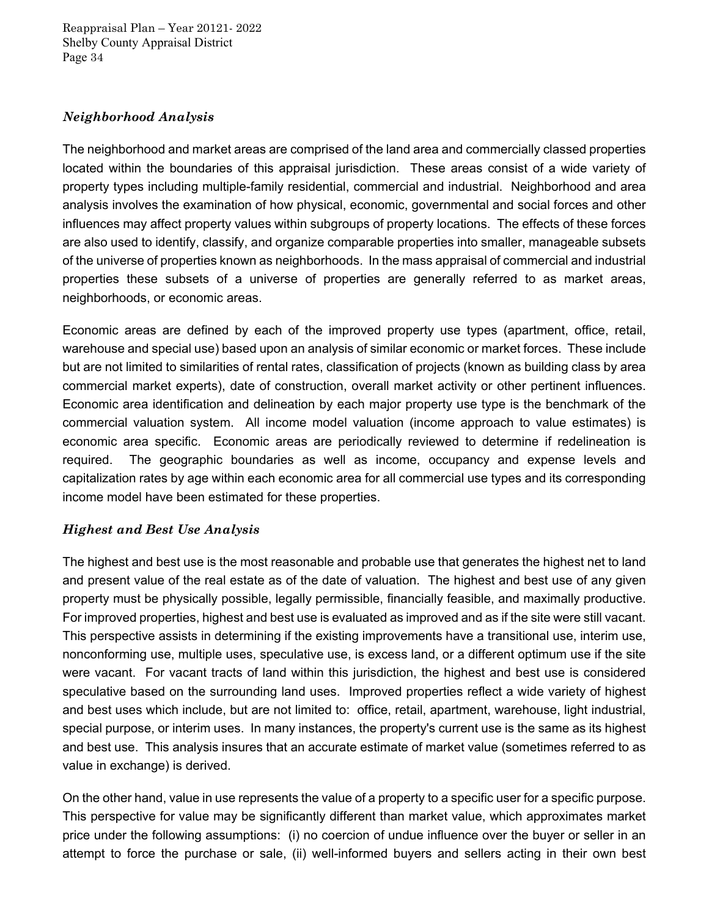### *Neighborhood Analysis*

The neighborhood and market areas are comprised of the land area and commercially classed properties located within the boundaries of this appraisal jurisdiction. These areas consist of a wide variety of property types including multiple-family residential, commercial and industrial. Neighborhood and area analysis involves the examination of how physical, economic, governmental and social forces and other influences may affect property values within subgroups of property locations. The effects of these forces are also used to identify, classify, and organize comparable properties into smaller, manageable subsets of the universe of properties known as neighborhoods. In the mass appraisal of commercial and industrial properties these subsets of a universe of properties are generally referred to as market areas, neighborhoods, or economic areas.

Economic areas are defined by each of the improved property use types (apartment, office, retail, warehouse and special use) based upon an analysis of similar economic or market forces. These include but are not limited to similarities of rental rates, classification of projects (known as building class by area commercial market experts), date of construction, overall market activity or other pertinent influences. Economic area identification and delineation by each major property use type is the benchmark of the commercial valuation system. All income model valuation (income approach to value estimates) is economic area specific. Economic areas are periodically reviewed to determine if redelineation is required. The geographic boundaries as well as income, occupancy and expense levels and capitalization rates by age within each economic area for all commercial use types and its corresponding income model have been estimated for these properties.

### *Highest and Best Use Analysis*

The highest and best use is the most reasonable and probable use that generates the highest net to land and present value of the real estate as of the date of valuation. The highest and best use of any given property must be physically possible, legally permissible, financially feasible, and maximally productive. For improved properties, highest and best use is evaluated as improved and as if the site were still vacant. This perspective assists in determining if the existing improvements have a transitional use, interim use, nonconforming use, multiple uses, speculative use, is excess land, or a different optimum use if the site were vacant. For vacant tracts of land within this jurisdiction, the highest and best use is considered speculative based on the surrounding land uses. Improved properties reflect a wide variety of highest and best uses which include, but are not limited to: office, retail, apartment, warehouse, light industrial, special purpose, or interim uses. In many instances, the property's current use is the same as its highest and best use. This analysis insures that an accurate estimate of market value (sometimes referred to as value in exchange) is derived.

On the other hand, value in use represents the value of a property to a specific user for a specific purpose. This perspective for value may be significantly different than market value, which approximates market price under the following assumptions: (i) no coercion of undue influence over the buyer or seller in an attempt to force the purchase or sale, (ii) well-informed buyers and sellers acting in their own best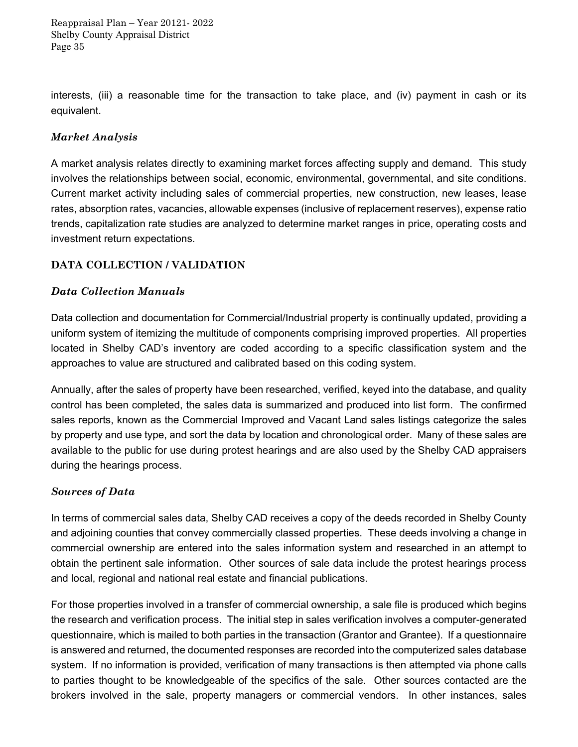interests, (iii) a reasonable time for the transaction to take place, and (iv) payment in cash or its equivalent.

### *Market Analysis*

A market analysis relates directly to examining market forces affecting supply and demand. This study involves the relationships between social, economic, environmental, governmental, and site conditions. Current market activity including sales of commercial properties, new construction, new leases, lease rates, absorption rates, vacancies, allowable expenses (inclusive of replacement reserves), expense ratio trends, capitalization rate studies are analyzed to determine market ranges in price, operating costs and investment return expectations.

## DATA COLLECTION / VALIDATION

### *Data Collection Manuals*

Data collection and documentation for Commercial/Industrial property is continually updated, providing a uniform system of itemizing the multitude of components comprising improved properties. All properties located in Shelby CAD's inventory are coded according to a specific classification system and the approaches to value are structured and calibrated based on this coding system.

Annually, after the sales of property have been researched, verified, keyed into the database, and quality control has been completed, the sales data is summarized and produced into list form. The confirmed sales reports, known as the Commercial Improved and Vacant Land sales listings categorize the sales by property and use type, and sort the data by location and chronological order. Many of these sales are available to the public for use during protest hearings and are also used by the Shelby CAD appraisers during the hearings process.

### *Sources of Data*

In terms of commercial sales data, Shelby CAD receives a copy of the deeds recorded in Shelby County and adjoining counties that convey commercially classed properties. These deeds involving a change in commercial ownership are entered into the sales information system and researched in an attempt to obtain the pertinent sale information. Other sources of sale data include the protest hearings process and local, regional and national real estate and financial publications.

For those properties involved in a transfer of commercial ownership, a sale file is produced which begins the research and verification process. The initial step in sales verification involves a computer-generated questionnaire, which is mailed to both parties in the transaction (Grantor and Grantee). If a questionnaire is answered and returned, the documented responses are recorded into the computerized sales database system. If no information is provided, verification of many transactions is then attempted via phone calls to parties thought to be knowledgeable of the specifics of the sale. Other sources contacted are the brokers involved in the sale, property managers or commercial vendors. In other instances, sales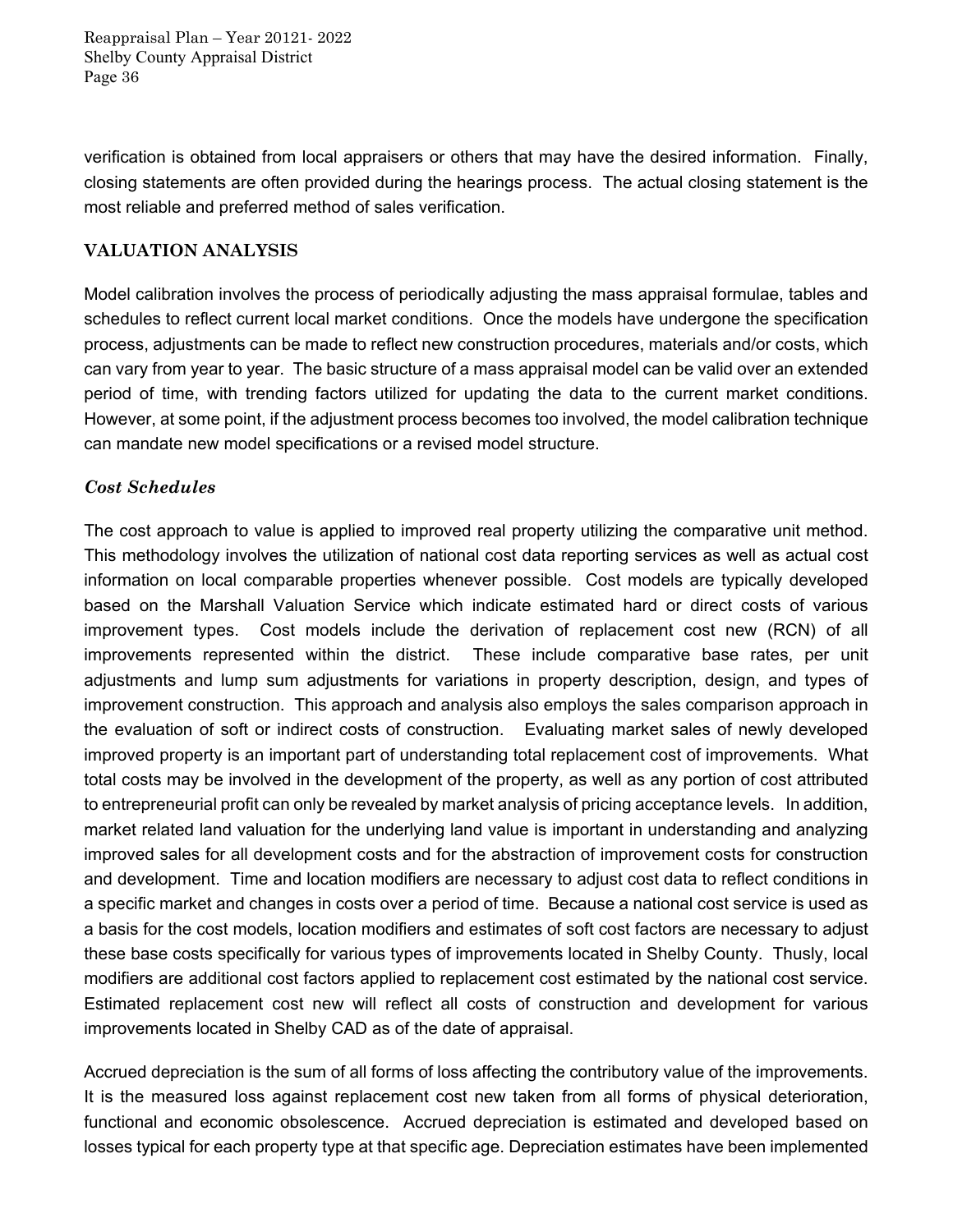verification is obtained from local appraisers or others that may have the desired information. Finally, closing statements are often provided during the hearings process. The actual closing statement is the most reliable and preferred method of sales verification.

## VALUATION ANALYSIS

Model calibration involves the process of periodically adjusting the mass appraisal formulae, tables and schedules to reflect current local market conditions. Once the models have undergone the specification process, adjustments can be made to reflect new construction procedures, materials and/or costs, which can vary from year to year. The basic structure of a mass appraisal model can be valid over an extended period of time, with trending factors utilized for updating the data to the current market conditions. However, at some point, if the adjustment process becomes too involved, the model calibration technique can mandate new model specifications or a revised model structure.

### *Cost Schedules*

The cost approach to value is applied to improved real property utilizing the comparative unit method. This methodology involves the utilization of national cost data reporting services as well as actual cost information on local comparable properties whenever possible. Cost models are typically developed based on the Marshall Valuation Service which indicate estimated hard or direct costs of various improvement types. Cost models include the derivation of replacement cost new (RCN) of all improvements represented within the district. These include comparative base rates, per unit adjustments and lump sum adjustments for variations in property description, design, and types of improvement construction. This approach and analysis also employs the sales comparison approach in the evaluation of soft or indirect costs of construction. Evaluating market sales of newly developed improved property is an important part of understanding total replacement cost of improvements. What total costs may be involved in the development of the property, as well as any portion of cost attributed to entrepreneurial profit can only be revealed by market analysis of pricing acceptance levels. In addition, market related land valuation for the underlying land value is important in understanding and analyzing improved sales for all development costs and for the abstraction of improvement costs for construction and development. Time and location modifiers are necessary to adjust cost data to reflect conditions in a specific market and changes in costs over a period of time. Because a national cost service is used as a basis for the cost models, location modifiers and estimates of soft cost factors are necessary to adjust these base costs specifically for various types of improvements located in Shelby County. Thusly, local modifiers are additional cost factors applied to replacement cost estimated by the national cost service. Estimated replacement cost new will reflect all costs of construction and development for various improvements located in Shelby CAD as of the date of appraisal.

Accrued depreciation is the sum of all forms of loss affecting the contributory value of the improvements. It is the measured loss against replacement cost new taken from all forms of physical deterioration, functional and economic obsolescence. Accrued depreciation is estimated and developed based on losses typical for each property type at that specific age. Depreciation estimates have been implemented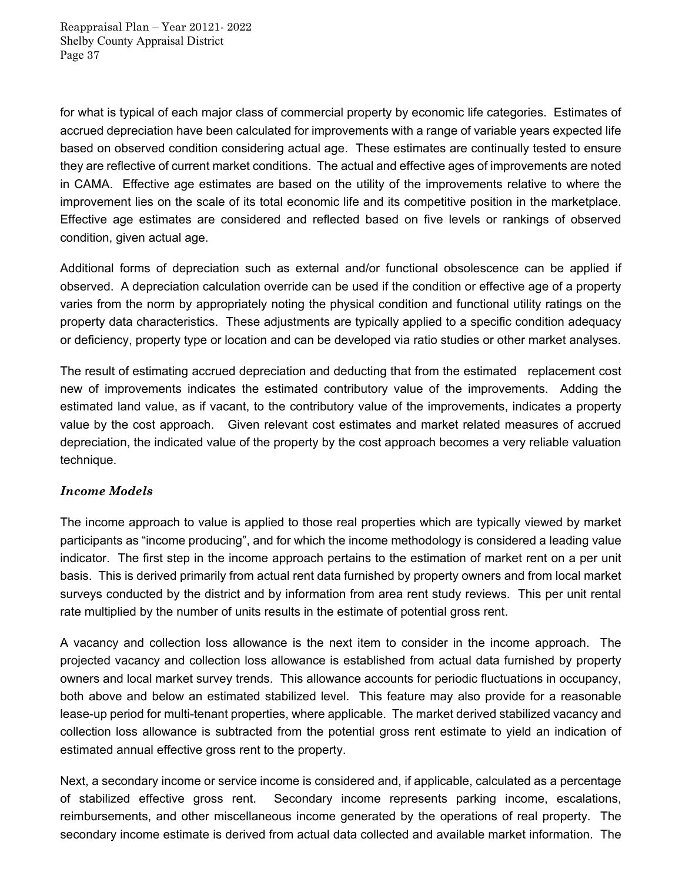for what is typical of each major class of commercial property by economic life categories. Estimates of accrued depreciation have been calculated for improvements with a range of variable years expected life based on observed condition considering actual age. These estimates are continually tested to ensure they are reflective of current market conditions. The actual and effective ages of improvements are noted in CAMA. Effective age estimates are based on the utility of the improvements relative to where the improvement lies on the scale of its total economic life and its competitive position in the marketplace. Effective age estimates are considered and reflected based on five levels or rankings of observed condition, given actual age.

Additional forms of depreciation such as external and/or functional obsolescence can be applied if observed. A depreciation calculation override can be used if the condition or effective age of a property varies from the norm by appropriately noting the physical condition and functional utility ratings on the property data characteristics. These adjustments are typically applied to a specific condition adequacy or deficiency, property type or location and can be developed via ratio studies or other market analyses.

The result of estimating accrued depreciation and deducting that from the estimated replacement cost new of improvements indicates the estimated contributory value of the improvements. Adding the estimated land value, as if vacant, to the contributory value of the improvements, indicates a property value by the cost approach. Given relevant cost estimates and market related measures of accrued depreciation, the indicated value of the property by the cost approach becomes a very reliable valuation technique.

### *Income Models*

The income approach to value is applied to those real properties which are typically viewed by market participants as "income producing", and for which the income methodology is considered a leading value indicator. The first step in the income approach pertains to the estimation of market rent on a per unit basis. This is derived primarily from actual rent data furnished by property owners and from local market surveys conducted by the district and by information from area rent study reviews. This per unit rental rate multiplied by the number of units results in the estimate of potential gross rent.

A vacancy and collection loss allowance is the next item to consider in the income approach. The projected vacancy and collection loss allowance is established from actual data furnished by property owners and local market survey trends. This allowance accounts for periodic fluctuations in occupancy, both above and below an estimated stabilized level. This feature may also provide for a reasonable lease-up period for multi-tenant properties, where applicable. The market derived stabilized vacancy and collection loss allowance is subtracted from the potential gross rent estimate to yield an indication of estimated annual effective gross rent to the property.

Next, a secondary income or service income is considered and, if applicable, calculated as a percentage of stabilized effective gross rent. Secondary income represents parking income, escalations, reimbursements, and other miscellaneous income generated by the operations of real property. The secondary income estimate is derived from actual data collected and available market information. The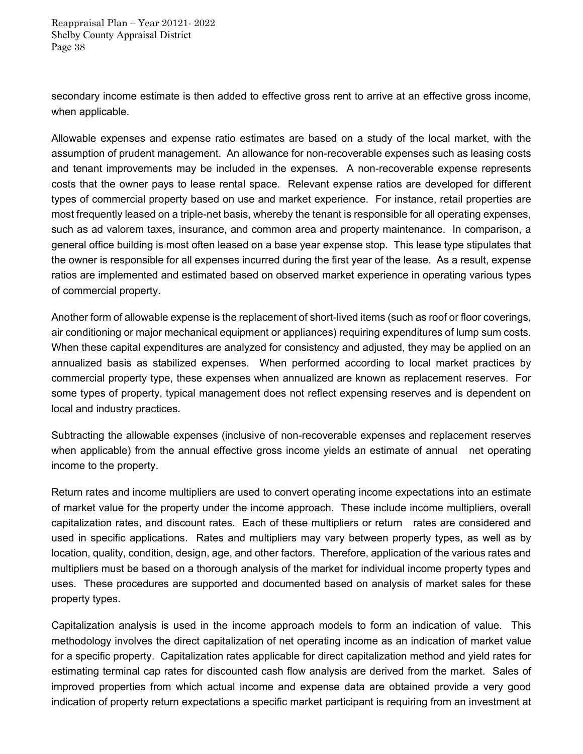secondary income estimate is then added to effective gross rent to arrive at an effective gross income, when applicable.

Allowable expenses and expense ratio estimates are based on a study of the local market, with the assumption of prudent management. An allowance for non-recoverable expenses such as leasing costs and tenant improvements may be included in the expenses. A non-recoverable expense represents costs that the owner pays to lease rental space. Relevant expense ratios are developed for different types of commercial property based on use and market experience. For instance, retail properties are most frequently leased on a triple-net basis, whereby the tenant is responsible for all operating expenses, such as ad valorem taxes, insurance, and common area and property maintenance. In comparison, a general office building is most often leased on a base year expense stop. This lease type stipulates that the owner is responsible for all expenses incurred during the first year of the lease. As a result, expense ratios are implemented and estimated based on observed market experience in operating various types of commercial property.

Another form of allowable expense is the replacement of short-lived items (such as roof or floor coverings, air conditioning or major mechanical equipment or appliances) requiring expenditures of lump sum costs. When these capital expenditures are analyzed for consistency and adjusted, they may be applied on an annualized basis as stabilized expenses. When performed according to local market practices by commercial property type, these expenses when annualized are known as replacement reserves. For some types of property, typical management does not reflect expensing reserves and is dependent on local and industry practices.

Subtracting the allowable expenses (inclusive of non-recoverable expenses and replacement reserves when applicable) from the annual effective gross income yields an estimate of annual net operating income to the property.

Return rates and income multipliers are used to convert operating income expectations into an estimate of market value for the property under the income approach. These include income multipliers, overall capitalization rates, and discount rates. Each of these multipliers or return rates are considered and used in specific applications. Rates and multipliers may vary between property types, as well as by location, quality, condition, design, age, and other factors. Therefore, application of the various rates and multipliers must be based on a thorough analysis of the market for individual income property types and uses. These procedures are supported and documented based on analysis of market sales for these property types.

Capitalization analysis is used in the income approach models to form an indication of value. This methodology involves the direct capitalization of net operating income as an indication of market value for a specific property. Capitalization rates applicable for direct capitalization method and yield rates for estimating terminal cap rates for discounted cash flow analysis are derived from the market. Sales of improved properties from which actual income and expense data are obtained provide a very good indication of property return expectations a specific market participant is requiring from an investment at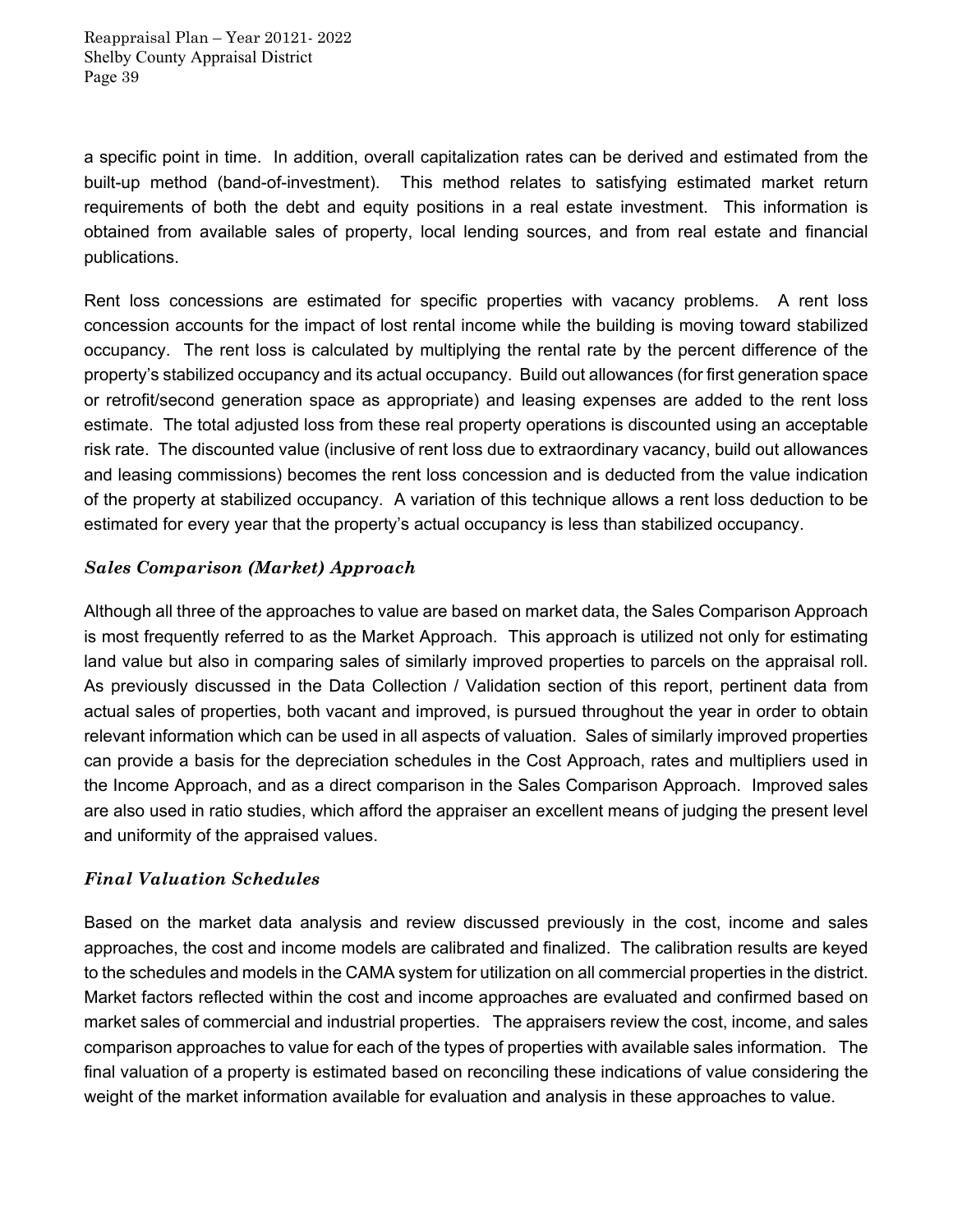a specific point in time. In addition, overall capitalization rates can be derived and estimated from the built-up method (band-of-investment). This method relates to satisfying estimated market return requirements of both the debt and equity positions in a real estate investment. This information is obtained from available sales of property, local lending sources, and from real estate and financial publications.

Rent loss concessions are estimated for specific properties with vacancy problems. A rent loss concession accounts for the impact of lost rental income while the building is moving toward stabilized occupancy. The rent loss is calculated by multiplying the rental rate by the percent difference of the property's stabilized occupancy and its actual occupancy. Build out allowances (for first generation space or retrofit/second generation space as appropriate) and leasing expenses are added to the rent loss estimate. The total adjusted loss from these real property operations is discounted using an acceptable risk rate. The discounted value (inclusive of rent loss due to extraordinary vacancy, build out allowances and leasing commissions) becomes the rent loss concession and is deducted from the value indication of the property at stabilized occupancy. A variation of this technique allows a rent loss deduction to be estimated for every year that the property's actual occupancy is less than stabilized occupancy.

### *Sales Comparison (Market) Approach*

Although all three of the approaches to value are based on market data, the Sales Comparison Approach is most frequently referred to as the Market Approach. This approach is utilized not only for estimating land value but also in comparing sales of similarly improved properties to parcels on the appraisal roll. As previously discussed in the Data Collection / Validation section of this report, pertinent data from actual sales of properties, both vacant and improved, is pursued throughout the year in order to obtain relevant information which can be used in all aspects of valuation. Sales of similarly improved properties can provide a basis for the depreciation schedules in the Cost Approach, rates and multipliers used in the Income Approach, and as a direct comparison in the Sales Comparison Approach. Improved sales are also used in ratio studies, which afford the appraiser an excellent means of judging the present level and uniformity of the appraised values.

### *Final Valuation Schedules*

Based on the market data analysis and review discussed previously in the cost, income and sales approaches, the cost and income models are calibrated and finalized. The calibration results are keyed to the schedules and models in the CAMA system for utilization on all commercial properties in the district. Market factors reflected within the cost and income approaches are evaluated and confirmed based on market sales of commercial and industrial properties. The appraisers review the cost, income, and sales comparison approaches to value for each of the types of properties with available sales information. The final valuation of a property is estimated based on reconciling these indications of value considering the weight of the market information available for evaluation and analysis in these approaches to value.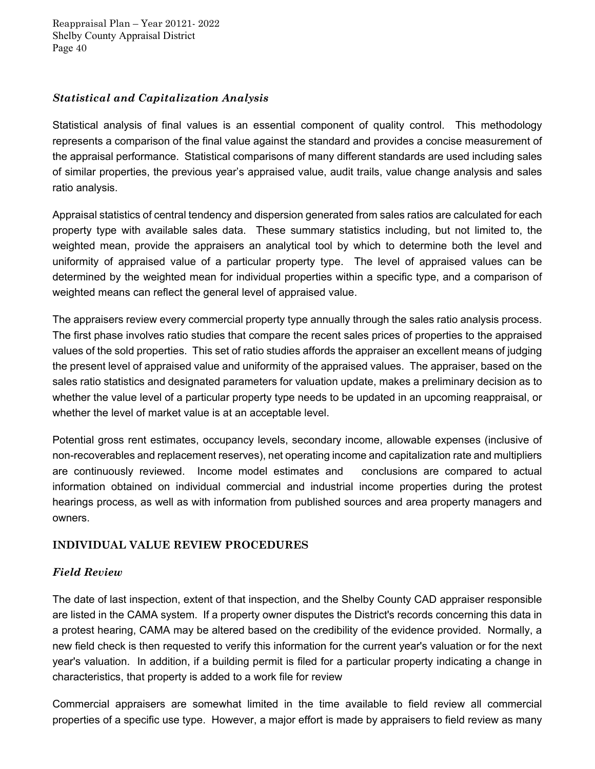### *Statistical and Capitalization Analysis*

Statistical analysis of final values is an essential component of quality control. This methodology represents a comparison of the final value against the standard and provides a concise measurement of the appraisal performance. Statistical comparisons of many different standards are used including sales of similar properties, the previous year's appraised value, audit trails, value change analysis and sales ratio analysis.

Appraisal statistics of central tendency and dispersion generated from sales ratios are calculated for each property type with available sales data. These summary statistics including, but not limited to, the weighted mean, provide the appraisers an analytical tool by which to determine both the level and uniformity of appraised value of a particular property type. The level of appraised values can be determined by the weighted mean for individual properties within a specific type, and a comparison of weighted means can reflect the general level of appraised value.

The appraisers review every commercial property type annually through the sales ratio analysis process. The first phase involves ratio studies that compare the recent sales prices of properties to the appraised values of the sold properties. This set of ratio studies affords the appraiser an excellent means of judging the present level of appraised value and uniformity of the appraised values. The appraiser, based on the sales ratio statistics and designated parameters for valuation update, makes a preliminary decision as to whether the value level of a particular property type needs to be updated in an upcoming reappraisal, or whether the level of market value is at an acceptable level.

Potential gross rent estimates, occupancy levels, secondary income, allowable expenses (inclusive of non-recoverables and replacement reserves), net operating income and capitalization rate and multipliers are continuously reviewed. Income model estimates and conclusions are compared to actual information obtained on individual commercial and industrial income properties during the protest hearings process, as well as with information from published sources and area property managers and owners.

## INDIVIDUAL VALUE REVIEW PROCEDURES

### *Field Review*

The date of last inspection, extent of that inspection, and the Shelby County CAD appraiser responsible are listed in the CAMA system. If a property owner disputes the District's records concerning this data in a protest hearing, CAMA may be altered based on the credibility of the evidence provided. Normally, a new field check is then requested to verify this information for the current year's valuation or for the next year's valuation. In addition, if a building permit is filed for a particular property indicating a change in characteristics, that property is added to a work file for review

Commercial appraisers are somewhat limited in the time available to field review all commercial properties of a specific use type. However, a major effort is made by appraisers to field review as many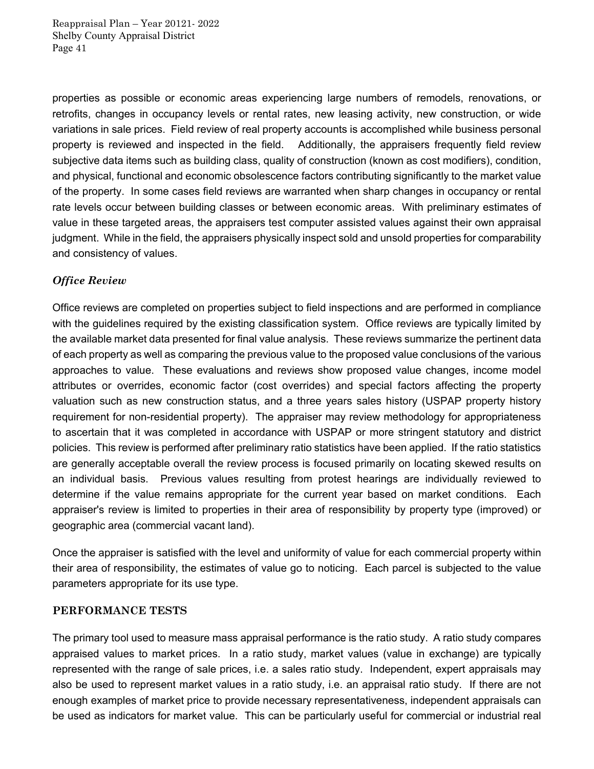properties as possible or economic areas experiencing large numbers of remodels, renovations, or retrofits, changes in occupancy levels or rental rates, new leasing activity, new construction, or wide variations in sale prices. Field review of real property accounts is accomplished while business personal property is reviewed and inspected in the field. Additionally, the appraisers frequently field review subjective data items such as building class, quality of construction (known as cost modifiers), condition, and physical, functional and economic obsolescence factors contributing significantly to the market value of the property. In some cases field reviews are warranted when sharp changes in occupancy or rental rate levels occur between building classes or between economic areas. With preliminary estimates of value in these targeted areas, the appraisers test computer assisted values against their own appraisal judgment. While in the field, the appraisers physically inspect sold and unsold properties for comparability and consistency of values.

### *Office Review*

Office reviews are completed on properties subject to field inspections and are performed in compliance with the guidelines required by the existing classification system. Office reviews are typically limited by the available market data presented for final value analysis. These reviews summarize the pertinent data of each property as well as comparing the previous value to the proposed value conclusions of the various approaches to value. These evaluations and reviews show proposed value changes, income model attributes or overrides, economic factor (cost overrides) and special factors affecting the property valuation such as new construction status, and a three years sales history (USPAP property history requirement for non-residential property). The appraiser may review methodology for appropriateness to ascertain that it was completed in accordance with USPAP or more stringent statutory and district policies. This review is performed after preliminary ratio statistics have been applied. If the ratio statistics are generally acceptable overall the review process is focused primarily on locating skewed results on an individual basis. Previous values resulting from protest hearings are individually reviewed to determine if the value remains appropriate for the current year based on market conditions. Each appraiser's review is limited to properties in their area of responsibility by property type (improved) or geographic area (commercial vacant land).

Once the appraiser is satisfied with the level and uniformity of value for each commercial property within their area of responsibility, the estimates of value go to noticing. Each parcel is subjected to the value parameters appropriate for its use type.

## PERFORMANCE TESTS

The primary tool used to measure mass appraisal performance is the ratio study. A ratio study compares appraised values to market prices. In a ratio study, market values (value in exchange) are typically represented with the range of sale prices, i.e. a sales ratio study. Independent, expert appraisals may also be used to represent market values in a ratio study, i.e. an appraisal ratio study. If there are not enough examples of market price to provide necessary representativeness, independent appraisals can be used as indicators for market value. This can be particularly useful for commercial or industrial real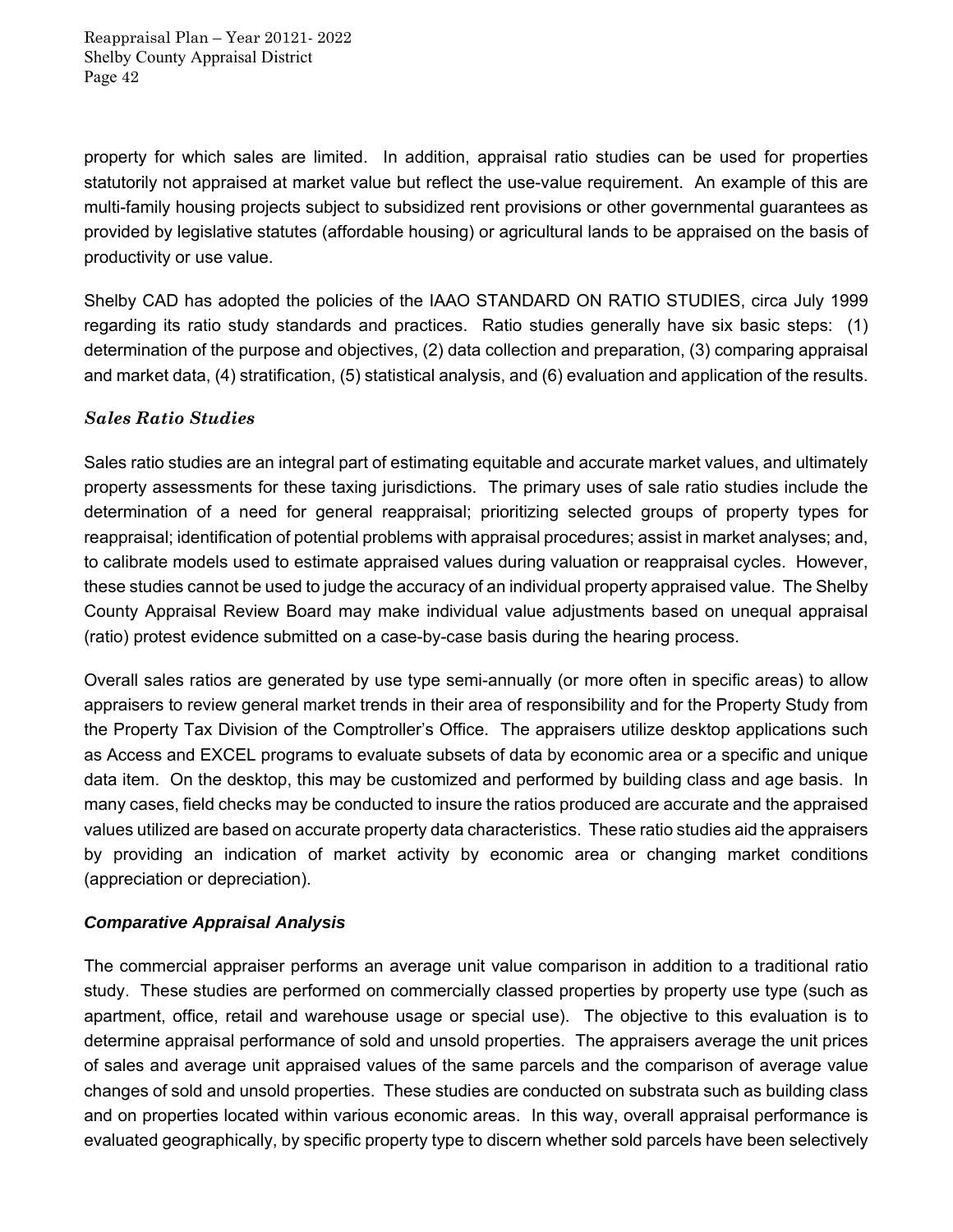property for which sales are limited. In addition, appraisal ratio studies can be used for properties statutorily not appraised at market value but reflect the use-value requirement. An example of this are multi-family housing projects subject to subsidized rent provisions or other governmental guarantees as provided by legislative statutes (affordable housing) or agricultural lands to be appraised on the basis of productivity or use value.

Shelby CAD has adopted the policies of the IAAO STANDARD ON RATIO STUDIES, circa July 1999 regarding its ratio study standards and practices. Ratio studies generally have six basic steps: (1) determination of the purpose and objectives, (2) data collection and preparation, (3) comparing appraisal and market data, (4) stratification, (5) statistical analysis, and (6) evaluation and application of the results.

### *Sales Ratio Studies*

Sales ratio studies are an integral part of estimating equitable and accurate market values, and ultimately property assessments for these taxing jurisdictions. The primary uses of sale ratio studies include the determination of a need for general reappraisal; prioritizing selected groups of property types for reappraisal; identification of potential problems with appraisal procedures; assist in market analyses; and, to calibrate models used to estimate appraised values during valuation or reappraisal cycles. However, these studies cannot be used to judge the accuracy of an individual property appraised value. The Shelby County Appraisal Review Board may make individual value adjustments based on unequal appraisal (ratio) protest evidence submitted on a case-by-case basis during the hearing process.

Overall sales ratios are generated by use type semi-annually (or more often in specific areas) to allow appraisers to review general market trends in their area of responsibility and for the Property Study from the Property Tax Division of the Comptroller's Office. The appraisers utilize desktop applications such as Access and EXCEL programs to evaluate subsets of data by economic area or a specific and unique data item. On the desktop, this may be customized and performed by building class and age basis. In many cases, field checks may be conducted to insure the ratios produced are accurate and the appraised values utilized are based on accurate property data characteristics. These ratio studies aid the appraisers by providing an indication of market activity by economic area or changing market conditions (appreciation or depreciation).

### *Comparative Appraisal Analysis*

The commercial appraiser performs an average unit value comparison in addition to a traditional ratio study. These studies are performed on commercially classed properties by property use type (such as apartment, office, retail and warehouse usage or special use). The objective to this evaluation is to determine appraisal performance of sold and unsold properties. The appraisers average the unit prices of sales and average unit appraised values of the same parcels and the comparison of average value changes of sold and unsold properties. These studies are conducted on substrata such as building class and on properties located within various economic areas. In this way, overall appraisal performance is evaluated geographically, by specific property type to discern whether sold parcels have been selectively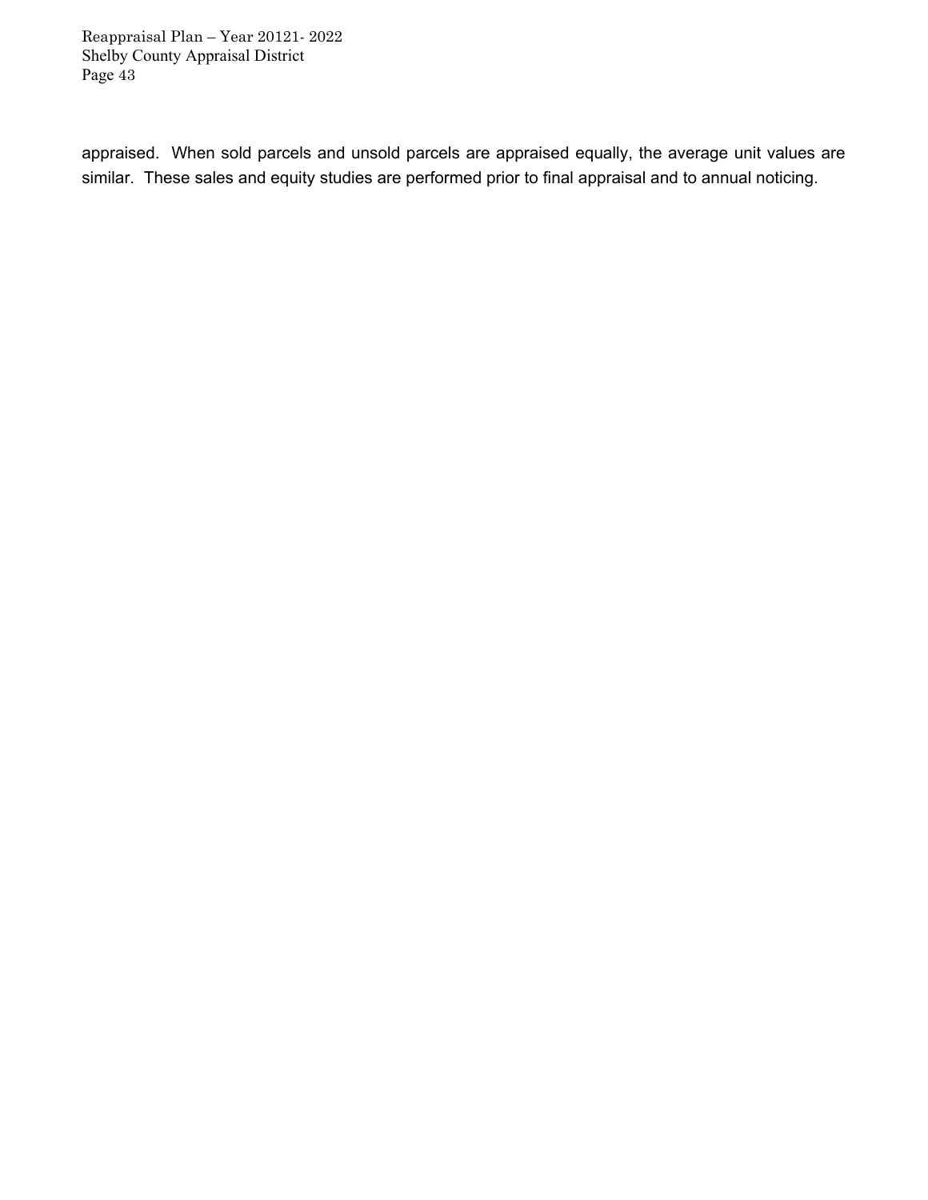appraised. When sold parcels and unsold parcels are appraised equally, the average unit values are similar. These sales and equity studies are performed prior to final appraisal and to annual noticing.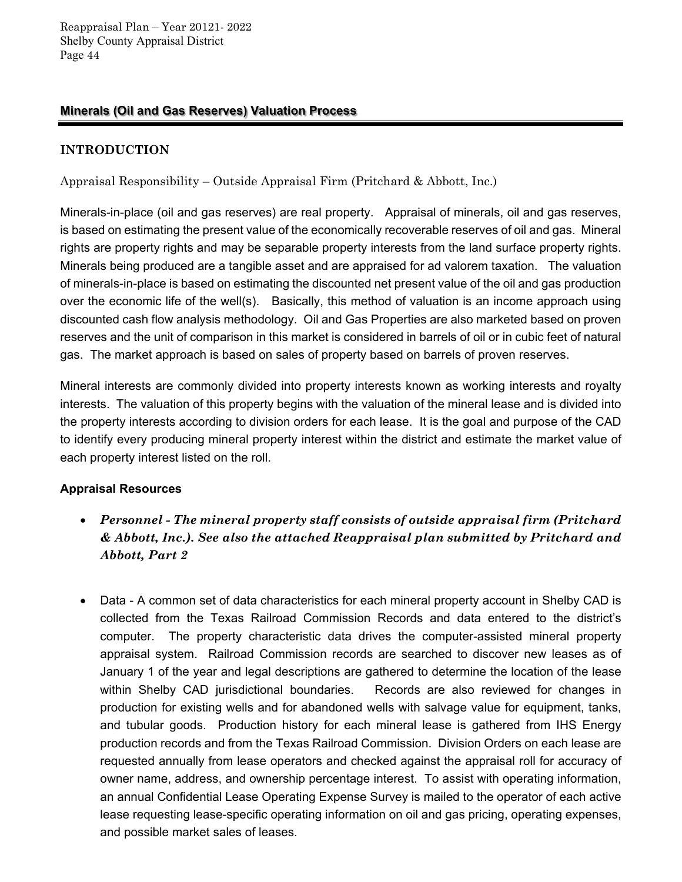## Minerals (Oil and Gas Reserves) Valuation Process

### INTRODUCTION

Appraisal Responsibility – Outside Appraisal Firm (Pritchard & Abbott, Inc.)

Minerals-in-place (oil and gas reserves) are real property. Appraisal of minerals, oil and gas reserves, is based on estimating the present value of the economically recoverable reserves of oil and gas. Mineral rights are property rights and may be separable property interests from the land surface property rights. Minerals being produced are a tangible asset and are appraised for ad valorem taxation. The valuation of minerals-in-place is based on estimating the discounted net present value of the oil and gas production over the economic life of the well(s). Basically, this method of valuation is an income approach using discounted cash flow analysis methodology. Oil and Gas Properties are also marketed based on proven reserves and the unit of comparison in this market is considered in barrels of oil or in cubic feet of natural gas. The market approach is based on sales of property based on barrels of proven reserves.

Mineral interests are commonly divided into property interests known as working interests and royalty interests. The valuation of this property begins with the valuation of the mineral lease and is divided into the property interests according to division orders for each lease. It is the goal and purpose of the CAD to identify every producing mineral property interest within the district and estimate the market value of each property interest listed on the roll.

**Appraisal Resources**

- ***Personnel - The mineral property staff consists of outside appraisal firm (Pritchard & Abbott, Inc.). See also the attached Reappraisal plan submitted by Pritchard and Abbott, Part 2***

- Data - A common set of data characteristics for each mineral property account in Shelby CAD is collected from the Texas Railroad Commission Records and data entered to the district's computer. The property characteristic data drives the computer-assisted mineral property appraisal system. Railroad Commission records are searched to discover new leases as of January 1 of the year and legal descriptions are gathered to determine the location of the lease within Shelby CAD jurisdictional boundaries. Records are also reviewed for changes in production for existing wells and for abandoned wells with salvage value for equipment, tanks, and tubular goods. Production history for each mineral lease is gathered from IHS Energy production records and from the Texas Railroad Commission. Division Orders on each lease are requested annually from lease operators and checked against the appraisal roll for accuracy of owner name, address, and ownership percentage interest. To assist with operating information, an annual Confidential Lease Operating Expense Survey is mailed to the operator of each active lease requesting lease-specific operating information on oil and gas pricing, operating expenses, and possible market sales of leases.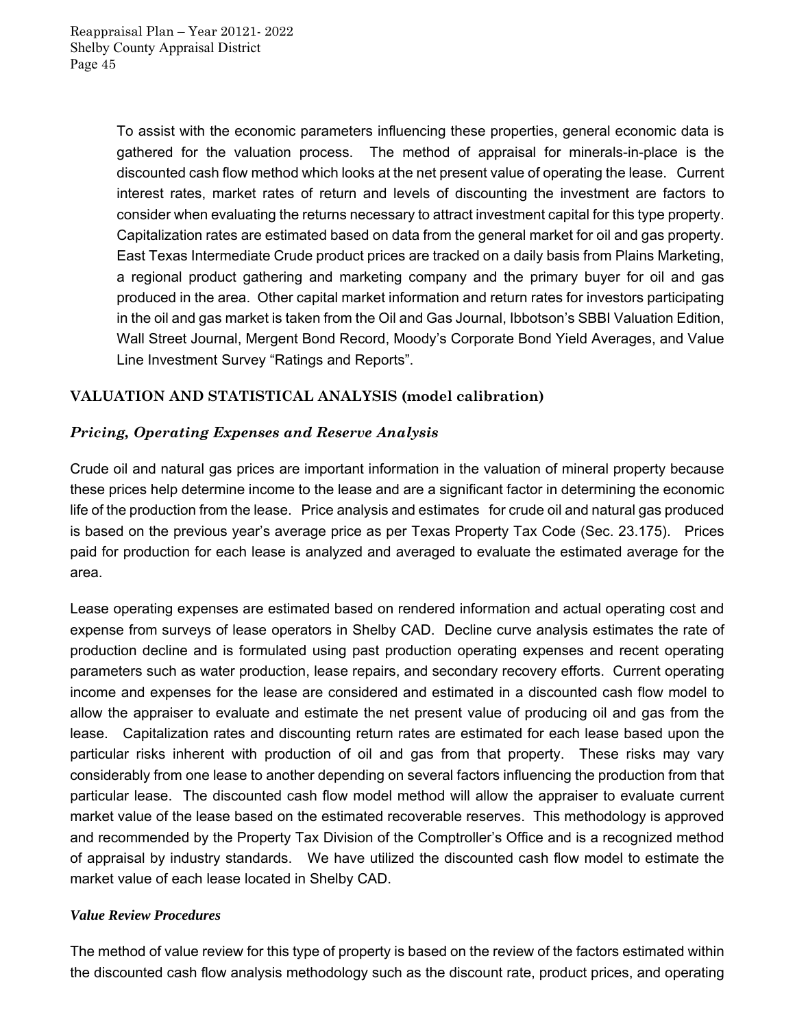To assist with the economic parameters influencing these properties, general economic data is gathered for the valuation process. The method of appraisal for minerals-in-place is the discounted cash flow method which looks at the net present value of operating the lease. Current interest rates, market rates of return and levels of discounting the investment are factors to consider when evaluating the returns necessary to attract investment capital for this type property. Capitalization rates are estimated based on data from the general market for oil and gas property. East Texas Intermediate Crude product prices are tracked on a daily basis from Plains Marketing, a regional product gathering and marketing company and the primary buyer for oil and gas produced in the area. Other capital market information and return rates for investors participating in the oil and gas market is taken from the Oil and Gas Journal, Ibbotson's SBBI Valuation Edition, Wall Street Journal, Mergent Bond Record, Moody's Corporate Bond Yield Averages, and Value Line Investment Survey "Ratings and Reports".

## VALUATION AND STATISTICAL ANALYSIS (model calibration)

### *Pricing, Operating Expenses and Reserve Analysis*

Crude oil and natural gas prices are important information in the valuation of mineral property because these prices help determine income to the lease and are a significant factor in determining the economic life of the production from the lease. Price analysis and estimates for crude oil and natural gas produced is based on the previous year's average price as per Texas Property Tax Code (Sec. 23.175). Prices paid for production for each lease is analyzed and averaged to evaluate the estimated average for the area.

Lease operating expenses are estimated based on rendered information and actual operating cost and expense from surveys of lease operators in Shelby CAD. Decline curve analysis estimates the rate of production decline and is formulated using past production operating expenses and recent operating parameters such as water production, lease repairs, and secondary recovery efforts. Current operating income and expenses for the lease are considered and estimated in a discounted cash flow model to allow the appraiser to evaluate and estimate the net present value of producing oil and gas from the lease. Capitalization rates and discounting return rates are estimated for each lease based upon the particular risks inherent with production of oil and gas from that property. These risks may vary considerably from one lease to another depending on several factors influencing the production from that particular lease. The discounted cash flow model method will allow the appraiser to evaluate current market value of the lease based on the estimated recoverable reserves. This methodology is approved and recommended by the Property Tax Division of the Comptroller's Office and is a recognized method of appraisal by industry standards. We have utilized the discounted cash flow model to estimate the market value of each lease located in Shelby CAD.

### *Value Review Procedures*

The method of value review for this type of property is based on the review of the factors estimated within the discounted cash flow analysis methodology such as the discount rate, product prices, and operating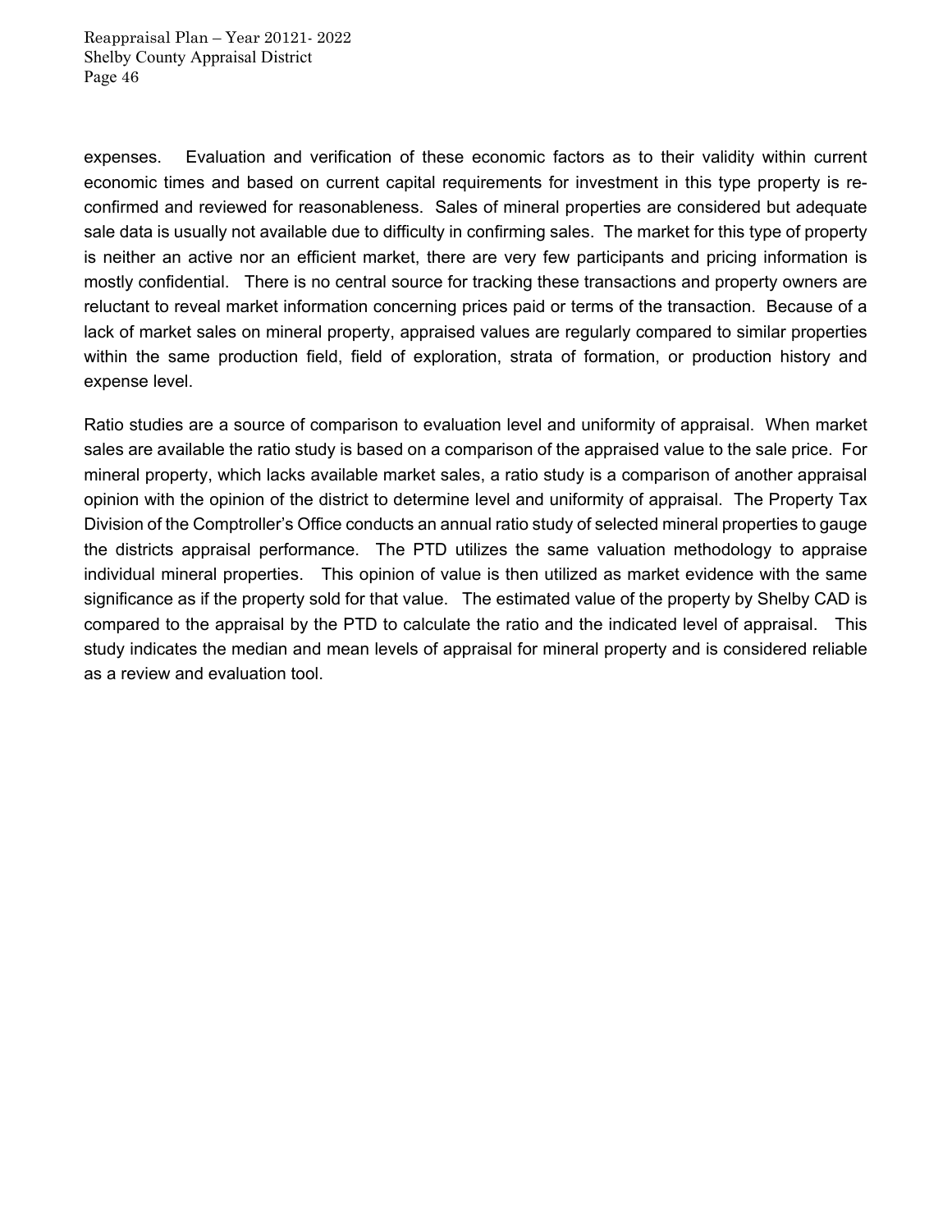expenses. Evaluation and verification of these economic factors as to their validity within current economic times and based on current capital requirements for investment in this type property is re-confirmed and reviewed for reasonableness. Sales of mineral properties are considered but adequate sale data is usually not available due to difficulty in confirming sales. The market for this type of property is neither an active nor an efficient market, there are very few participants and pricing information is mostly confidential. There is no central source for tracking these transactions and property owners are reluctant to reveal market information concerning prices paid or terms of the transaction. Because of a lack of market sales on mineral property, appraised values are regularly compared to similar properties within the same production field, field of exploration, strata of formation, or production history and expense level.

Ratio studies are a source of comparison to evaluation level and uniformity of appraisal. When market sales are available the ratio study is based on a comparison of the appraised value to the sale price. For mineral property, which lacks available market sales, a ratio study is a comparison of another appraisal opinion with the opinion of the district to determine level and uniformity of appraisal. The Property Tax Division of the Comptroller's Office conducts an annual ratio study of selected mineral properties to gauge the districts appraisal performance. The PTD utilizes the same valuation methodology to appraise individual mineral properties. This opinion of value is then utilized as market evidence with the same significance as if the property sold for that value. The estimated value of the property by Shelby CAD is compared to the appraisal by the PTD to calculate the ratio and the indicated level of appraisal. This study indicates the median and mean levels of appraisal for mineral property and is considered reliable as a review and evaluation tool.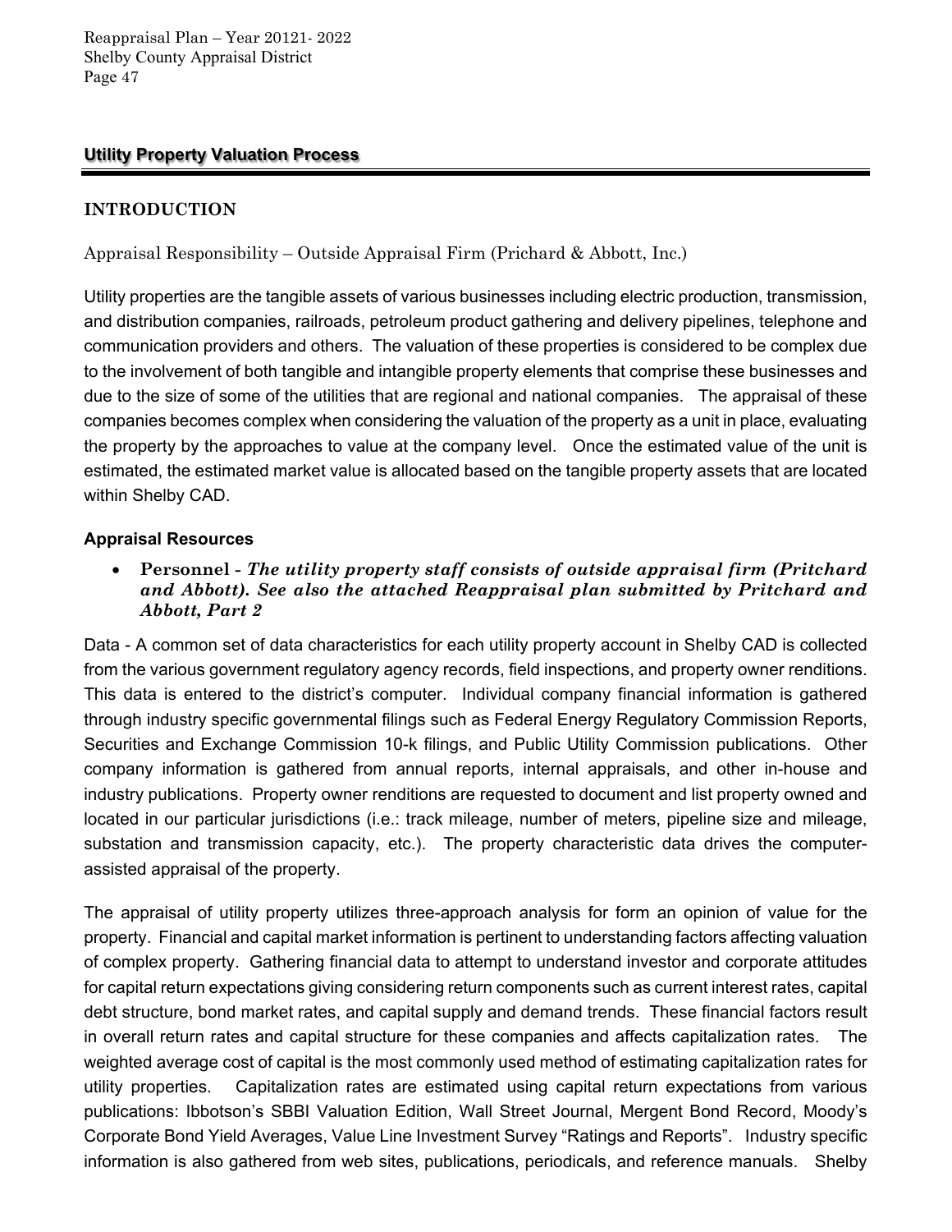## Utility Property Valuation Process

### INTRODUCTION

Appraisal Responsibility – Outside Appraisal Firm (Prichard & Abbott, Inc.)

Utility properties are the tangible assets of various businesses including electric production, transmission, and distribution companies, railroads, petroleum product gathering and delivery pipelines, telephone and communication providers and others. The valuation of these properties is considered to be complex due to the involvement of both tangible and intangible property elements that comprise these businesses and due to the size of some of the utilities that are regional and national companies. The appraisal of these companies becomes complex when considering the valuation of the property as a unit in place, evaluating the property by the approaches to value at the company level. Once the estimated value of the unit is estimated, the estimated market value is allocated based on the tangible property assets that are located within Shelby CAD.

**Appraisal Resources**

- **Personnel** - ***The utility property staff consists of outside appraisal firm (Pritchard and Abbott). See also the attached Reappraisal plan submitted by Pritchard and Abbott, Part 2***

Data - A common set of data characteristics for each utility property account in Shelby CAD is collected from the various government regulatory agency records, field inspections, and property owner renditions. This data is entered to the district's computer. Individual company financial information is gathered through industry specific governmental filings such as Federal Energy Regulatory Commission Reports, Securities and Exchange Commission 10-k filings, and Public Utility Commission publications. Other company information is gathered from annual reports, internal appraisals, and other in-house and industry publications. Property owner renditions are requested to document and list property owned and located in our particular jurisdictions (i.e.: track mileage, number of meters, pipeline size and mileage, substation and transmission capacity, etc.). The property characteristic data drives the computer-assisted appraisal of the property.

The appraisal of utility property utilizes three-approach analysis for form an opinion of value for the property. Financial and capital market information is pertinent to understanding factors affecting valuation of complex property. Gathering financial data to attempt to understand investor and corporate attitudes for capital return expectations giving considering return components such as current interest rates, capital debt structure, bond market rates, and capital supply and demand trends. These financial factors result in overall return rates and capital structure for these companies and affects capitalization rates. The weighted average cost of capital is the most commonly used method of estimating capitalization rates for utility properties. Capitalization rates are estimated using capital return expectations from various publications: Ibbotson's SBBI Valuation Edition, Wall Street Journal, Mergent Bond Record, Moody's Corporate Bond Yield Averages, Value Line Investment Survey "Ratings and Reports". Industry specific information is also gathered from web sites, publications, periodicals, and reference manuals. Shelby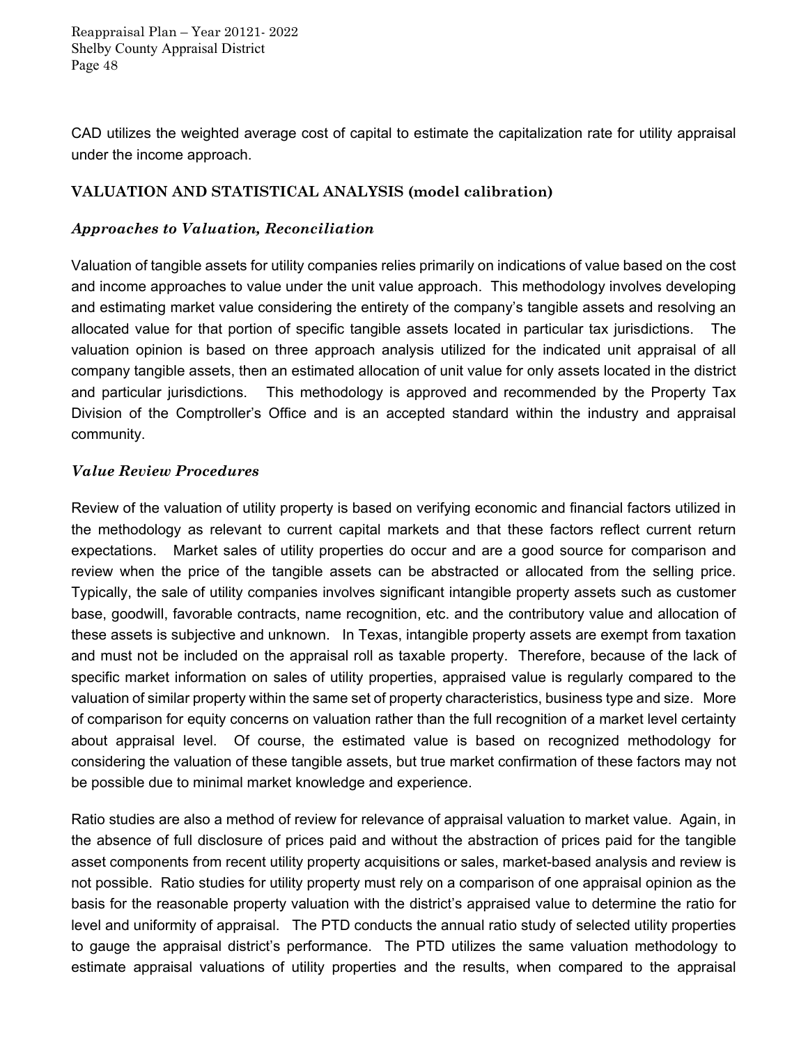CAD utilizes the weighted average cost of capital to estimate the capitalization rate for utility appraisal under the income approach.

## VALUATION AND STATISTICAL ANALYSIS (model calibration)

### *Approaches to Valuation, Reconciliation*

Valuation of tangible assets for utility companies relies primarily on indications of value based on the cost and income approaches to value under the unit value approach. This methodology involves developing and estimating market value considering the entirety of the company's tangible assets and resolving an allocated value for that portion of specific tangible assets located in particular tax jurisdictions. The valuation opinion is based on three approach analysis utilized for the indicated unit appraisal of all company tangible assets, then an estimated allocation of unit value for only assets located in the district and particular jurisdictions. This methodology is approved and recommended by the Property Tax Division of the Comptroller's Office and is an accepted standard within the industry and appraisal community.

### *Value Review Procedures*

Review of the valuation of utility property is based on verifying economic and financial factors utilized in the methodology as relevant to current capital markets and that these factors reflect current return expectations. Market sales of utility properties do occur and are a good source for comparison and review when the price of the tangible assets can be abstracted or allocated from the selling price. Typically, the sale of utility companies involves significant intangible property assets such as customer base, goodwill, favorable contracts, name recognition, etc. and the contributory value and allocation of these assets is subjective and unknown. In Texas, intangible property assets are exempt from taxation and must not be included on the appraisal roll as taxable property. Therefore, because of the lack of specific market information on sales of utility properties, appraised value is regularly compared to the valuation of similar property within the same set of property characteristics, business type and size. More of comparison for equity concerns on valuation rather than the full recognition of a market level certainty about appraisal level. Of course, the estimated value is based on recognized methodology for considering the valuation of these tangible assets, but true market confirmation of these factors may not be possible due to minimal market knowledge and experience.

Ratio studies are also a method of review for relevance of appraisal valuation to market value. Again, in the absence of full disclosure of prices paid and without the abstraction of prices paid for the tangible asset components from recent utility property acquisitions or sales, market-based analysis and review is not possible. Ratio studies for utility property must rely on a comparison of one appraisal opinion as the basis for the reasonable property valuation with the district's appraised value to determine the ratio for level and uniformity of appraisal. The PTD conducts the annual ratio study of selected utility properties to gauge the appraisal district's performance. The PTD utilizes the same valuation methodology to estimate appraisal valuations of utility properties and the results, when compared to the appraisal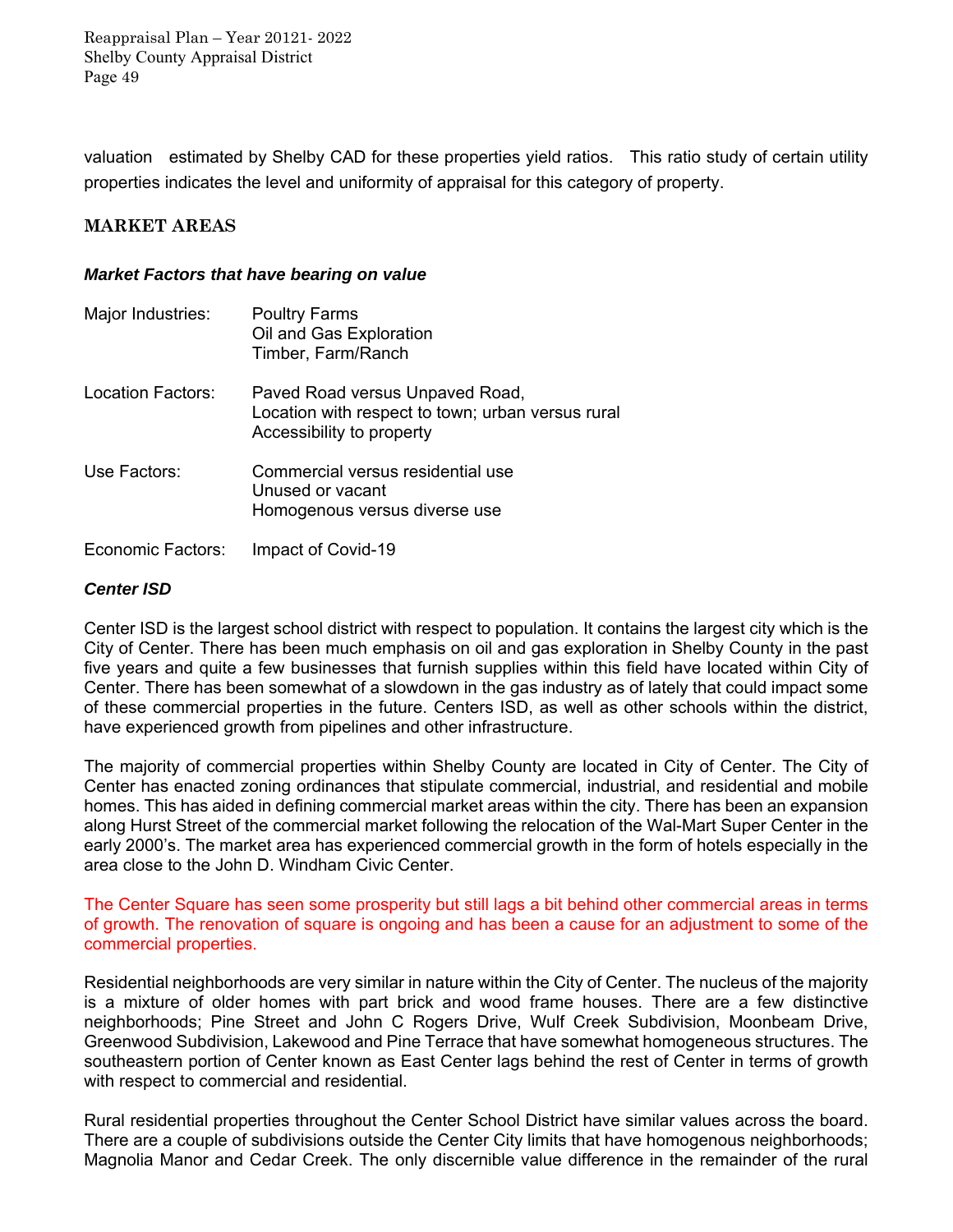valuation estimated by Shelby CAD for these properties yield ratios. This ratio study of certain utility properties indicates the level and uniformity of appraisal for this category of property.

## MARKET AREAS

### *Market Factors that have bearing on value*

| | |
|---|---|
| Major Industries: | Poultry Farms<br>Oil and Gas Exploration<br>Timber, Farm/Ranch |
| Location Factors: | Paved Road versus Unpaved Road,<br>Location with respect to town; urban versus rural<br>Accessibility to property |
| Use Factors: | Commercial versus residential use<br>Unused or vacant<br>Homogenous versus diverse use |
| Economic Factors: | Impact of Covid-19 |

### *Center ISD*

Center ISD is the largest school district with respect to population. It contains the largest city which is the City of Center. There has been much emphasis on oil and gas exploration in Shelby County in the past five years and quite a few businesses that furnish supplies within this field have located within City of Center. There has been somewhat of a slowdown in the gas industry as of lately that could impact some of these commercial properties in the future. Centers ISD, as well as other schools within the district, have experienced growth from pipelines and other infrastructure.

The majority of commercial properties within Shelby County are located in City of Center. The City of Center has enacted zoning ordinances that stipulate commercial, industrial, and residential and mobile homes. This has aided in defining commercial market areas within the city. There has been an expansion along Hurst Street of the commercial market following the relocation of the Wal-Mart Super Center in the early 2000's. The market area has experienced commercial growth in the form of hotels especially in the area close to the John D. Windham Civic Center.

The Center Square has seen some prosperity but still lags a bit behind other commercial areas in terms of growth. The renovation of square is ongoing and has been a cause for an adjustment to some of the commercial properties.

Residential neighborhoods are very similar in nature within the City of Center. The nucleus of the majority is a mixture of older homes with part brick and wood frame houses. There are a few distinctive neighborhoods; Pine Street and John C Rogers Drive, Wulf Creek Subdivision, Moonbeam Drive, Greenwood Subdivision, Lakewood and Pine Terrace that have somewhat homogeneous structures. The southeastern portion of Center known as East Center lags behind the rest of Center in terms of growth with respect to commercial and residential.

Rural residential properties throughout the Center School District have similar values across the board. There are a couple of subdivisions outside the Center City limits that have homogenous neighborhoods; Magnolia Manor and Cedar Creek. The only discernible value difference in the remainder of the rural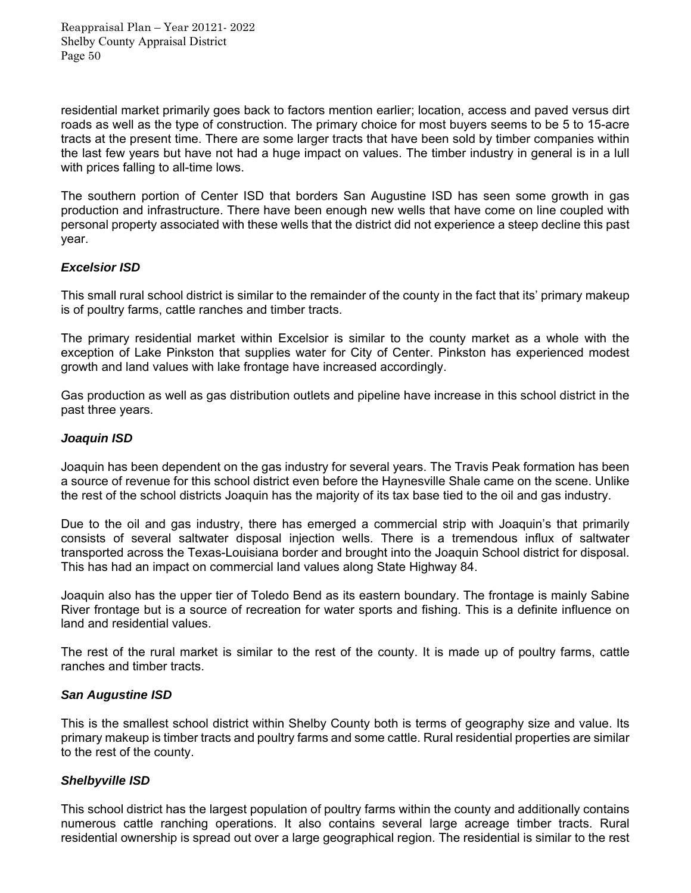residential market primarily goes back to factors mention earlier; location, access and paved versus dirt roads as well as the type of construction. The primary choice for most buyers seems to be 5 to 15-acre tracts at the present time. There are some larger tracts that have been sold by timber companies within the last few years but have not had a huge impact on values. The timber industry in general is in a lull with prices falling to all-time lows.

The southern portion of Center ISD that borders San Augustine ISD has seen some growth in gas production and infrastructure. There have been enough new wells that have come on line coupled with personal property associated with these wells that the district did not experience a steep decline this past year.

### *Excelsior ISD*

This small rural school district is similar to the remainder of the county in the fact that its' primary makeup is of poultry farms, cattle ranches and timber tracts.

The primary residential market within Excelsior is similar to the county market as a whole with the exception of Lake Pinkston that supplies water for City of Center. Pinkston has experienced modest growth and land values with lake frontage have increased accordingly.

Gas production as well as gas distribution outlets and pipeline have increase in this school district in the past three years.

### *Joaquin ISD*

Joaquin has been dependent on the gas industry for several years. The Travis Peak formation has been a source of revenue for this school district even before the Haynesville Shale came on the scene. Unlike the rest of the school districts Joaquin has the majority of its tax base tied to the oil and gas industry.

Due to the oil and gas industry, there has emerged a commercial strip with Joaquin's that primarily consists of several saltwater disposal injection wells. There is a tremendous influx of saltwater transported across the Texas-Louisiana border and brought into the Joaquin School district for disposal. This has had an impact on commercial land values along State Highway 84.

Joaquin also has the upper tier of Toledo Bend as its eastern boundary. The frontage is mainly Sabine River frontage but is a source of recreation for water sports and fishing. This is a definite influence on land and residential values.

The rest of the rural market is similar to the rest of the county. It is made up of poultry farms, cattle ranches and timber tracts.

### *San Augustine ISD*

This is the smallest school district within Shelby County both is terms of geography size and value. Its primary makeup is timber tracts and poultry farms and some cattle. Rural residential properties are similar to the rest of the county.

### *Shelbyville ISD*

This school district has the largest population of poultry farms within the county and additionally contains numerous cattle ranching operations. It also contains several large acreage timber tracts. Rural residential ownership is spread out over a large geographical region. The residential is similar to the rest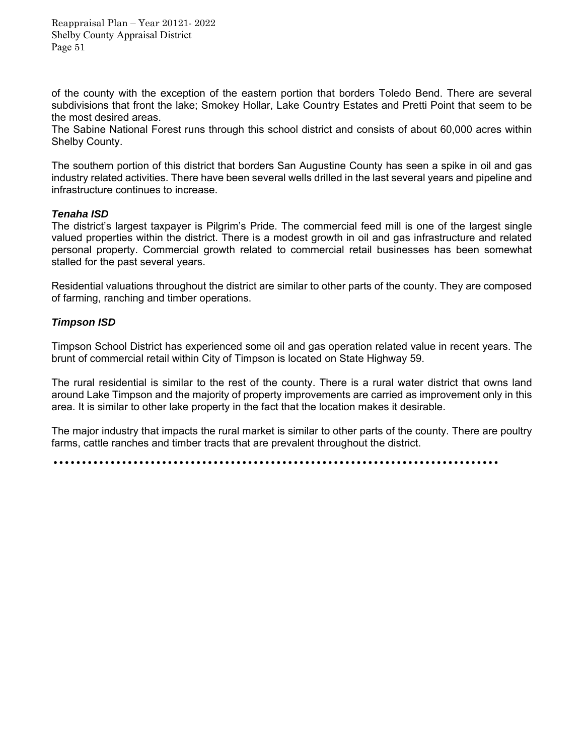of the county with the exception of the eastern portion that borders Toledo Bend. There are several subdivisions that front the lake; Smokey Hollar, Lake Country Estates and Pretti Point that seem to be the most desired areas.
The Sabine National Forest runs through this school district and consists of about 60,000 acres within Shelby County.

The southern portion of this district that borders San Augustine County has seen a spike in oil and gas industry related activities. There have been several wells drilled in the last several years and pipeline and infrastructure continues to increase.

***Tenaha ISD***

The district's largest taxpayer is Pilgrim's Pride. The commercial feed mill is one of the largest single valued properties within the district. There is a modest growth in oil and gas infrastructure and related personal property. Commercial growth related to commercial retail businesses has been somewhat stalled for the past several years.

Residential valuations throughout the district are similar to other parts of the county. They are composed of farming, ranching and timber operations.

***Timpson ISD***

Timpson School District has experienced some oil and gas operation related value in recent years. The brunt of commercial retail within City of Timpson is located on State Highway 59.

The rural residential is similar to the rest of the county. There is a rural water district that owns land around Lake Timpson and the majority of property improvements are carried as improvement only in this area. It is similar to other lake property in the fact that the location makes it desirable.

The major industry that impacts the rural market is similar to other parts of the county. There are poultry farms, cattle ranches and timber tracts that are prevalent throughout the district.

••••••••••••••••••••••••••••••••••••••••••••••••••••••••••••••••••••••••••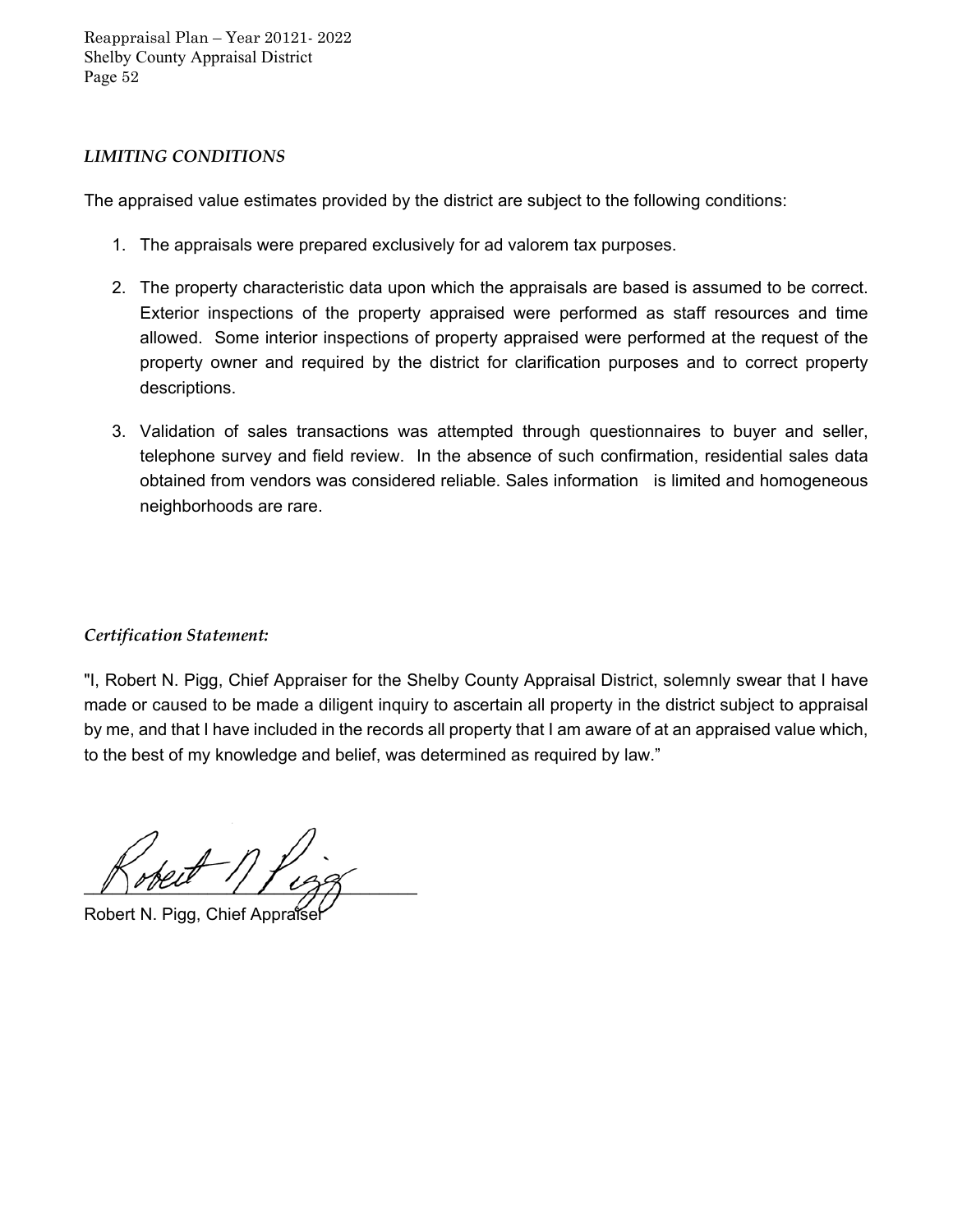*LIMITING CONDITIONS*

The appraised value estimates provided by the district are subject to the following conditions:

1. The appraisals were prepared exclusively for ad valorem tax purposes.

2. The property characteristic data upon which the appraisals are based is assumed to be correct. Exterior inspections of the property appraised were performed as staff resources and time allowed. Some interior inspections of property appraised were performed at the request of the property owner and required by the district for clarification purposes and to correct property descriptions.

3. Validation of sales transactions was attempted through questionnaires to buyer and seller, telephone survey and field review. In the absence of such confirmation, residential sales data obtained from vendors was considered reliable. Sales information is limited and homogeneous neighborhoods are rare.

*Certification Statement:*

"I, Robert N. Pigg, Chief Appraiser for the Shelby County Appraisal District, solemnly swear that I have made or caused to be made a diligent inquiry to ascertain all property in the district subject to appraisal by me, and that I have included in the records all property that I am aware of at an appraised value which, to the best of my knowledge and belief, was determined as required by law."

Robert N. Pigg, Chief Appraiser